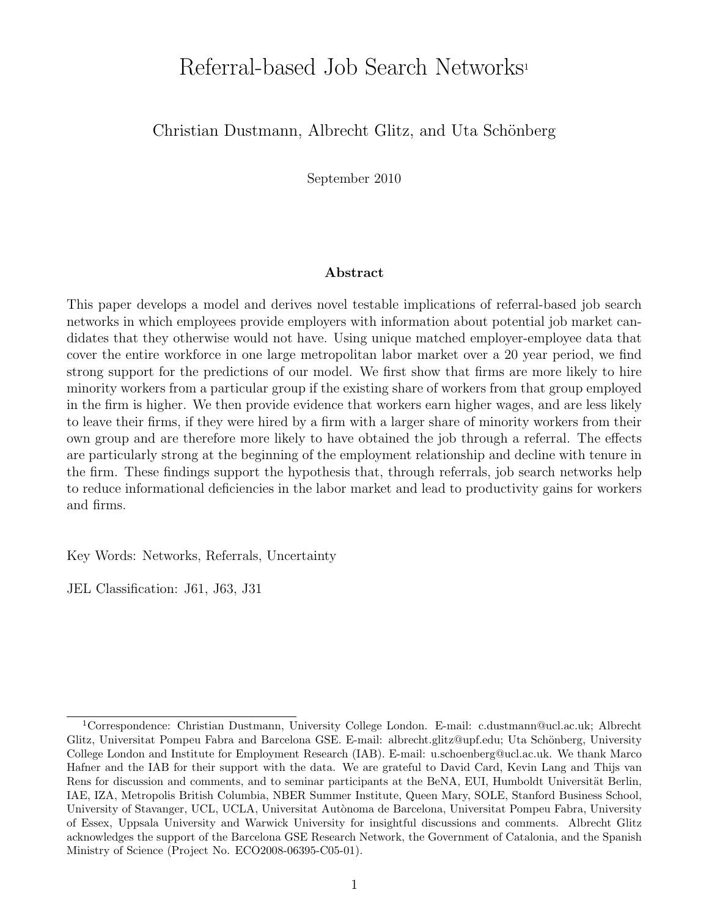# Referral-based Job Search Networks[1]

Christian Dustmann, Albrecht Glitz, and Uta Schönberg

September 2010

## Abstract

This paper develops a model and derives novel testable implications of referral-based job search networks in which employees provide employers with information about potential job market candidates that they otherwise would not have. Using unique matched employer-employee data that cover the entire workforce in one large metropolitan labor market over a 20 year period, we find strong support for the predictions of our model. We first show that firms are more likely to hire minority workers from a particular group if the existing share of workers from that group employed in the firm is higher. We then provide evidence that workers earn higher wages, and are less likely to leave their firms, if they were hired by a firm with a larger share of minority workers from their own group and are therefore more likely to have obtained the job through a referral. The effects are particularly strong at the beginning of the employment relationship and decline with tenure in the firm. These findings support the hypothesis that, through referrals, job search networks help to reduce informational deficiencies in the labor market and lead to productivity gains for workers and firms.

Key Words: Networks, Referrals, Uncertainty

JEL Classification: J61, J63, J31

---

[1] Correspondence: Christian Dustmann, University College London. E-mail: c.dustmann@ucl.ac.uk; Albrecht Glitz, Universitat Pompeu Fabra and Barcelona GSE. E-mail: albrecht.glitz@upf.edu; Uta Schönberg, University College London and Institute for Employment Research (IAB). E-mail: u.schoenberg@ucl.ac.uk. We thank Marco Hafner and the IAB for their support with the data. We are grateful to David Card, Kevin Lang and Thijs van Rens for discussion and comments, and to seminar participants at the BeNA, EUI, Humboldt Universität Berlin, IAE, IZA, Metropolis British Columbia, NBER Summer Institute, Queen Mary, SOLE, Stanford Business School, University of Stavanger, UCL, UCLA, Universitat Autònoma de Barcelona, Universitat Pompeu Fabra, University of Essex, Uppsala University and Warwick University for insightful discussions and comments. Albrecht Glitz acknowledges the support of the Barcelona GSE Research Network, the Government of Catalonia, and the Spanish Ministry of Science (Project No. ECO2008-06395-C05-01).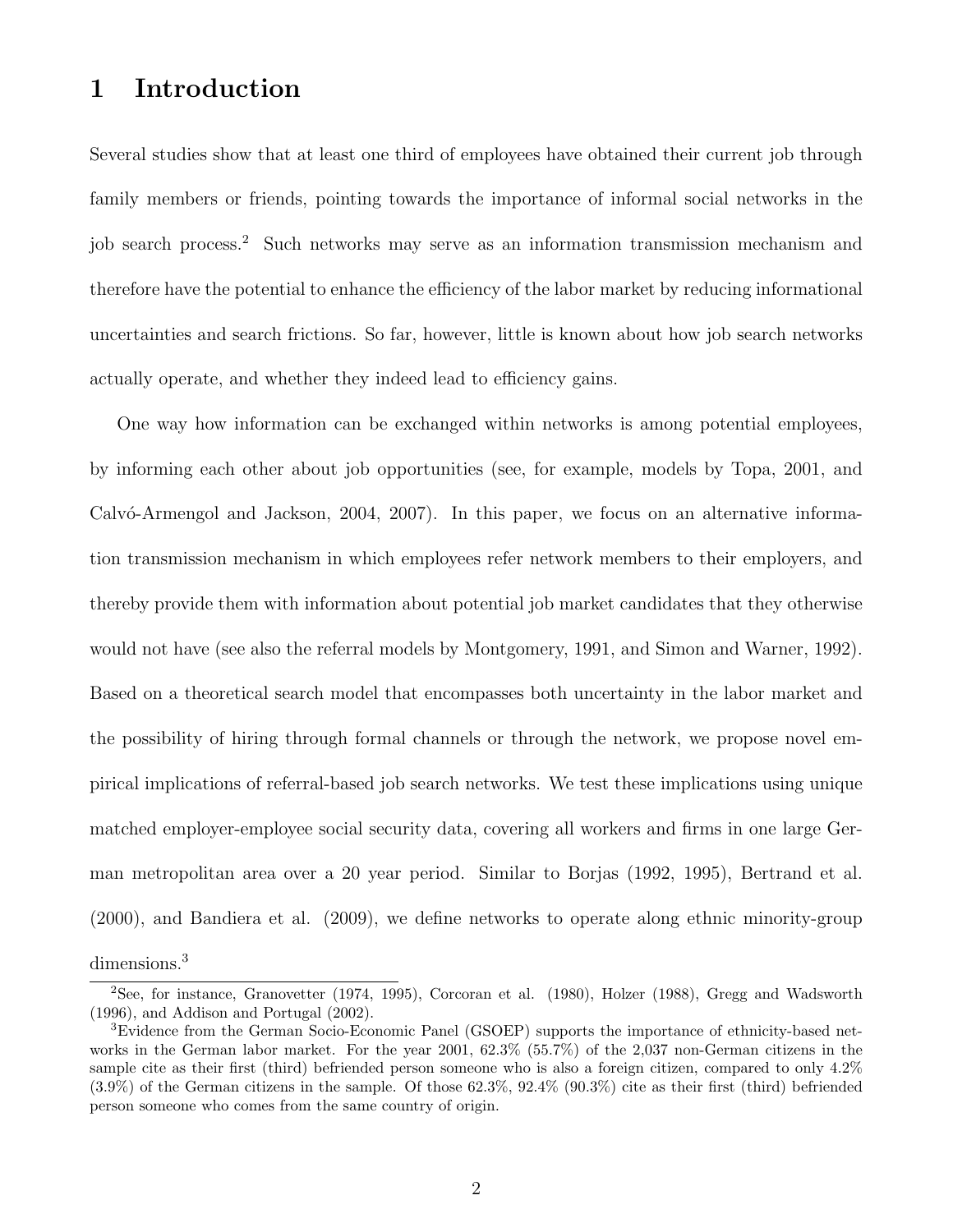# 1 Introduction

Several studies show that at least one third of employees have obtained their current job through family members or friends, pointing towards the importance of informal social networks in the job search process.[2] Such networks may serve as an information transmission mechanism and therefore have the potential to enhance the efficiency of the labor market by reducing informational uncertainties and search frictions. So far, however, little is known about how job search networks actually operate, and whether they indeed lead to efficiency gains.

One way how information can be exchanged within networks is among potential employees, by informing each other about job opportunities (see, for example, models by Topa, 2001, and Calvó-Armengol and Jackson, 2004, 2007). In this paper, we focus on an alternative information transmission mechanism in which employees refer network members to their employers, and thereby provide them with information about potential job market candidates that they otherwise would not have (see also the referral models by Montgomery, 1991, and Simon and Warner, 1992). Based on a theoretical search model that encompasses both uncertainty in the labor market and the possibility of hiring through formal channels or through the network, we propose novel empirical implications of referral-based job search networks. We test these implications using unique matched employer-employee social security data, covering all workers and firms in one large German metropolitan area over a 20 year period. Similar to Borjas (1992, 1995), Bertrand et al. (2000), and Bandiera et al. (2009), we define networks to operate along ethnic minority-group dimensions.[3]

[2] See, for instance, Granovetter (1974, 1995), Corcoran et al. (1980), Holzer (1988), Gregg and Wadsworth (1996), and Addison and Portugal (2002).

[3] Evidence from the German Socio-Economic Panel (GSOEP) supports the importance of ethnicity-based networks in the German labor market. For the year 2001, 62.3% (55.7%) of the 2,037 non-German citizens in the sample cite as their first (third) befriended person someone who is also a foreign citizen, compared to only 4.2% (3.9%) of the German citizens in the sample. Of those 62.3%, 92.4% (90.3%) cite as their first (third) befriended person someone who comes from the same country of origin.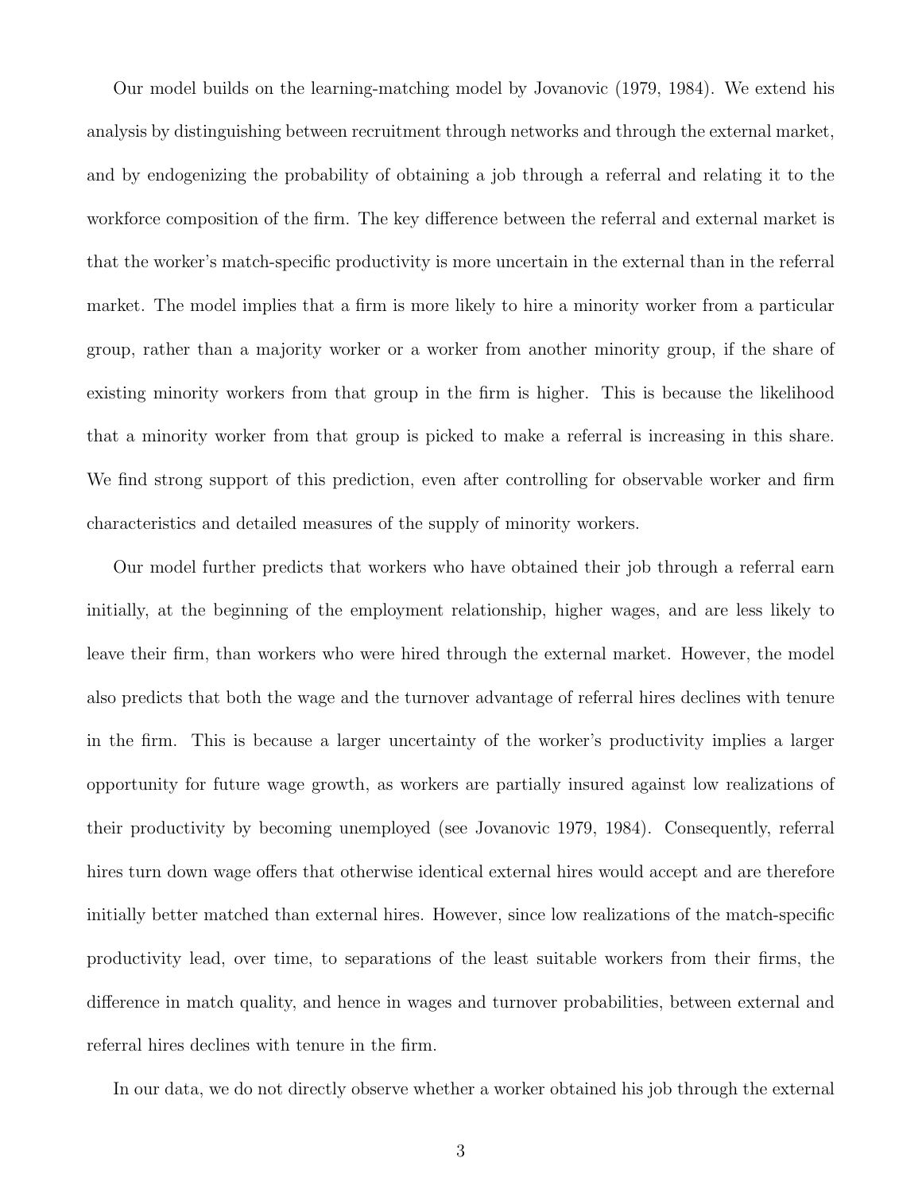Our model builds on the learning-matching model by Jovanovic (1979, 1984). We extend his analysis by distinguishing between recruitment through networks and through the external market, and by endogenizing the probability of obtaining a job through a referral and relating it to the workforce composition of the firm. The key difference between the referral and external market is that the worker's match-specific productivity is more uncertain in the external than in the referral market. The model implies that a firm is more likely to hire a minority worker from a particular group, rather than a majority worker or a worker from another minority group, if the share of existing minority workers from that group in the firm is higher. This is because the likelihood that a minority worker from that group is picked to make a referral is increasing in this share. We find strong support of this prediction, even after controlling for observable worker and firm characteristics and detailed measures of the supply of minority workers.

Our model further predicts that workers who have obtained their job through a referral earn initially, at the beginning of the employment relationship, higher wages, and are less likely to leave their firm, than workers who were hired through the external market. However, the model also predicts that both the wage and the turnover advantage of referral hires declines with tenure in the firm. This is because a larger uncertainty of the worker's productivity implies a larger opportunity for future wage growth, as workers are partially insured against low realizations of their productivity by becoming unemployed (see Jovanovic 1979, 1984). Consequently, referral hires turn down wage offers that otherwise identical external hires would accept and are therefore initially better matched than external hires. However, since low realizations of the match-specific productivity lead, over time, to separations of the least suitable workers from their firms, the difference in match quality, and hence in wages and turnover probabilities, between external and referral hires declines with tenure in the firm.

In our data, we do not directly observe whether a worker obtained his job through the external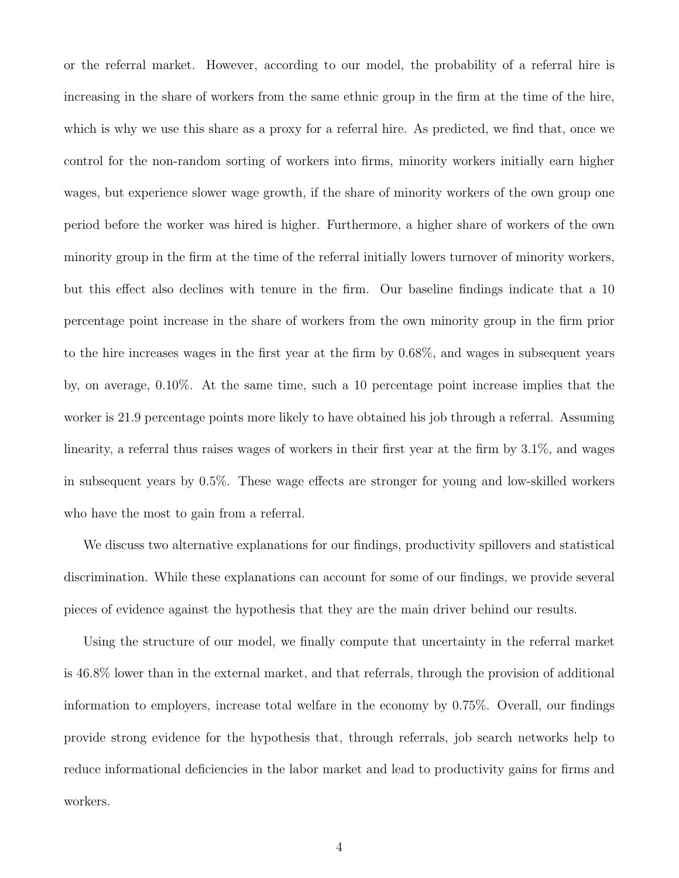or the referral market. However, according to our model, the probability of a referral hire is increasing in the share of workers from the same ethnic group in the firm at the time of the hire, which is why we use this share as a proxy for a referral hire. As predicted, we find that, once we control for the non-random sorting of workers into firms, minority workers initially earn higher wages, but experience slower wage growth, if the share of minority workers of the own group one period before the worker was hired is higher. Furthermore, a higher share of workers of the own minority group in the firm at the time of the referral initially lowers turnover of minority workers, but this effect also declines with tenure in the firm. Our baseline findings indicate that a 10 percentage point increase in the share of workers from the own minority group in the firm prior to the hire increases wages in the first year at the firm by 0.68%, and wages in subsequent years by, on average, 0.10%. At the same time, such a 10 percentage point increase implies that the worker is 21.9 percentage points more likely to have obtained his job through a referral. Assuming linearity, a referral thus raises wages of workers in their first year at the firm by 3.1%, and wages in subsequent years by 0.5%. These wage effects are stronger for young and low-skilled workers who have the most to gain from a referral.

We discuss two alternative explanations for our findings, productivity spillovers and statistical discrimination. While these explanations can account for some of our findings, we provide several pieces of evidence against the hypothesis that they are the main driver behind our results.

Using the structure of our model, we finally compute that uncertainty in the referral market is 46.8% lower than in the external market, and that referrals, through the provision of additional information to employers, increase total welfare in the economy by 0.75%. Overall, our findings provide strong evidence for the hypothesis that, through referrals, job search networks help to reduce informational deficiencies in the labor market and lead to productivity gains for firms and workers.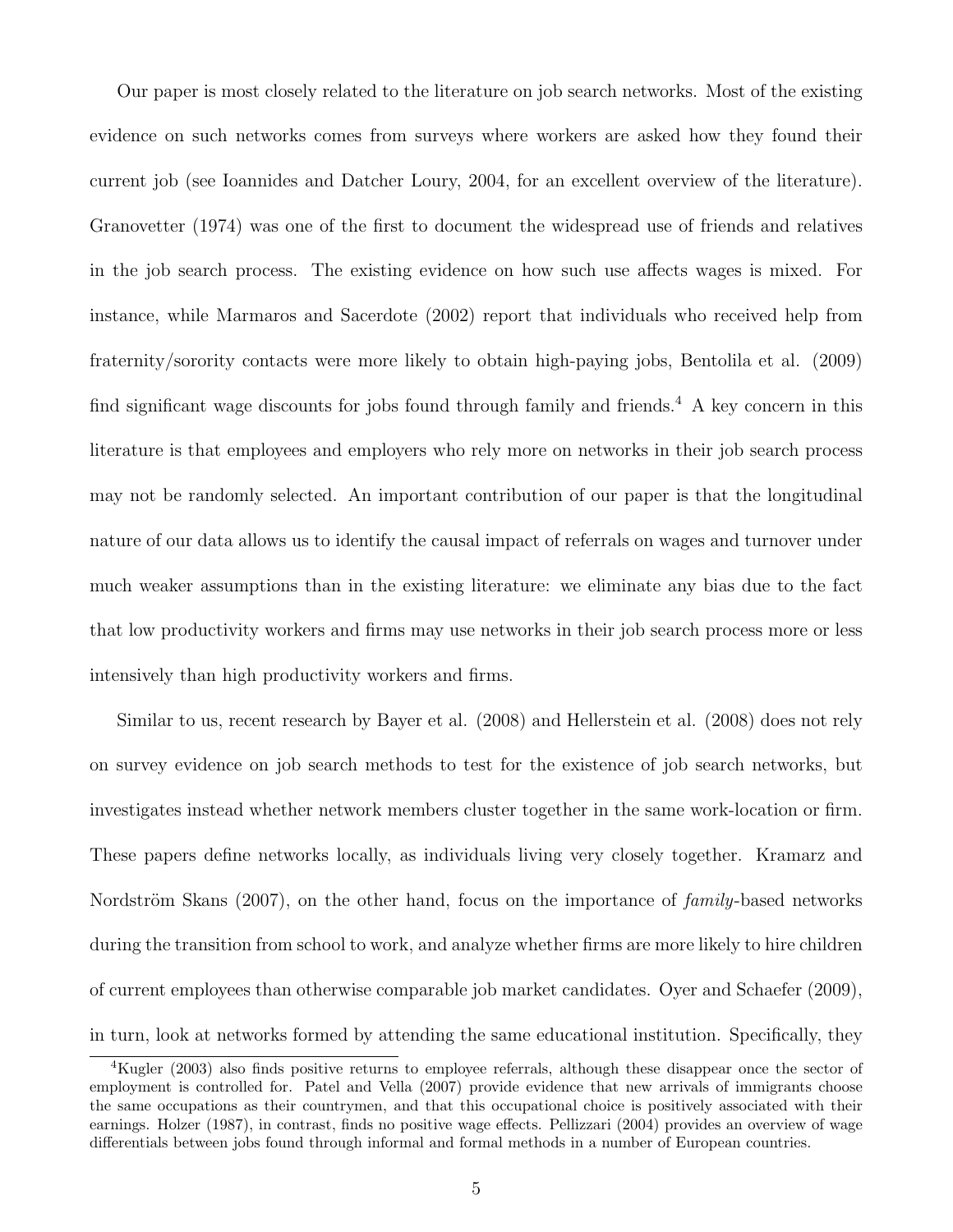Our paper is most closely related to the literature on job search networks. Most of the existing evidence on such networks comes from surveys where workers are asked how they found their current job (see Ioannides and Datcher Loury, 2004, for an excellent overview of the literature). Granovetter (1974) was one of the first to document the widespread use of friends and relatives in the job search process. The existing evidence on how such use affects wages is mixed. For instance, while Marmaros and Sacerdote (2002) report that individuals who received help from fraternity/sorority contacts were more likely to obtain high-paying jobs, Bentolila et al. (2009) find significant wage discounts for jobs found through family and friends.[4] A key concern in this literature is that employees and employers who rely more on networks in their job search process may not be randomly selected. An important contribution of our paper is that the longitudinal nature of our data allows us to identify the causal impact of referrals on wages and turnover under much weaker assumptions than in the existing literature: we eliminate any bias due to the fact that low productivity workers and firms may use networks in their job search process more or less intensively than high productivity workers and firms.

Similar to us, recent research by Bayer et al. (2008) and Hellerstein et al. (2008) does not rely on survey evidence on job search methods to test for the existence of job search networks, but investigates instead whether network members cluster together in the same work-location or firm. These papers define networks locally, as individuals living very closely together. Kramarz and Nordström Skans (2007), on the other hand, focus on the importance of *family*-based networks during the transition from school to work, and analyze whether firms are more likely to hire children of current employees than otherwise comparable job market candidates. Oyer and Schaefer (2009), in turn, look at networks formed by attending the same educational institution. Specifically, they

[4]Kugler (2003) also finds positive returns to employee referrals, although these disappear once the sector of employment is controlled for. Patel and Vella (2007) provide evidence that new arrivals of immigrants choose the same occupations as their countrymen, and that this occupational choice is positively associated with their earnings. Holzer (1987), in contrast, finds no positive wage effects. Pellizzari (2004) provides an overview of wage differentials between jobs found through informal and formal methods in a number of European countries.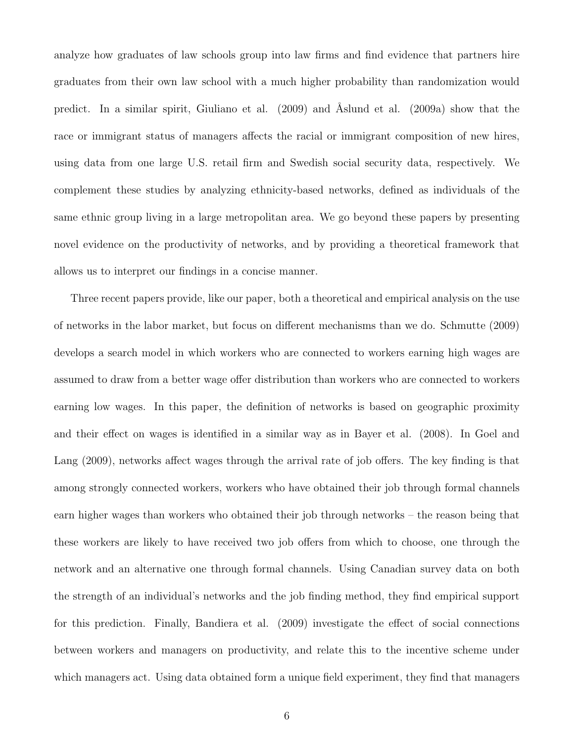analyze how graduates of law schools group into law firms and find evidence that partners hire graduates from their own law school with a much higher probability than randomization would predict. In a similar spirit, Giuliano et al. (2009) and Åslund et al. (2009a) show that the race or immigrant status of managers affects the racial or immigrant composition of new hires, using data from one large U.S. retail firm and Swedish social security data, respectively. We complement these studies by analyzing ethnicity-based networks, defined as individuals of the same ethnic group living in a large metropolitan area. We go beyond these papers by presenting novel evidence on the productivity of networks, and by providing a theoretical framework that allows us to interpret our findings in a concise manner.

Three recent papers provide, like our paper, both a theoretical and empirical analysis on the use of networks in the labor market, but focus on different mechanisms than we do. Schmutte (2009) develops a search model in which workers who are connected to workers earning high wages are assumed to draw from a better wage offer distribution than workers who are connected to workers earning low wages. In this paper, the definition of networks is based on geographic proximity and their effect on wages is identified in a similar way as in Bayer et al. (2008). In Goel and Lang (2009), networks affect wages through the arrival rate of job offers. The key finding is that among strongly connected workers, workers who have obtained their job through formal channels earn higher wages than workers who obtained their job through networks – the reason being that these workers are likely to have received two job offers from which to choose, one through the network and an alternative one through formal channels. Using Canadian survey data on both the strength of an individual's networks and the job finding method, they find empirical support for this prediction. Finally, Bandiera et al. (2009) investigate the effect of social connections between workers and managers on productivity, and relate this to the incentive scheme under which managers act. Using data obtained form a unique field experiment, they find that managers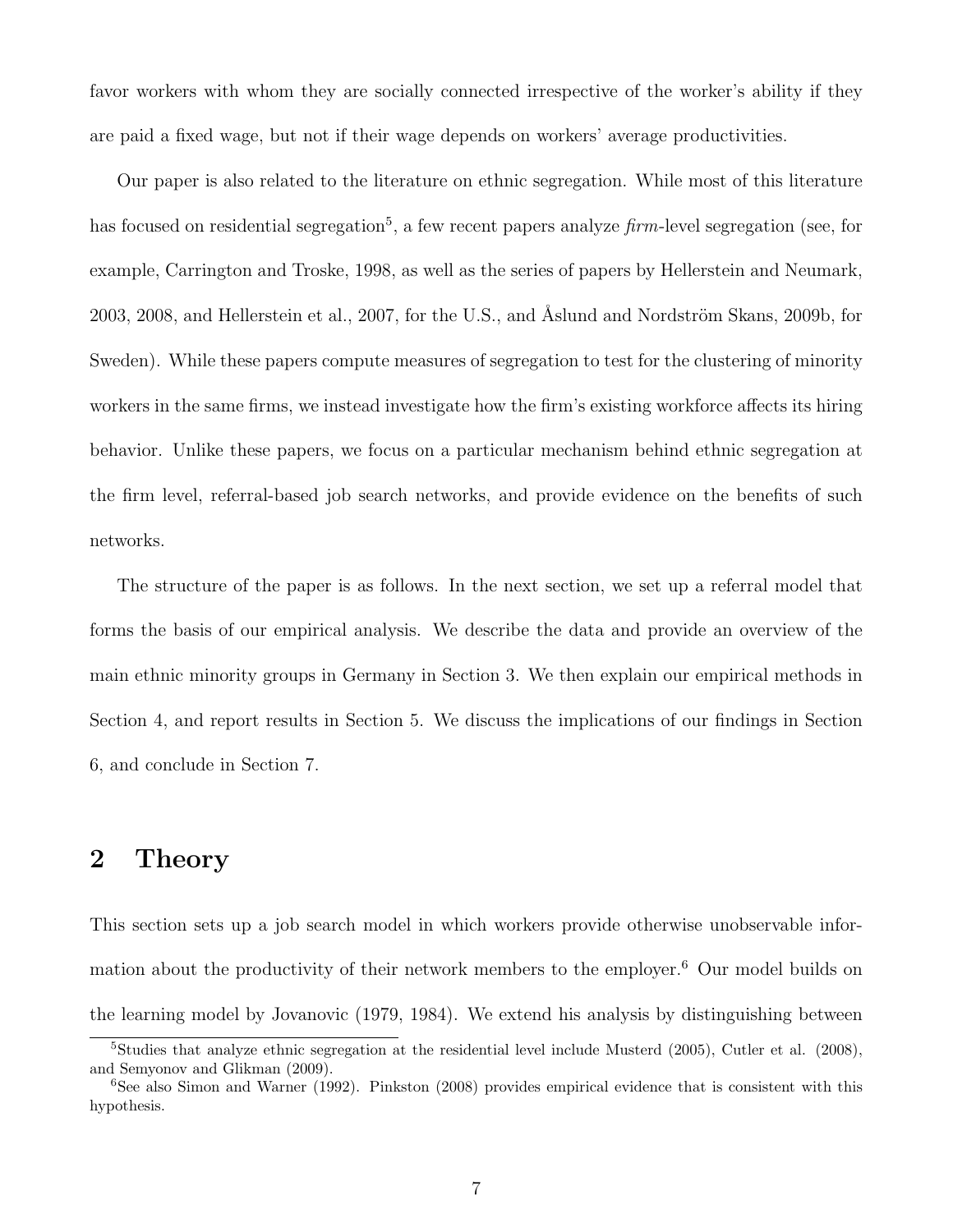favor workers with whom they are socially connected irrespective of the worker's ability if they are paid a fixed wage, but not if their wage depends on workers' average productivities.

Our paper is also related to the literature on ethnic segregation. While most of this literature has focused on residential segregation[5], a few recent papers analyze *firm*-level segregation (see, for example, Carrington and Troske, 1998, as well as the series of papers by Hellerstein and Neumark, 2003, 2008, and Hellerstein et al., 2007, for the U.S., and Åslund and Nordström Skans, 2009b, for Sweden). While these papers compute measures of segregation to test for the clustering of minority workers in the same firms, we instead investigate how the firm's existing workforce affects its hiring behavior. Unlike these papers, we focus on a particular mechanism behind ethnic segregation at the firm level, referral-based job search networks, and provide evidence on the benefits of such networks.

The structure of the paper is as follows. In the next section, we set up a referral model that forms the basis of our empirical analysis. We describe the data and provide an overview of the main ethnic minority groups in Germany in Section 3. We then explain our empirical methods in Section 4, and report results in Section 5. We discuss the implications of our findings in Section 6, and conclude in Section 7.

## 2 Theory

This section sets up a job search model in which workers provide otherwise unobservable information about the productivity of their network members to the employer.[6] Our model builds on the learning model by Jovanovic (1979, 1984). We extend his analysis by distinguishing between

[5] Studies that analyze ethnic segregation at the residential level include Musterd (2005), Cutler et al. (2008), and Semyonov and Glikman (2009).

[6] See also Simon and Warner (1992). Pinkston (2008) provides empirical evidence that is consistent with this hypothesis.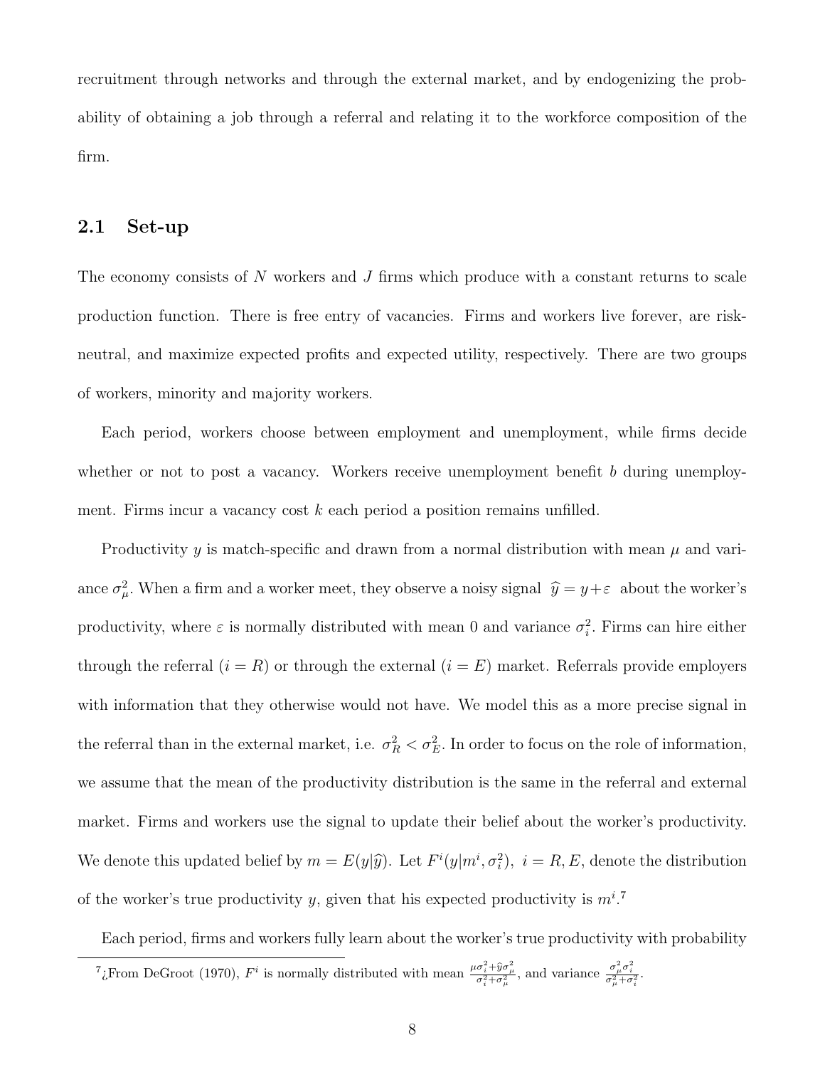recruitment through networks and through the external market, and by endogenizing the probability of obtaining a job through a referral and relating it to the workforce composition of the firm.

## 2.1 Set-up

The economy consists of $N$ workers and $J$ firms which produce with a constant returns to scale production function. There is free entry of vacancies. Firms and workers live forever, are risk-neutral, and maximize expected profits and expected utility, respectively. There are two groups of workers, minority and majority workers.

Each period, workers choose between employment and unemployment, while firms decide whether or not to post a vacancy. Workers receive unemployment benefit $b$ during unemployment. Firms incur a vacancy cost $k$ each period a position remains unfilled.

Productivity $y$ is match-specific and drawn from a normal distribution with mean $\mu$ and variance $\sigma_\mu^2$. When a firm and a worker meet, they observe a noisy signal $\widehat{y} = y + \varepsilon$ about the worker's productivity, where $\varepsilon$ is normally distributed with mean 0 and variance $\sigma_i^2$. Firms can hire either through the referral ($i = R$) or through the external ($i = E$) market. Referrals provide employers with information that they otherwise would not have. We model this as a more precise signal in the referral than in the external market, i.e. $\sigma_R^2 < \sigma_E^2$. In order to focus on the role of information, we assume that the mean of the productivity distribution is the same in the referral and external market. Firms and workers use the signal to update their belief about the worker's productivity. We denote this updated belief by $m = E(y|\widehat{y})$. Let $F^i(y|m^i, \sigma_i^2)$, $i = R, E$, denote the distribution of the worker's true productivity $y$, given that his expected productivity is $m^i$.[7]

Each period, firms and workers fully learn about the worker's true productivity with probability

[7] ¿From DeGroot (1970), $F^i$ is normally distributed with mean $\frac{\mu\sigma_i^2 + \widehat{y}\sigma_\mu^2}{\sigma_i^2 + \sigma_\mu^2}$, and variance $\frac{\sigma_\mu^2\sigma_i^2}{\sigma_\mu^2 + \sigma_i^2}$.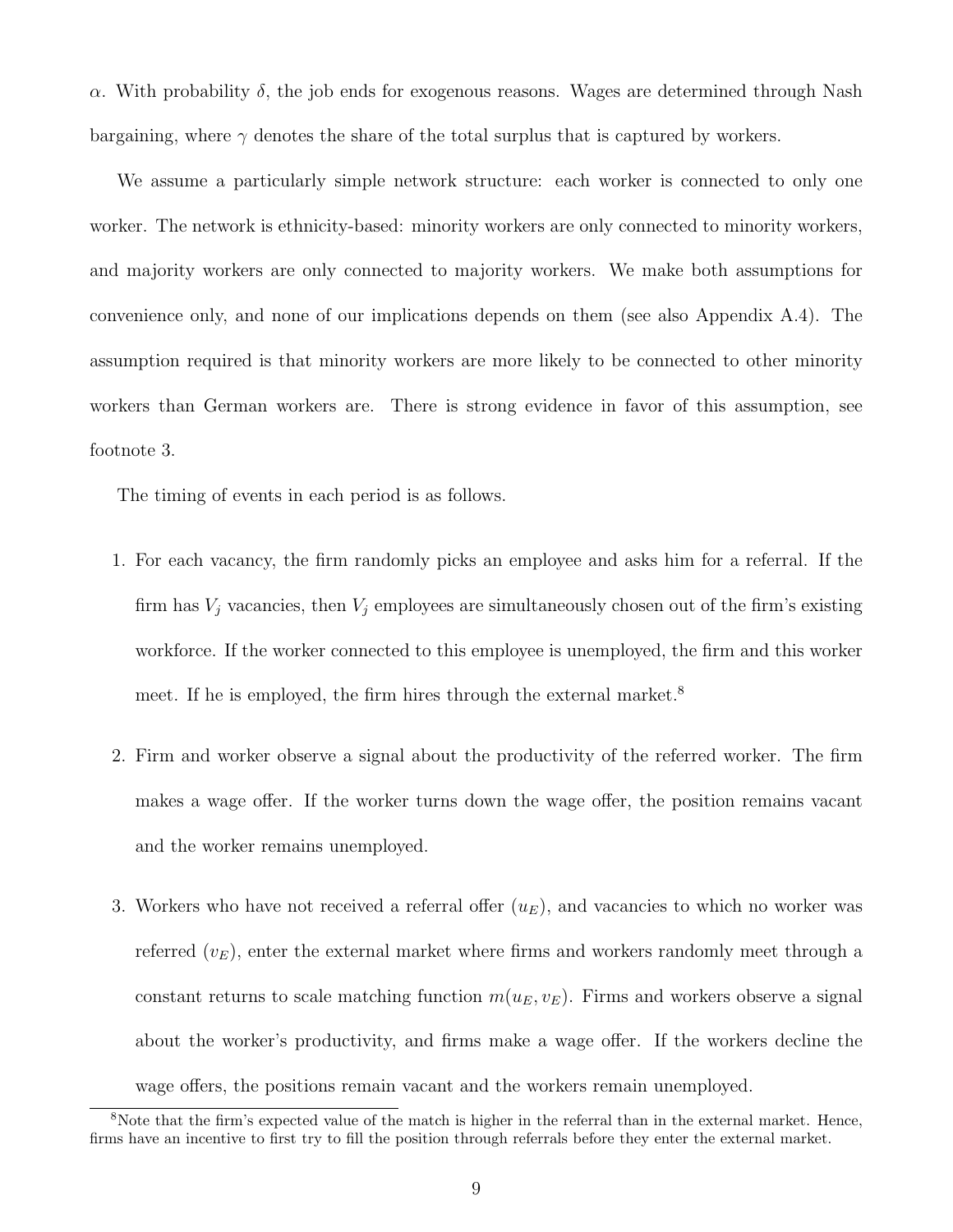$\alpha$. With probability $\delta$, the job ends for exogenous reasons. Wages are determined through Nash bargaining, where $\gamma$ denotes the share of the total surplus that is captured by workers.

We assume a particularly simple network structure: each worker is connected to only one worker. The network is ethnicity-based: minority workers are only connected to minority workers, and majority workers are only connected to majority workers. We make both assumptions for convenience only, and none of our implications depends on them (see also Appendix A.4). The assumption required is that minority workers are more likely to be connected to other minority workers than German workers are. There is strong evidence in favor of this assumption, see footnote 3.

The timing of events in each period is as follows.

1. For each vacancy, the firm randomly picks an employee and asks him for a referral. If the firm has $V_j$ vacancies, then $V_j$ employees are simultaneously chosen out of the firm's existing workforce. If the worker connected to this employee is unemployed, the firm and this worker meet. If he is employed, the firm hires through the external market.[8]

2. Firm and worker observe a signal about the productivity of the referred worker. The firm makes a wage offer. If the worker turns down the wage offer, the position remains vacant and the worker remains unemployed.

3. Workers who have not received a referral offer ($u_E$), and vacancies to which no worker was referred ($v_E$), enter the external market where firms and workers randomly meet through a constant returns to scale matching function $m(u_E, v_E)$. Firms and workers observe a signal about the worker's productivity, and firms make a wage offer. If the workers decline the wage offers, the positions remain vacant and the workers remain unemployed.

[8]Note that the firm's expected value of the match is higher in the referral than in the external market. Hence, firms have an incentive to first try to fill the position through referrals before they enter the external market.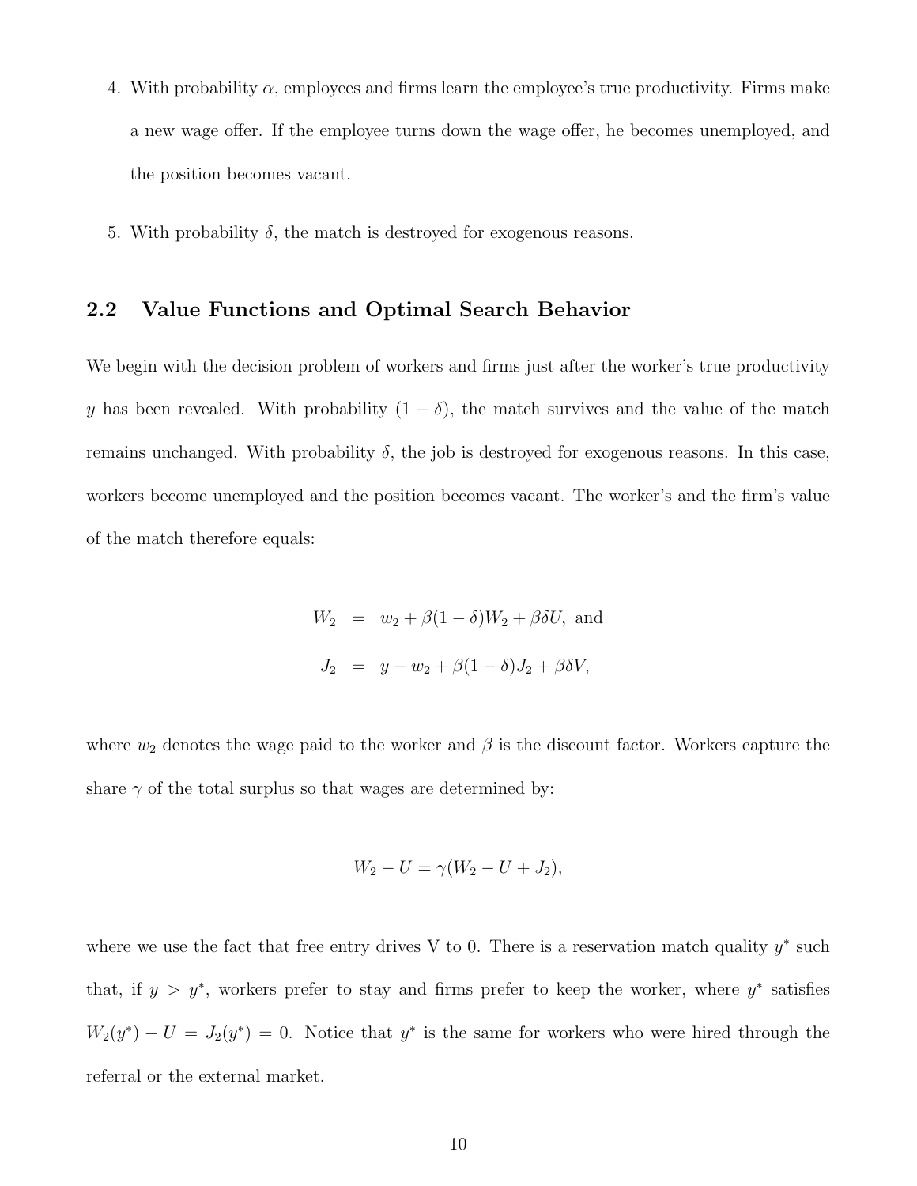4. With probability $\alpha$, employees and firms learn the employee's true productivity. Firms make a new wage offer. If the employee turns down the wage offer, he becomes unemployed, and the position becomes vacant.

5. With probability $\delta$, the match is destroyed for exogenous reasons.

## 2.2 Value Functions and Optimal Search Behavior

We begin with the decision problem of workers and firms just after the worker's true productivity $y$ has been revealed. With probability $(1 - \delta)$, the match survives and the value of the match remains unchanged. With probability $\delta$, the job is destroyed for exogenous reasons. In this case, workers become unemployed and the position becomes vacant. The worker's and the firm's value of the match therefore equals:

$$
\begin{aligned}
W_2 &= w_2 + \beta(1-\delta)W_2 + \beta\delta U, \text{ and} \\
J_2 &= y - w_2 + \beta(1-\delta)J_2 + \beta\delta V,
\end{aligned}
$$

where $w_2$ denotes the wage paid to the worker and $\beta$ is the discount factor. Workers capture the share $\gamma$ of the total surplus so that wages are determined by:

$$
W_2 - U = \gamma(W_2 - U + J_2),
$$

where we use the fact that free entry drives V to 0. There is a reservation match quality $y^*$ such that, if $y > y^*$, workers prefer to stay and firms prefer to keep the worker, where $y^*$ satisfies $W_2(y^*) - U = J_2(y^*) = 0$. Notice that $y^*$ is the same for workers who were hired through the referral or the external market.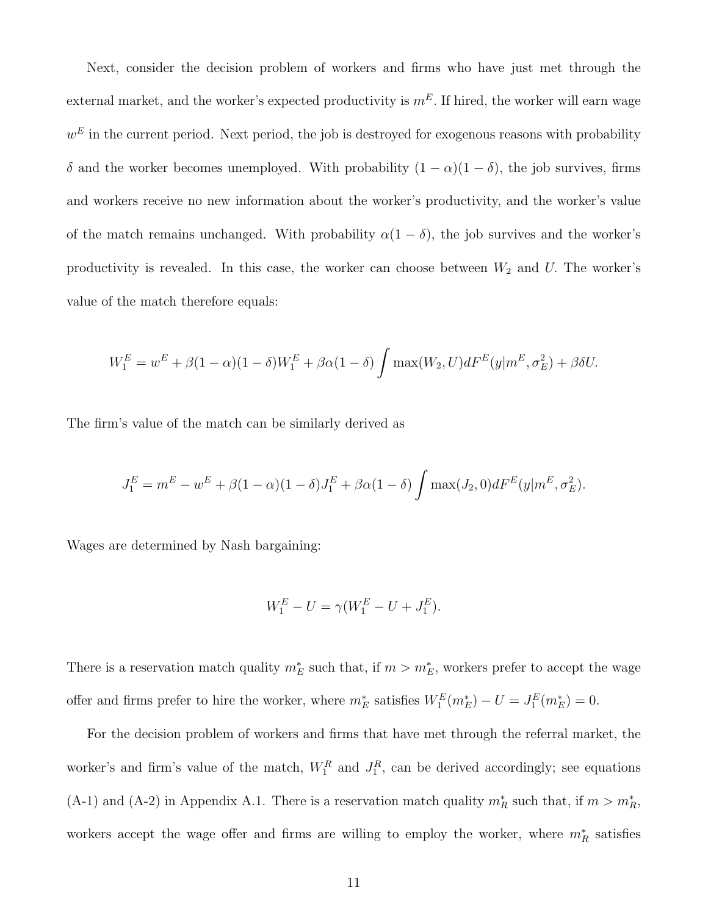Next, consider the decision problem of workers and firms who have just met through the external market, and the worker's expected productivity is $m^E$. If hired, the worker will earn wage $w^E$ in the current period. Next period, the job is destroyed for exogenous reasons with probability $\delta$ and the worker becomes unemployed. With probability $(1-\alpha)(1-\delta)$, the job survives, firms and workers receive no new information about the worker's productivity, and the worker's value of the match remains unchanged. With probability $\alpha(1-\delta)$, the job survives and the worker's productivity is revealed. In this case, the worker can choose between $W_2$ and $U$. The worker's value of the match therefore equals:

$$W_1^E = w^E + \beta(1-\alpha)(1-\delta)W_1^E + \beta\alpha(1-\delta)\int \max(W_2, U)dF^E(y|m^E, \sigma_E^2) + \beta\delta U.$$

The firm's value of the match can be similarly derived as

$$J_1^E = m^E - w^E + \beta(1-\alpha)(1-\delta)J_1^E + \beta\alpha(1-\delta)\int \max(J_2, 0)dF^E(y|m^E, \sigma_E^2).$$

Wages are determined by Nash bargaining:

$$W_1^E - U = \gamma(W_1^E - U + J_1^E).$$

There is a reservation match quality $m_E^*$ such that, if $m > m_E^*$, workers prefer to accept the wage offer and firms prefer to hire the worker, where $m_E^*$ satisfies $W_1^E(m_E^*) - U = J_1^E(m_E^*) = 0$.

For the decision problem of workers and firms that have met through the referral market, the worker's and firm's value of the match, $W_1^R$ and $J_1^R$, can be derived accordingly; see equations (A-1) and (A-2) in Appendix A.1. There is a reservation match quality $m_R^*$ such that, if $m > m_R^*$, workers accept the wage offer and firms are willing to employ the worker, where $m_R^*$ satisfies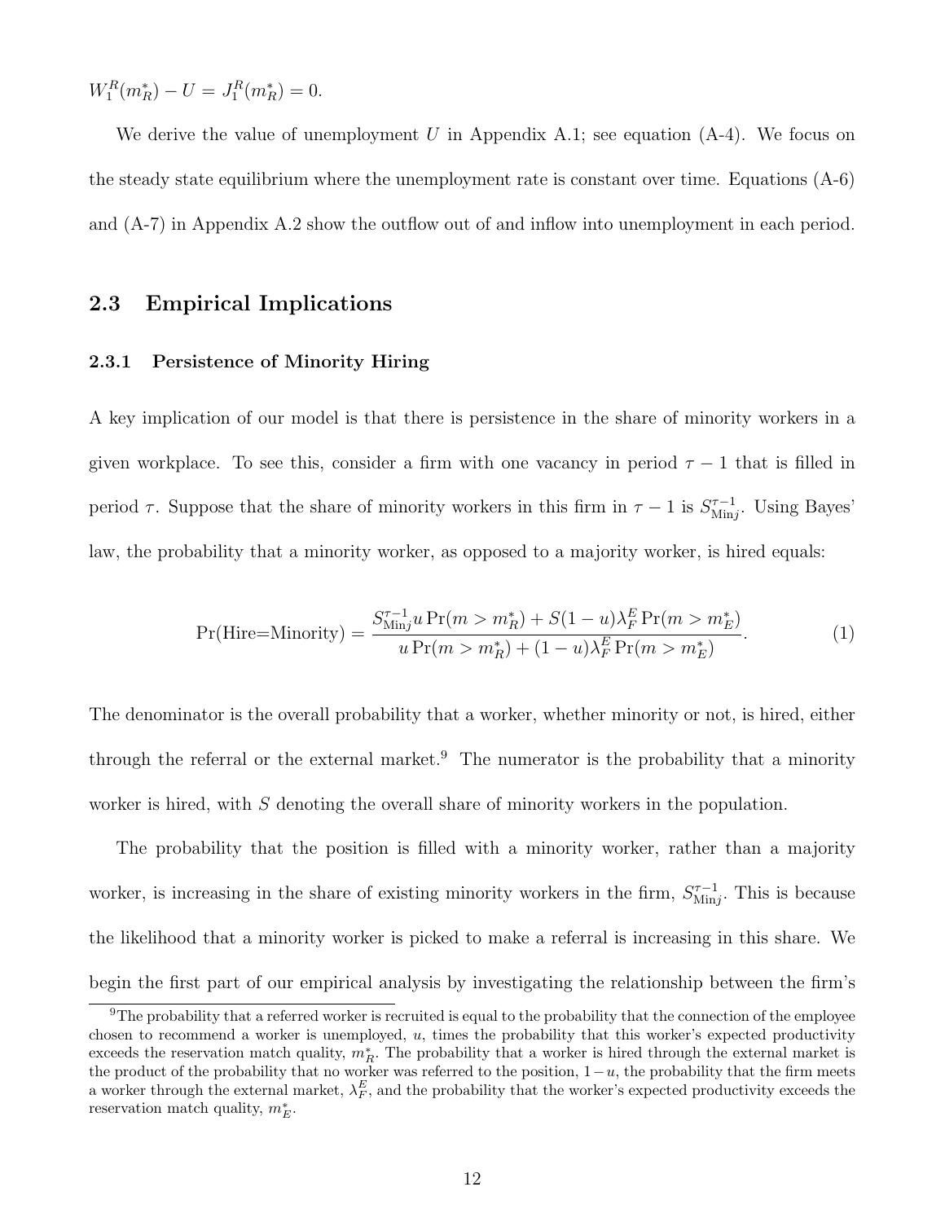$W_1^R(m_R^*) - U = J_1^R(m_R^*) = 0.$

We derive the value of unemployment $U$ in Appendix A.1; see equation (A-4). We focus on the steady state equilibrium where the unemployment rate is constant over time. Equations (A-6) and (A-7) in Appendix A.2 show the outflow out of and inflow into unemployment in each period.

## 2.3 Empirical Implications

### 2.3.1 Persistence of Minority Hiring

A key implication of our model is that there is persistence in the share of minority workers in a given workplace. To see this, consider a firm with one vacancy in period $\tau - 1$ that is filled in period $\tau$. Suppose that the share of minority workers in this firm in $\tau - 1$ is $S_{\text{Min}j}^{\tau-1}$. Using Bayes' law, the probability that a minority worker, as opposed to a majority worker, is hired equals:

$$\Pr(\text{Hire=Minority}) = \frac{S_{\text{Min}j}^{\tau-1} u \Pr(m > m_R^*) + S(1-u)\lambda_F^E \Pr(m > m_E^*)}{u \Pr(m > m_R^*) + (1-u)\lambda_F^E \Pr(m > m_E^*)}. \tag{1}$$

The denominator is the overall probability that a worker, whether minority or not, is hired, either through the referral or the external market.[9] The numerator is the probability that a minority worker is hired, with $S$ denoting the overall share of minority workers in the population.

The probability that the position is filled with a minority worker, rather than a majority worker, is increasing in the share of existing minority workers in the firm, $S_{\text{Min}j}^{\tau-1}$. This is because the likelihood that a minority worker is picked to make a referral is increasing in this share. We begin the first part of our empirical analysis by investigating the relationship between the firm's

[9] The probability that a referred worker is recruited is equal to the probability that the connection of the employee chosen to recommend a worker is unemployed, $u$, times the probability that this worker's expected productivity exceeds the reservation match quality, $m_R^*$. The probability that a worker is hired through the external market is the product of the probability that no worker was referred to the position, $1-u$, the probability that the firm meets a worker through the external market, $\lambda_F^E$, and the probability that the worker's expected productivity exceeds the reservation match quality, $m_E^*$.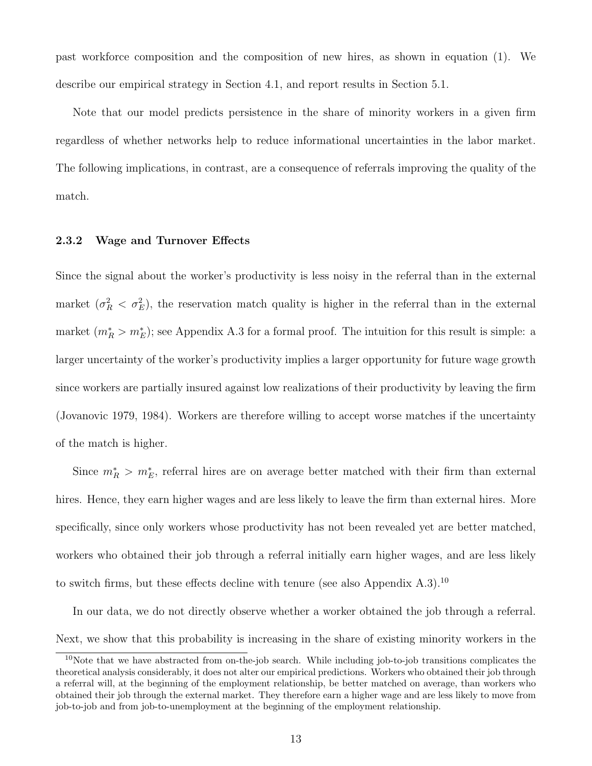past workforce composition and the composition of new hires, as shown in equation (1). We describe our empirical strategy in Section 4.1, and report results in Section 5.1.

Note that our model predicts persistence in the share of minority workers in a given firm regardless of whether networks help to reduce informational uncertainties in the labor market. The following implications, in contrast, are a consequence of referrals improving the quality of the match.

### 2.3.2 Wage and Turnover Effects

Since the signal about the worker's productivity is less noisy in the referral than in the external market ($\sigma_R^2 < \sigma_E^2$), the reservation match quality is higher in the referral than in the external market ($m_R^* > m_E^*$); see Appendix A.3 for a formal proof. The intuition for this result is simple: a larger uncertainty of the worker's productivity implies a larger opportunity for future wage growth since workers are partially insured against low realizations of their productivity by leaving the firm (Jovanovic 1979, 1984). Workers are therefore willing to accept worse matches if the uncertainty of the match is higher.

Since $m_R^* > m_E^*$, referral hires are on average better matched with their firm than external hires. Hence, they earn higher wages and are less likely to leave the firm than external hires. More specifically, since only workers whose productivity has not been revealed yet are better matched, workers who obtained their job through a referral initially earn higher wages, and are less likely to switch firms, but these effects decline with tenure (see also Appendix A.3).[10]

In our data, we do not directly observe whether a worker obtained the job through a referral. Next, we show that this probability is increasing in the share of existing minority workers in the

[10] Note that we have abstracted from on-the-job search. While including job-to-job transitions complicates the theoretical analysis considerably, it does not alter our empirical predictions. Workers who obtained their job through a referral will, at the beginning of the employment relationship, be better matched on average, than workers who obtained their job through the external market. They therefore earn a higher wage and are less likely to move from job-to-job and from job-to-unemployment at the beginning of the employment relationship.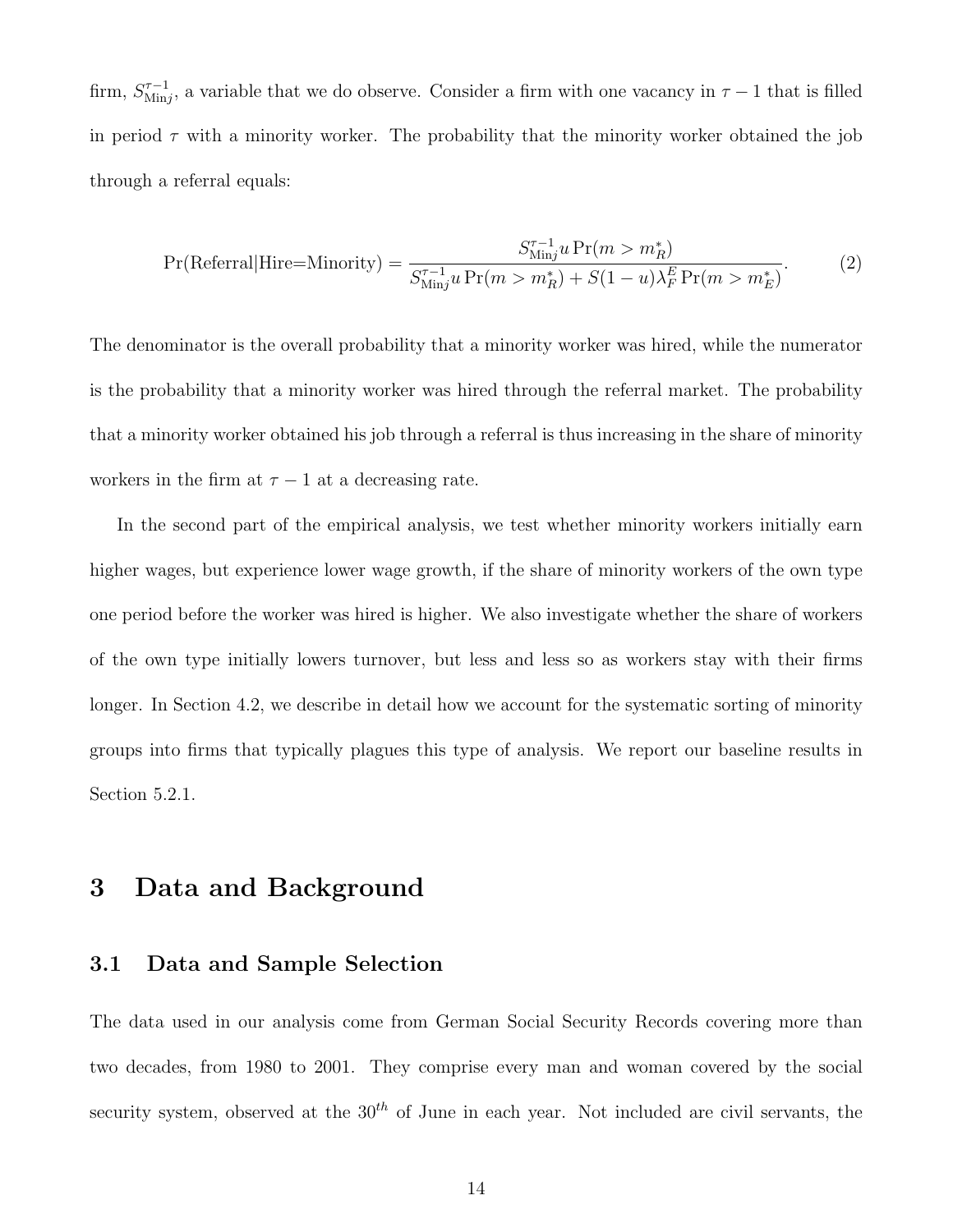firm, $S_{\text{Min}j}^{\tau-1}$, a variable that we do observe. Consider a firm with one vacancy in $\tau-1$ that is filled in period $\tau$ with a minority worker. The probability that the minority worker obtained the job through a referral equals:

$$\Pr(\text{Referral}|\text{Hire=Minority}) = \frac{S_{\text{Min}j}^{\tau-1} u \Pr(m > m_R^*)}{S_{\text{Min}j}^{\tau-1} u \Pr(m > m_R^*) + S(1-u)\lambda_F^E \Pr(m > m_E^*)}. \tag{2}$$

The denominator is the overall probability that a minority worker was hired, while the numerator is the probability that a minority worker was hired through the referral market. The probability that a minority worker obtained his job through a referral is thus increasing in the share of minority workers in the firm at $\tau-1$ at a decreasing rate.

In the second part of the empirical analysis, we test whether minority workers initially earn higher wages, but experience lower wage growth, if the share of minority workers of the own type one period before the worker was hired is higher. We also investigate whether the share of workers of the own type initially lowers turnover, but less and less so as workers stay with their firms longer. In Section 4.2, we describe in detail how we account for the systematic sorting of minority groups into firms that typically plagues this type of analysis. We report our baseline results in Section 5.2.1.

# 3 Data and Background

## 3.1 Data and Sample Selection

The data used in our analysis come from German Social Security Records covering more than two decades, from 1980 to 2001. They comprise every man and woman covered by the social security system, observed at the $30^{th}$ of June in each year. Not included are civil servants, the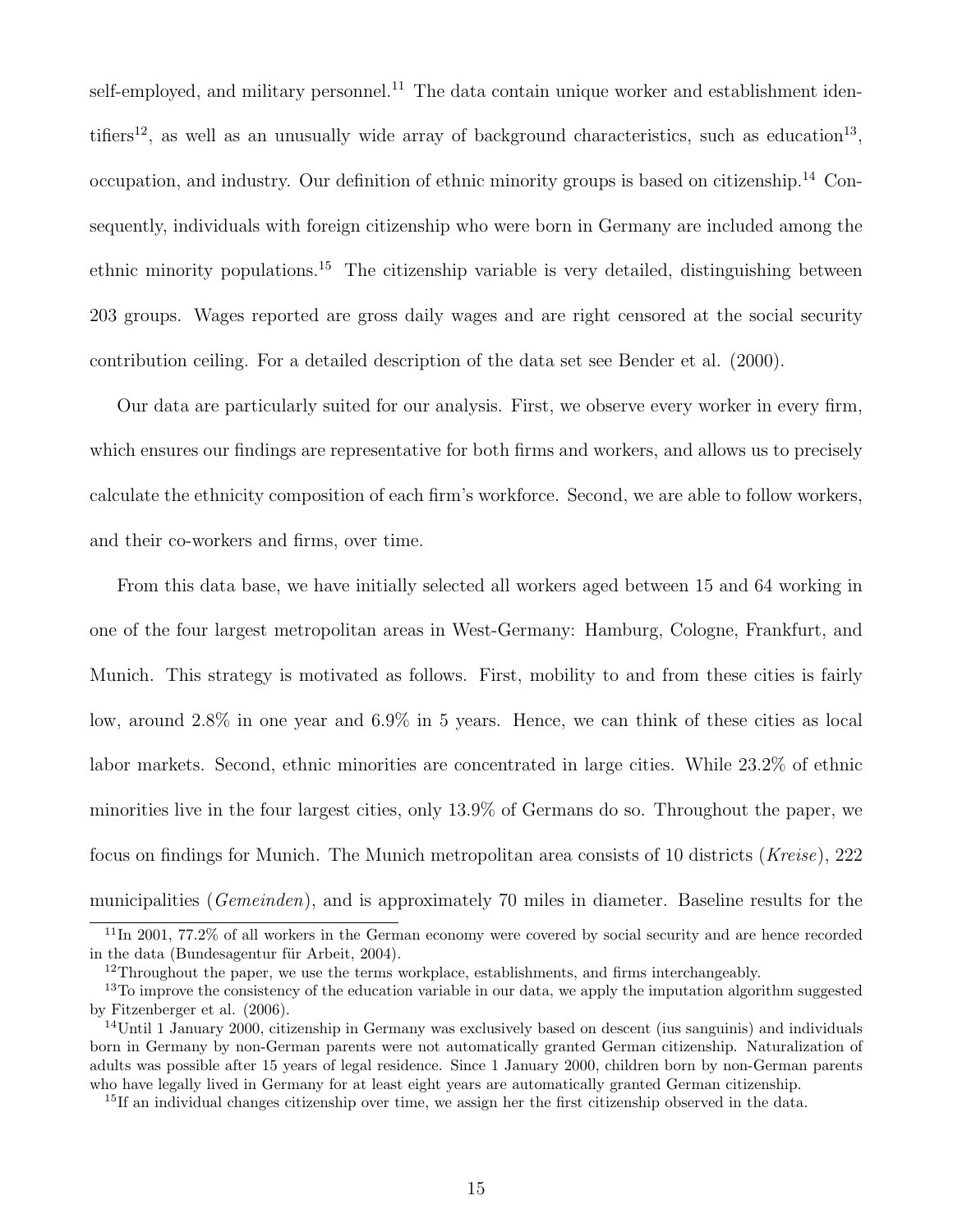self-employed, and military personnel.[11] The data contain unique worker and establishment identifiers[12], as well as an unusually wide array of background characteristics, such as education[13], occupation, and industry. Our definition of ethnic minority groups is based on citizenship.[14] Consequently, individuals with foreign citizenship who were born in Germany are included among the ethnic minority populations.[15] The citizenship variable is very detailed, distinguishing between 203 groups. Wages reported are gross daily wages and are right censored at the social security contribution ceiling. For a detailed description of the data set see Bender et al. (2000).

Our data are particularly suited for our analysis. First, we observe every worker in every firm, which ensures our findings are representative for both firms and workers, and allows us to precisely calculate the ethnicity composition of each firm's workforce. Second, we are able to follow workers, and their co-workers and firms, over time.

From this data base, we have initially selected all workers aged between 15 and 64 working in one of the four largest metropolitan areas in West-Germany: Hamburg, Cologne, Frankfurt, and Munich. This strategy is motivated as follows. First, mobility to and from these cities is fairly low, around 2.8% in one year and 6.9% in 5 years. Hence, we can think of these cities as local labor markets. Second, ethnic minorities are concentrated in large cities. While 23.2% of ethnic minorities live in the four largest cities, only 13.9% of Germans do so. Throughout the paper, we focus on findings for Munich. The Munich metropolitan area consists of 10 districts (*Kreise*), 222 municipalities (*Gemeinden*), and is approximately 70 miles in diameter. Baseline results for the

---

[11] In 2001, 77.2% of all workers in the German economy were covered by social security and are hence recorded in the data (Bundesagentur für Arbeit, 2004).

[12] Throughout the paper, we use the terms workplace, establishments, and firms interchangeably.

[13] To improve the consistency of the education variable in our data, we apply the imputation algorithm suggested by Fitzenberger et al. (2006).

[14] Until 1 January 2000, citizenship in Germany was exclusively based on descent (ius sanguinis) and individuals born in Germany by non-German parents were not automatically granted German citizenship. Naturalization of adults was possible after 15 years of legal residence. Since 1 January 2000, children born by non-German parents who have legally lived in Germany for at least eight years are automatically granted German citizenship.

[15] If an individual changes citizenship over time, we assign her the first citizenship observed in the data.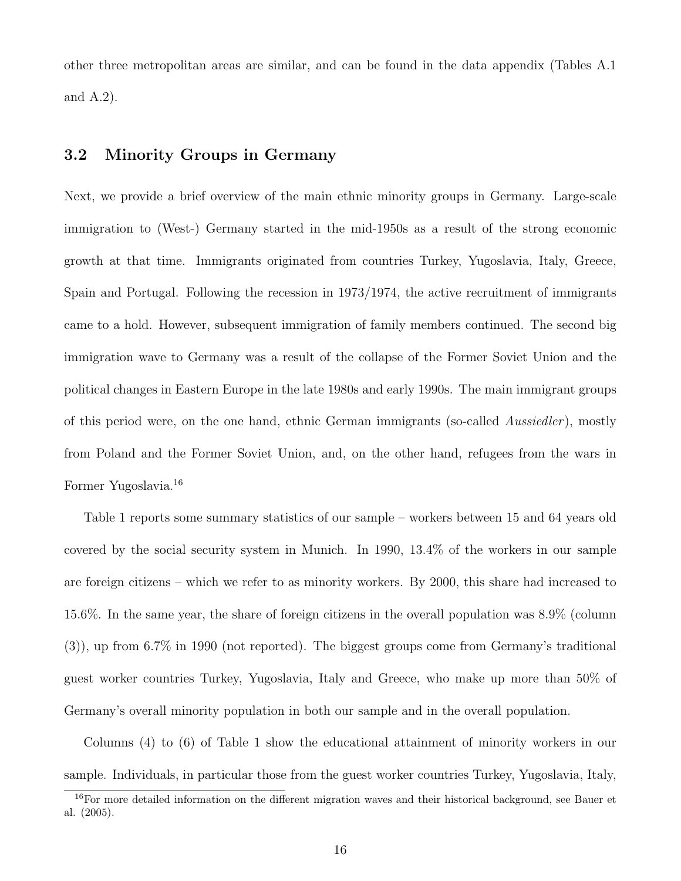other three metropolitan areas are similar, and can be found in the data appendix (Tables A.1 and A.2).

### 3.2 Minority Groups in Germany

Next, we provide a brief overview of the main ethnic minority groups in Germany. Large-scale immigration to (West-) Germany started in the mid-1950s as a result of the strong economic growth at that time. Immigrants originated from countries Turkey, Yugoslavia, Italy, Greece, Spain and Portugal. Following the recession in 1973/1974, the active recruitment of immigrants came to a hold. However, subsequent immigration of family members continued. The second big immigration wave to Germany was a result of the collapse of the Former Soviet Union and the political changes in Eastern Europe in the late 1980s and early 1990s. The main immigrant groups of this period were, on the one hand, ethnic German immigrants (so-called *Aussiedler*), mostly from Poland and the Former Soviet Union, and, on the other hand, refugees from the wars in Former Yugoslavia.[16]

Table 1 reports some summary statistics of our sample – workers between 15 and 64 years old covered by the social security system in Munich. In 1990, 13.4% of the workers in our sample are foreign citizens – which we refer to as minority workers. By 2000, this share had increased to 15.6%. In the same year, the share of foreign citizens in the overall population was 8.9% (column (3)), up from 6.7% in 1990 (not reported). The biggest groups come from Germany's traditional guest worker countries Turkey, Yugoslavia, Italy and Greece, who make up more than 50% of Germany's overall minority population in both our sample and in the overall population.

Columns (4) to (6) of Table 1 show the educational attainment of minority workers in our sample. Individuals, in particular those from the guest worker countries Turkey, Yugoslavia, Italy,

[16] For more detailed information on the different migration waves and their historical background, see Bauer et al. (2005).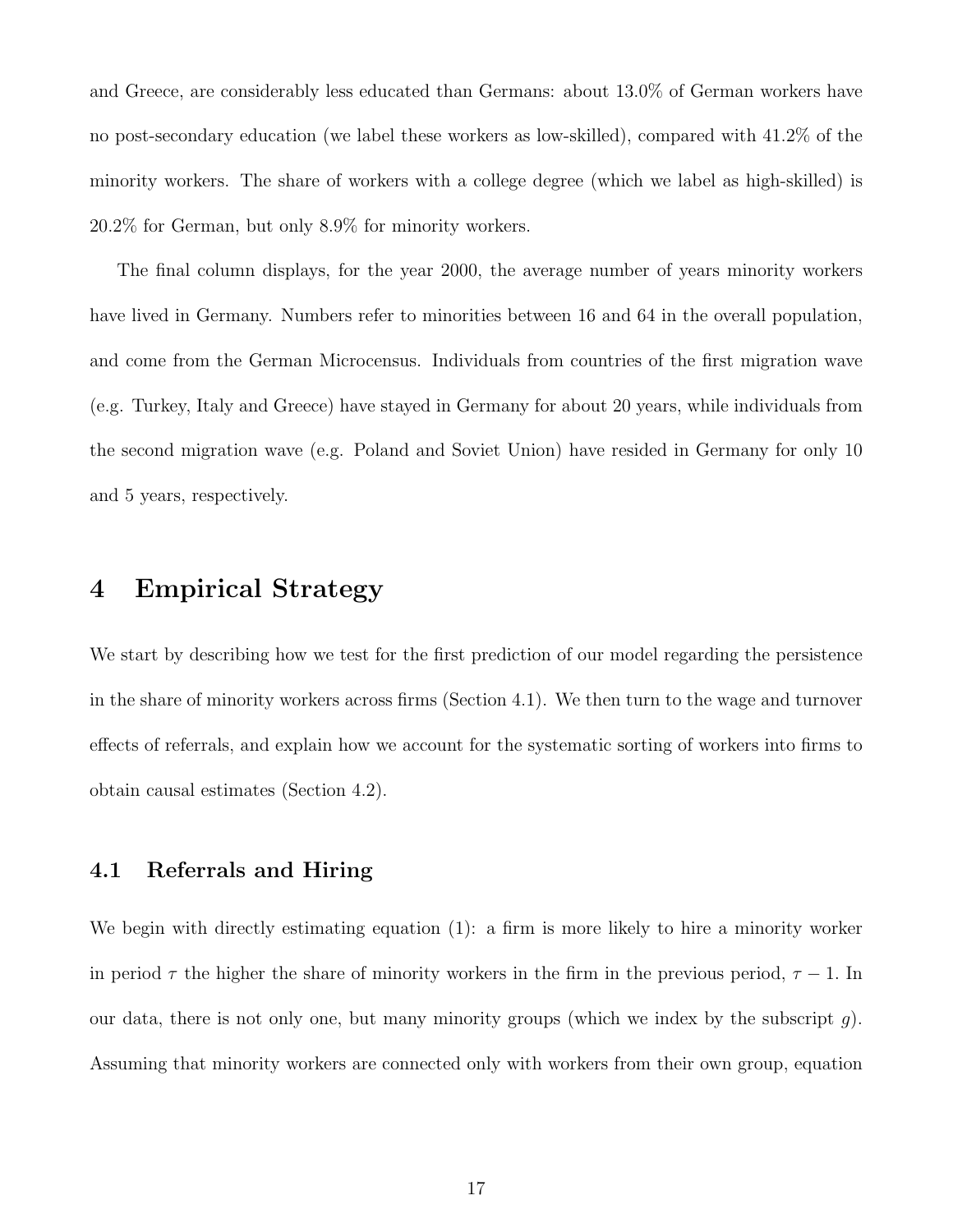and Greece, are considerably less educated than Germans: about 13.0% of German workers have no post-secondary education (we label these workers as low-skilled), compared with 41.2% of the minority workers. The share of workers with a college degree (which we label as high-skilled) is 20.2% for German, but only 8.9% for minority workers.

The final column displays, for the year 2000, the average number of years minority workers have lived in Germany. Numbers refer to minorities between 16 and 64 in the overall population, and come from the German Microcensus. Individuals from countries of the first migration wave (e.g. Turkey, Italy and Greece) have stayed in Germany for about 20 years, while individuals from the second migration wave (e.g. Poland and Soviet Union) have resided in Germany for only 10 and 5 years, respectively.

# 4 Empirical Strategy

We start by describing how we test for the first prediction of our model regarding the persistence in the share of minority workers across firms (Section 4.1). We then turn to the wage and turnover effects of referrals, and explain how we account for the systematic sorting of workers into firms to obtain causal estimates (Section 4.2).

## 4.1 Referrals and Hiring

We begin with directly estimating equation (1): a firm is more likely to hire a minority worker in period $\tau$ the higher the share of minority workers in the firm in the previous period, $\tau - 1$. In our data, there is not only one, but many minority groups (which we index by the subscript $g$). Assuming that minority workers are connected only with workers from their own group, equation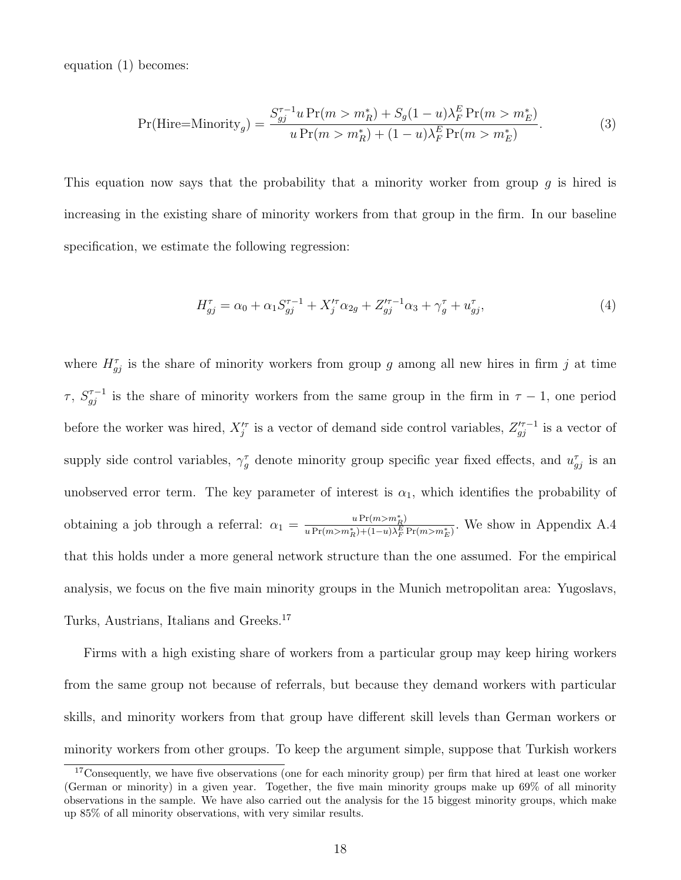equation (1) becomes:

$$\Pr(\text{Hire=Minority}_g) = \frac{S_{gj}^{\tau-1} u \Pr(m > m_R^*) + S_g(1-u)\lambda_F^E \Pr(m > m_E^*)}{u \Pr(m > m_R^*) + (1-u)\lambda_F^E \Pr(m > m_E^*)}. \tag{3}$$

This equation now says that the probability that a minority worker from group $g$ is hired is increasing in the existing share of minority workers from that group in the firm. In our baseline specification, we estimate the following regression:

$$H_{gj}^{\tau} = \alpha_0 + \alpha_1 S_{gj}^{\tau-1} + X_j'^{\tau} \alpha_{2g} + Z_{gj}'^{\tau-1} \alpha_3 + \gamma_g^{\tau} + u_{gj}^{\tau}, \tag{4}$$

where $H_{gj}^{\tau}$ is the share of minority workers from group $g$ among all new hires in firm $j$ at time $\tau$, $S_{gj}^{\tau-1}$ is the share of minority workers from the same group in the firm in $\tau-1$, one period before the worker was hired, $X_j'^{\tau}$ is a vector of demand side control variables, $Z_{gj}'^{\tau-1}$ is a vector of supply side control variables, $\gamma_g^{\tau}$ denote minority group specific year fixed effects, and $u_{gj}^{\tau}$ is an unobserved error term. The key parameter of interest is $\alpha_1$, which identifies the probability of obtaining a job through a referral: $\alpha_1 = \frac{u \Pr(m > m_R^*)}{u \Pr(m > m_R^*) + (1-u)\lambda_F^E \Pr(m > m_E^*)}$. We show in Appendix A.4 that this holds under a more general network structure than the one assumed. For the empirical analysis, we focus on the five main minority groups in the Munich metropolitan area: Yugoslavs, Turks, Austrians, Italians and Greeks.[17]

Firms with a high existing share of workers from a particular group may keep hiring workers from the same group not because of referrals, but because they demand workers with particular skills, and minority workers from that group have different skill levels than German workers or minority workers from other groups. To keep the argument simple, suppose that Turkish workers

[17] Consequently, we have five observations (one for each minority group) per firm that hired at least one worker (German or minority) in a given year. Together, the five main minority groups make up 69% of all minority observations in the sample. We have also carried out the analysis for the 15 biggest minority groups, which make up 85% of all minority observations, with very similar results.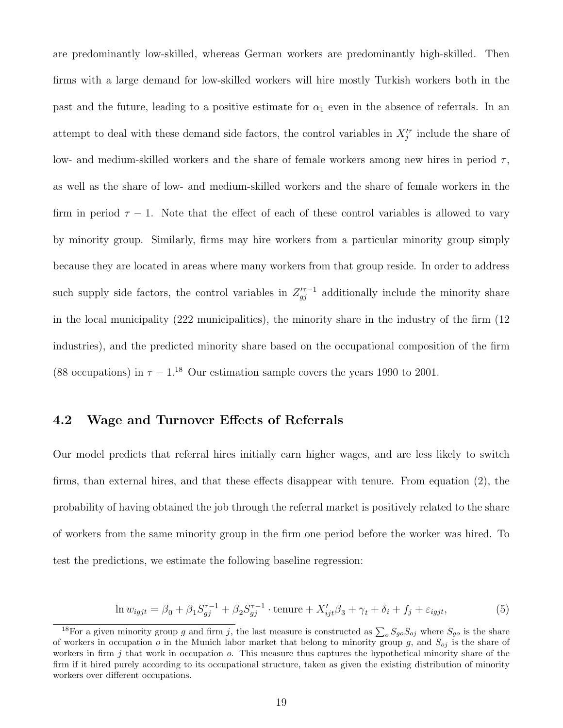are predominantly low-skilled, whereas German workers are predominantly high-skilled. Then firms with a large demand for low-skilled workers will hire mostly Turkish workers both in the past and the future, leading to a positive estimate for $\alpha_1$ even in the absence of referrals. In an attempt to deal with these demand side factors, the control variables in $X_j'^{\tau}$ include the share of low- and medium-skilled workers and the share of female workers among new hires in period $\tau$, as well as the share of low- and medium-skilled workers and the share of female workers in the firm in period $\tau - 1$. Note that the effect of each of these control variables is allowed to vary by minority group. Similarly, firms may hire workers from a particular minority group simply because they are located in areas where many workers from that group reside. In order to address such supply side factors, the control variables in $Z_{gj}'^{\tau-1}$ additionally include the minority share in the local municipality (222 municipalities), the minority share in the industry of the firm (12 industries), and the predicted minority share based on the occupational composition of the firm (88 occupations) in $\tau - 1$.[18] Our estimation sample covers the years 1990 to 2001.

## 4.2 Wage and Turnover Effects of Referrals

Our model predicts that referral hires initially earn higher wages, and are less likely to switch firms, than external hires, and that these effects disappear with tenure. From equation (2), the probability of having obtained the job through the referral market is positively related to the share of workers from the same minority group in the firm one period before the worker was hired. To test the predictions, we estimate the following baseline regression:

$$\ln w_{igjt} = \beta_0 + \beta_1 S_{gj}^{\tau-1} + \beta_2 S_{gj}^{\tau-1} \cdot \text{tenure} + X_{ijt}'\beta_3 + \gamma_t + \delta_i + f_j + \varepsilon_{igjt}, \tag{5}$$

[18] For a given minority group $g$ and firm $j$, the last measure is constructed as $\sum_o S_{go} S_{oj}$ where $S_{go}$ is the share of workers in occupation $o$ in the Munich labor market that belong to minority group $g$, and $S_{oj}$ is the share of workers in firm $j$ that work in occupation $o$. This measure thus captures the hypothetical minority share of the firm if it hired purely according to its occupational structure, taken as given the existing distribution of minority workers over different occupations.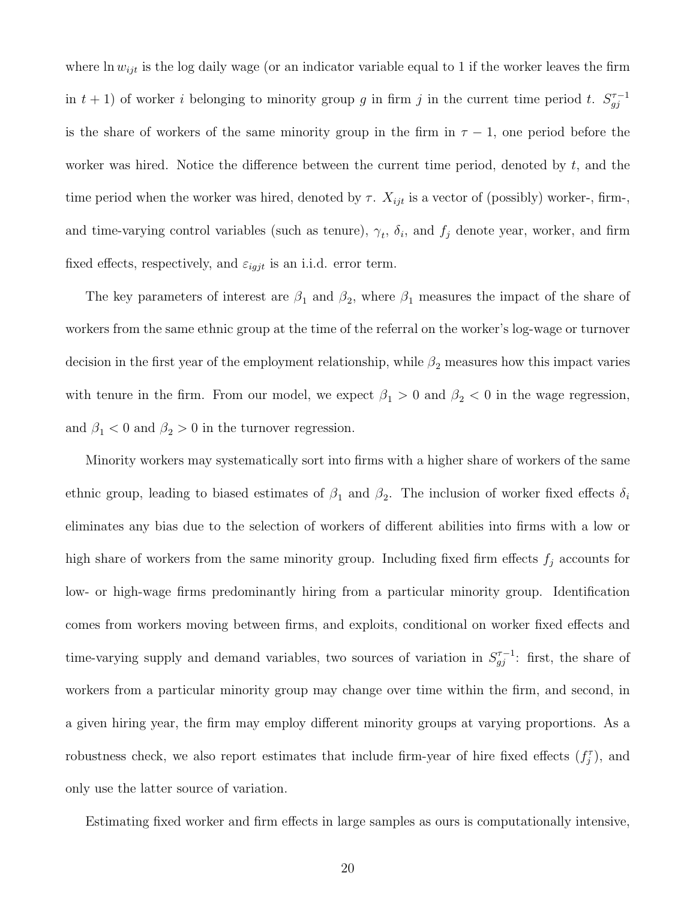where $\ln w_{ijt}$ is the log daily wage (or an indicator variable equal to 1 if the worker leaves the firm in $t+1$) of worker $i$ belonging to minority group $g$ in firm $j$ in the current time period $t$. $S_{gj}^{\tau-1}$ is the share of workers of the same minority group in the firm in $\tau - 1$, one period before the worker was hired. Notice the difference between the current time period, denoted by $t$, and the time period when the worker was hired, denoted by $\tau$. $X_{ijt}$ is a vector of (possibly) worker-, firm-, and time-varying control variables (such as tenure), $\gamma_t$, $\delta_i$, and $f_j$ denote year, worker, and firm fixed effects, respectively, and $\varepsilon_{igjt}$ is an i.i.d. error term.

The key parameters of interest are $\beta_1$ and $\beta_2$, where $\beta_1$ measures the impact of the share of workers from the same ethnic group at the time of the referral on the worker's log-wage or turnover decision in the first year of the employment relationship, while $\beta_2$ measures how this impact varies with tenure in the firm. From our model, we expect $\beta_1 > 0$ and $\beta_2 < 0$ in the wage regression, and $\beta_1 < 0$ and $\beta_2 > 0$ in the turnover regression.

Minority workers may systematically sort into firms with a higher share of workers of the same ethnic group, leading to biased estimates of $\beta_1$ and $\beta_2$. The inclusion of worker fixed effects $\delta_i$ eliminates any bias due to the selection of workers of different abilities into firms with a low or high share of workers from the same minority group. Including fixed firm effects $f_j$ accounts for low- or high-wage firms predominantly hiring from a particular minority group. Identification comes from workers moving between firms, and exploits, conditional on worker fixed effects and time-varying supply and demand variables, two sources of variation in $S_{gj}^{\tau-1}$: first, the share of workers from a particular minority group may change over time within the firm, and second, in a given hiring year, the firm may employ different minority groups at varying proportions. As a robustness check, we also report estimates that include firm-year of hire fixed effects ($f_j^{\tau}$), and only use the latter source of variation.

Estimating fixed worker and firm effects in large samples as ours is computationally intensive,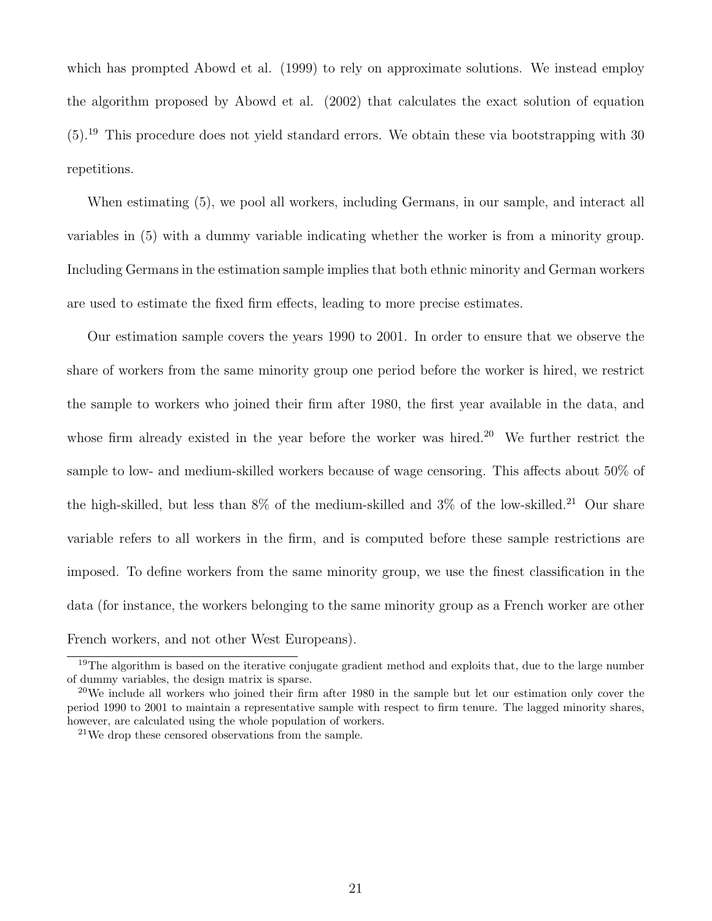which has prompted Abowd et al. (1999) to rely on approximate solutions. We instead employ the algorithm proposed by Abowd et al. (2002) that calculates the exact solution of equation (5).[19] This procedure does not yield standard errors. We obtain these via bootstrapping with 30 repetitions.

When estimating (5), we pool all workers, including Germans, in our sample, and interact all variables in (5) with a dummy variable indicating whether the worker is from a minority group. Including Germans in the estimation sample implies that both ethnic minority and German workers are used to estimate the fixed firm effects, leading to more precise estimates.

Our estimation sample covers the years 1990 to 2001. In order to ensure that we observe the share of workers from the same minority group one period before the worker is hired, we restrict the sample to workers who joined their firm after 1980, the first year available in the data, and whose firm already existed in the year before the worker was hired.[20] We further restrict the sample to low- and medium-skilled workers because of wage censoring. This affects about 50% of the high-skilled, but less than 8% of the medium-skilled and 3% of the low-skilled.[21] Our share variable refers to all workers in the firm, and is computed before these sample restrictions are imposed. To define workers from the same minority group, we use the finest classification in the data (for instance, the workers belonging to the same minority group as a French worker are other French workers, and not other West Europeans).

[19] The algorithm is based on the iterative conjugate gradient method and exploits that, due to the large number of dummy variables, the design matrix is sparse.

[20] We include all workers who joined their firm after 1980 in the sample but let our estimation only cover the period 1990 to 2001 to maintain a representative sample with respect to firm tenure. The lagged minority shares, however, are calculated using the whole population of workers.

[21] We drop these censored observations from the sample.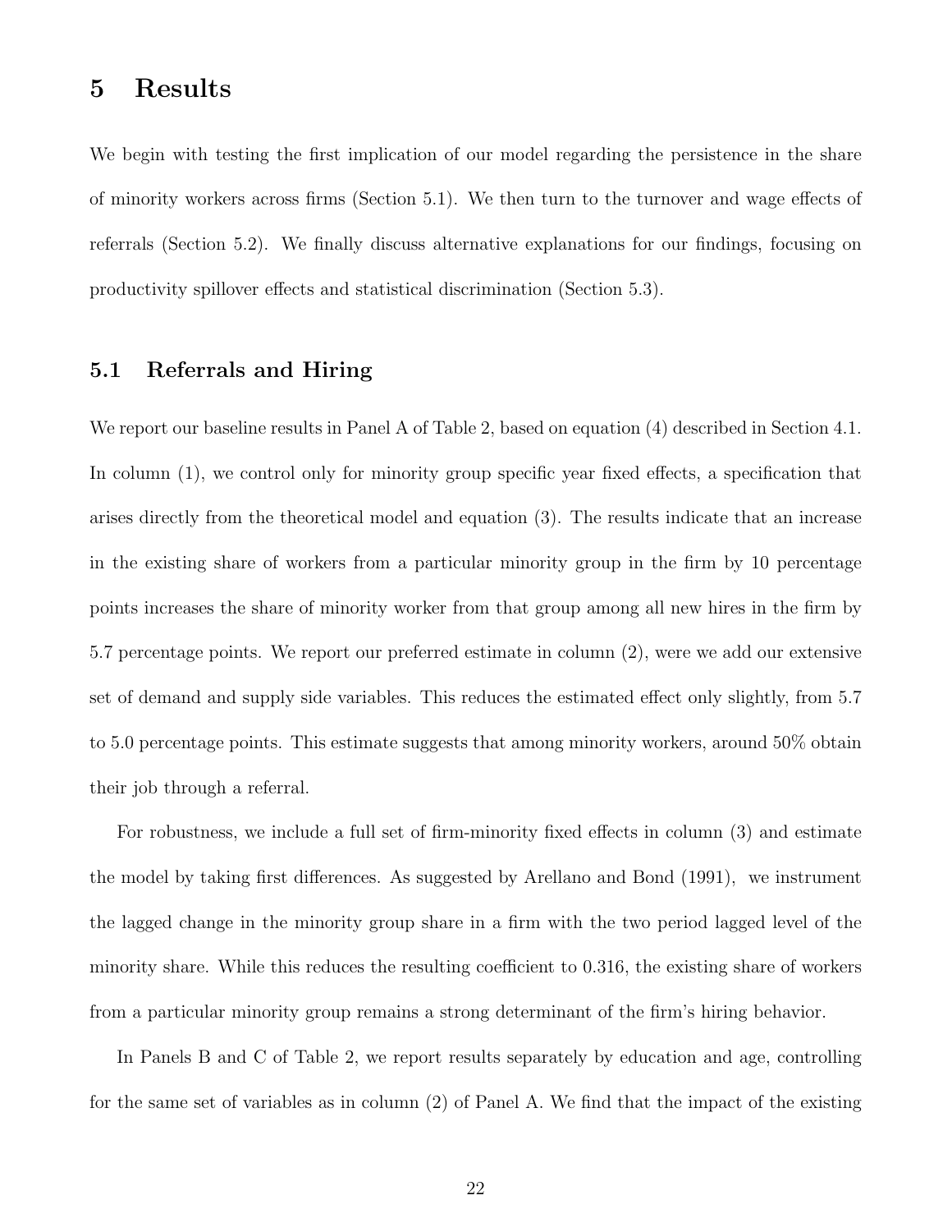# 5 Results

We begin with testing the first implication of our model regarding the persistence in the share of minority workers across firms (Section 5.1). We then turn to the turnover and wage effects of referrals (Section 5.2). We finally discuss alternative explanations for our findings, focusing on productivity spillover effects and statistical discrimination (Section 5.3).

## 5.1 Referrals and Hiring

We report our baseline results in Panel A of Table 2, based on equation (4) described in Section 4.1. In column (1), we control only for minority group specific year fixed effects, a specification that arises directly from the theoretical model and equation (3). The results indicate that an increase in the existing share of workers from a particular minority group in the firm by 10 percentage points increases the share of minority worker from that group among all new hires in the firm by 5.7 percentage points. We report our preferred estimate in column (2), were we add our extensive set of demand and supply side variables. This reduces the estimated effect only slightly, from 5.7 to 5.0 percentage points. This estimate suggests that among minority workers, around 50% obtain their job through a referral.

For robustness, we include a full set of firm-minority fixed effects in column (3) and estimate the model by taking first differences. As suggested by Arellano and Bond (1991), we instrument the lagged change in the minority group share in a firm with the two period lagged level of the minority share. While this reduces the resulting coefficient to 0.316, the existing share of workers from a particular minority group remains a strong determinant of the firm's hiring behavior.

In Panels B and C of Table 2, we report results separately by education and age, controlling for the same set of variables as in column (2) of Panel A. We find that the impact of the existing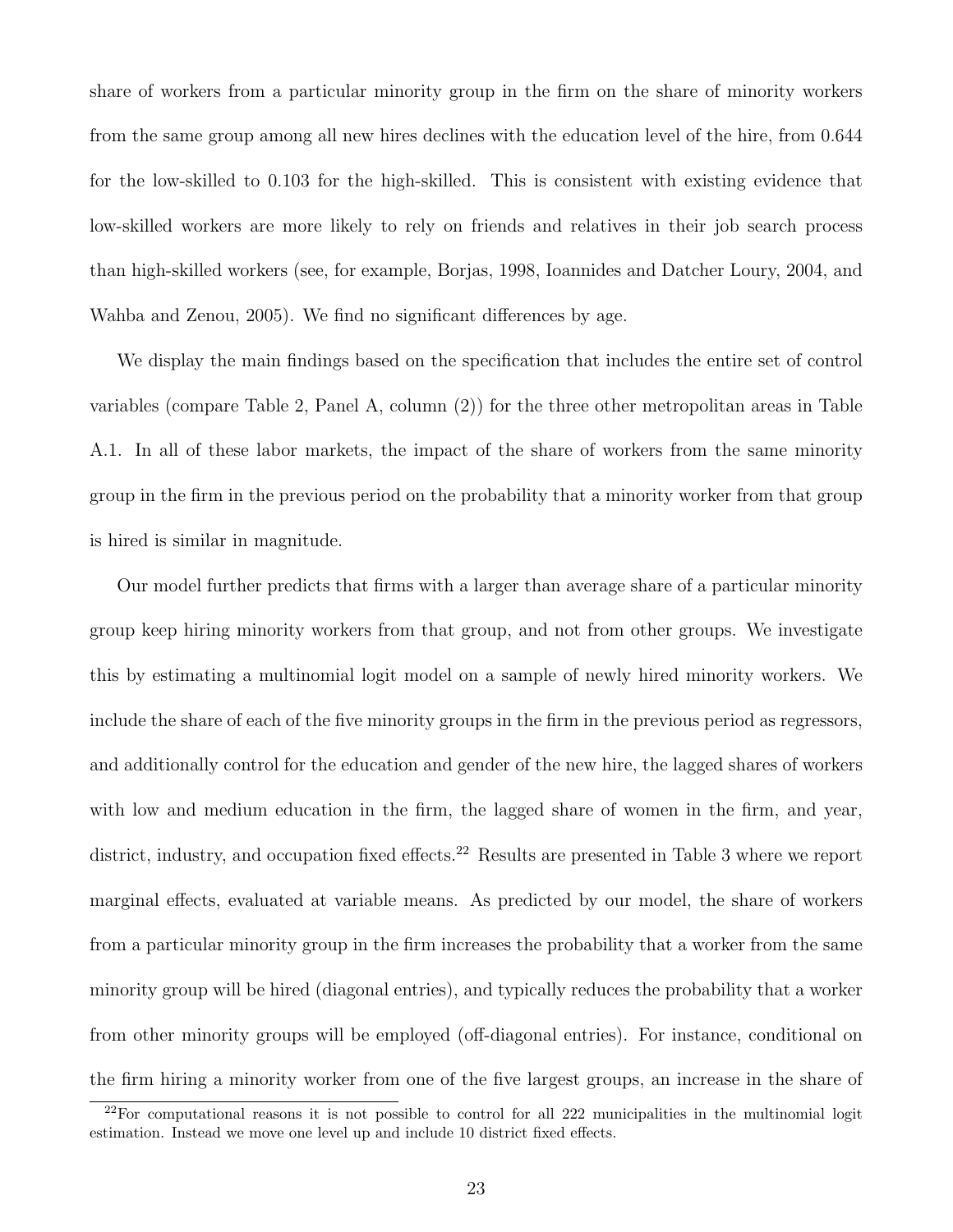share of workers from a particular minority group in the firm on the share of minority workers from the same group among all new hires declines with the education level of the hire, from 0.644 for the low-skilled to 0.103 for the high-skilled. This is consistent with existing evidence that low-skilled workers are more likely to rely on friends and relatives in their job search process than high-skilled workers (see, for example, Borjas, 1998, Ioannides and Datcher Loury, 2004, and Wahba and Zenou, 2005). We find no significant differences by age.

We display the main findings based on the specification that includes the entire set of control variables (compare Table 2, Panel A, column (2)) for the three other metropolitan areas in Table A.1. In all of these labor markets, the impact of the share of workers from the same minority group in the firm in the previous period on the probability that a minority worker from that group is hired is similar in magnitude.

Our model further predicts that firms with a larger than average share of a particular minority group keep hiring minority workers from that group, and not from other groups. We investigate this by estimating a multinomial logit model on a sample of newly hired minority workers. We include the share of each of the five minority groups in the firm in the previous period as regressors, and additionally control for the education and gender of the new hire, the lagged shares of workers with low and medium education in the firm, the lagged share of women in the firm, and year, district, industry, and occupation fixed effects.[22] Results are presented in Table 3 where we report marginal effects, evaluated at variable means. As predicted by our model, the share of workers from a particular minority group in the firm increases the probability that a worker from the same minority group will be hired (diagonal entries), and typically reduces the probability that a worker from other minority groups will be employed (off-diagonal entries). For instance, conditional on the firm hiring a minority worker from one of the five largest groups, an increase in the share of

[22] For computational reasons it is not possible to control for all 222 municipalities in the multinomial logit estimation. Instead we move one level up and include 10 district fixed effects.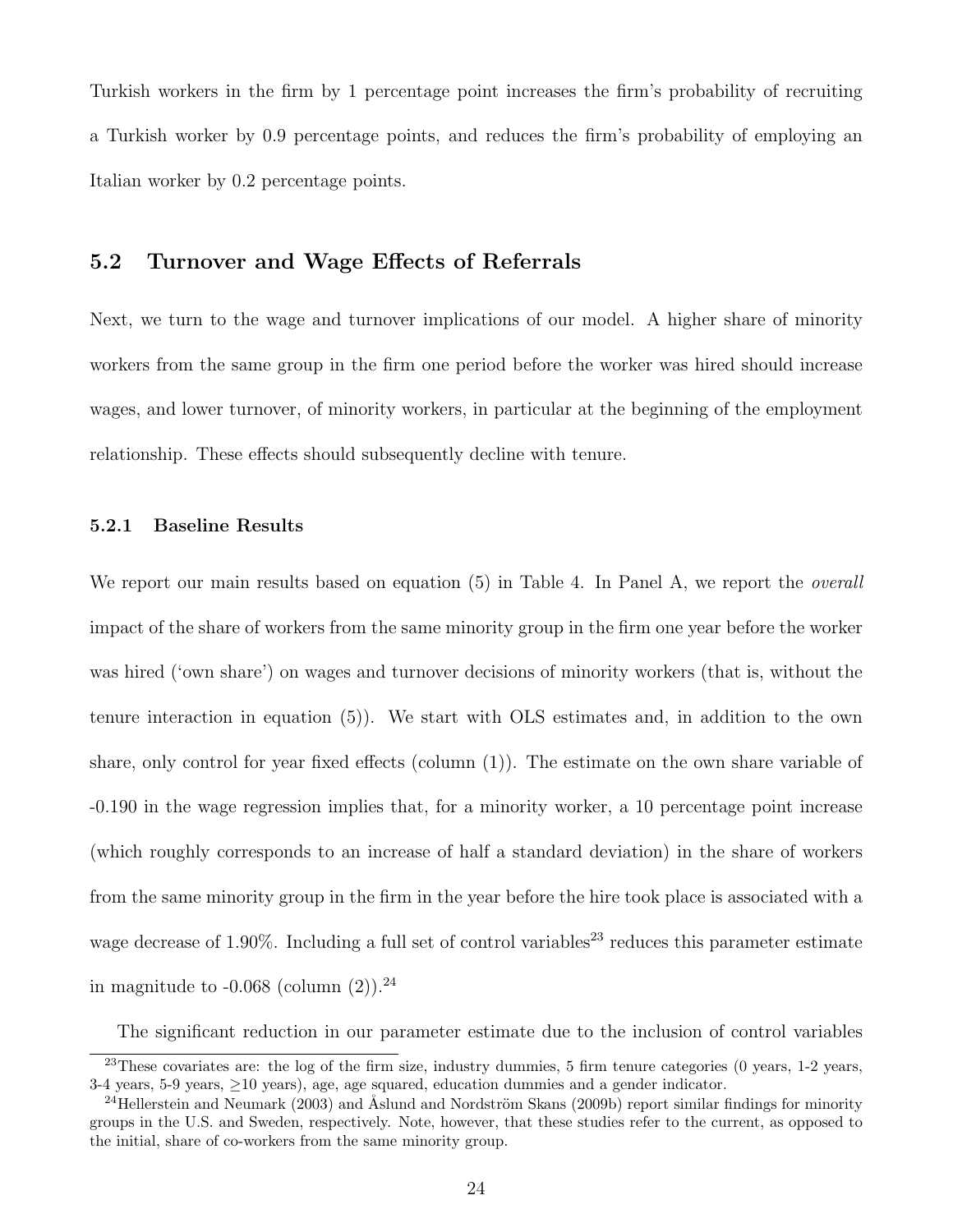Turkish workers in the firm by 1 percentage point increases the firm's probability of recruiting a Turkish worker by 0.9 percentage points, and reduces the firm's probability of employing an Italian worker by 0.2 percentage points.

## 5.2 Turnover and Wage Effects of Referrals

Next, we turn to the wage and turnover implications of our model. A higher share of minority workers from the same group in the firm one period before the worker was hired should increase wages, and lower turnover, of minority workers, in particular at the beginning of the employment relationship. These effects should subsequently decline with tenure.

### 5.2.1 Baseline Results

We report our main results based on equation (5) in Table 4. In Panel A, we report the *overall* impact of the share of workers from the same minority group in the firm one year before the worker was hired ('own share') on wages and turnover decisions of minority workers (that is, without the tenure interaction in equation (5)). We start with OLS estimates and, in addition to the own share, only control for year fixed effects (column (1)). The estimate on the own share variable of -0.190 in the wage regression implies that, for a minority worker, a 10 percentage point increase (which roughly corresponds to an increase of half a standard deviation) in the share of workers from the same minority group in the firm in the year before the hire took place is associated with a wage decrease of 1.90%. Including a full set of control variables[23] reduces this parameter estimate in magnitude to -0.068 (column (2)).[24]

The significant reduction in our parameter estimate due to the inclusion of control variables

[23] These covariates are: the log of the firm size, industry dummies, 5 firm tenure categories (0 years, 1-2 years, 3-4 years, 5-9 years, ≥10 years), age, age squared, education dummies and a gender indicator.

[24] Hellerstein and Neumark (2003) and Åslund and Nordström Skans (2009b) report similar findings for minority groups in the U.S. and Sweden, respectively. Note, however, that these studies refer to the current, as opposed to the initial, share of co-workers from the same minority group.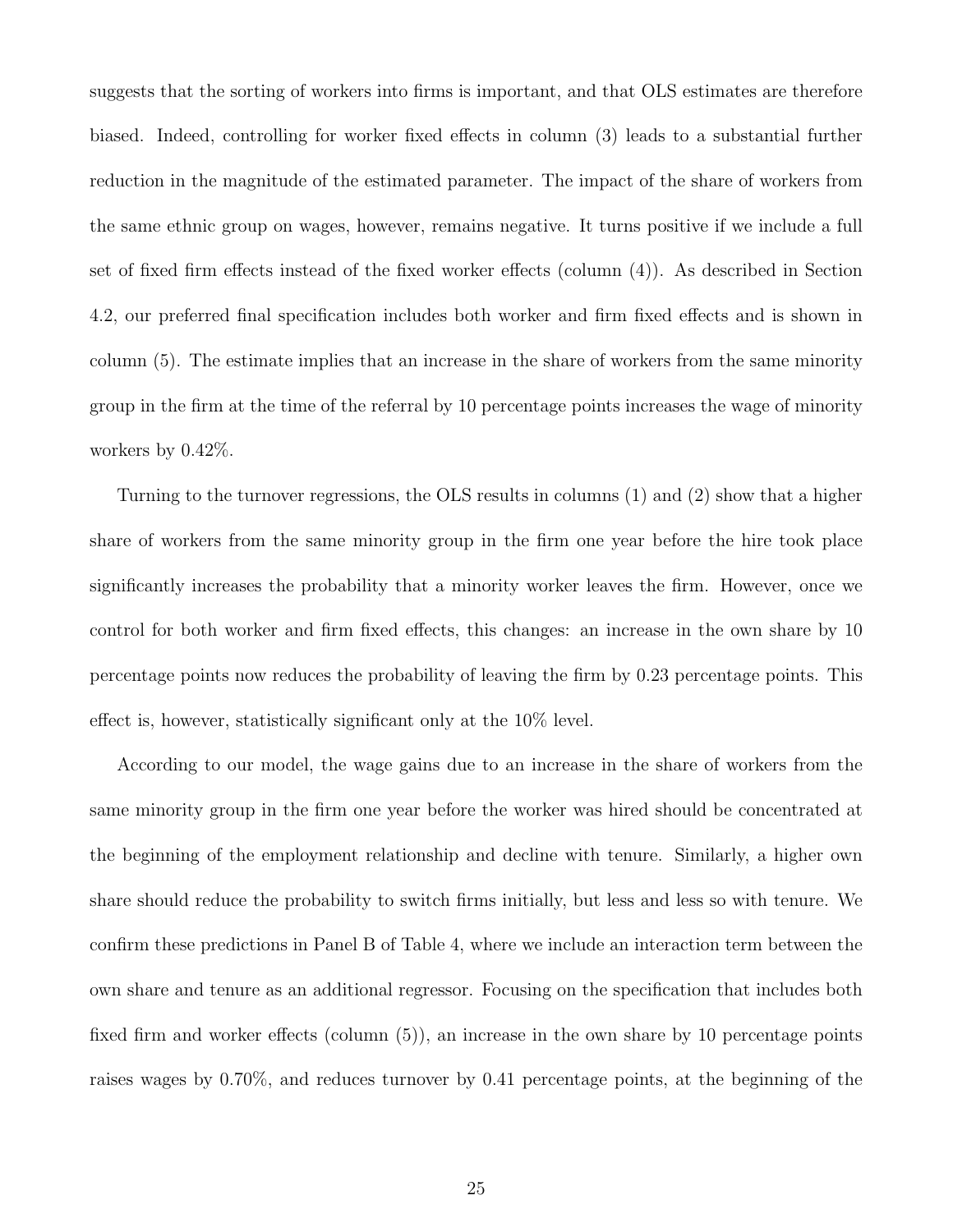suggests that the sorting of workers into firms is important, and that OLS estimates are therefore biased. Indeed, controlling for worker fixed effects in column (3) leads to a substantial further reduction in the magnitude of the estimated parameter. The impact of the share of workers from the same ethnic group on wages, however, remains negative. It turns positive if we include a full set of fixed firm effects instead of the fixed worker effects (column (4)). As described in Section 4.2, our preferred final specification includes both worker and firm fixed effects and is shown in column (5). The estimate implies that an increase in the share of workers from the same minority group in the firm at the time of the referral by 10 percentage points increases the wage of minority workers by 0.42%.

Turning to the turnover regressions, the OLS results in columns (1) and (2) show that a higher share of workers from the same minority group in the firm one year before the hire took place significantly increases the probability that a minority worker leaves the firm. However, once we control for both worker and firm fixed effects, this changes: an increase in the own share by 10 percentage points now reduces the probability of leaving the firm by 0.23 percentage points. This effect is, however, statistically significant only at the 10% level.

According to our model, the wage gains due to an increase in the share of workers from the same minority group in the firm one year before the worker was hired should be concentrated at the beginning of the employment relationship and decline with tenure. Similarly, a higher own share should reduce the probability to switch firms initially, but less and less so with tenure. We confirm these predictions in Panel B of Table 4, where we include an interaction term between the own share and tenure as an additional regressor. Focusing on the specification that includes both fixed firm and worker effects (column (5)), an increase in the own share by 10 percentage points raises wages by 0.70%, and reduces turnover by 0.41 percentage points, at the beginning of the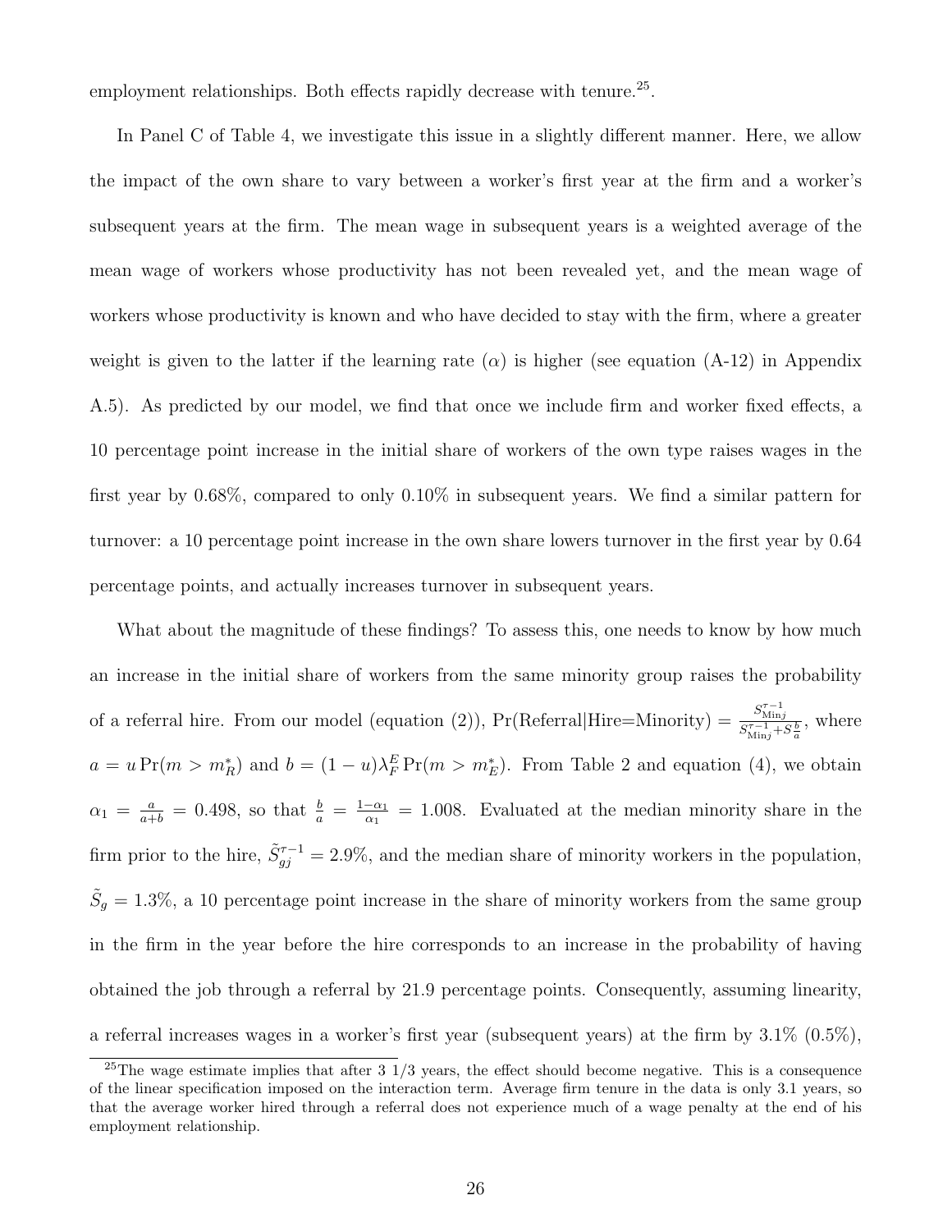employment relationships. Both effects rapidly decrease with tenure.[25].

In Panel C of Table 4, we investigate this issue in a slightly different manner. Here, we allow the impact of the own share to vary between a worker's first year at the firm and a worker's subsequent years at the firm. The mean wage in subsequent years is a weighted average of the mean wage of workers whose productivity has not been revealed yet, and the mean wage of workers whose productivity is known and who have decided to stay with the firm, where a greater weight is given to the latter if the learning rate ($\alpha$) is higher (see equation (A-12) in Appendix A.5). As predicted by our model, we find that once we include firm and worker fixed effects, a 10 percentage point increase in the initial share of workers of the own type raises wages in the first year by 0.68%, compared to only 0.10% in subsequent years. We find a similar pattern for turnover: a 10 percentage point increase in the own share lowers turnover in the first year by 0.64 percentage points, and actually increases turnover in subsequent years.

What about the magnitude of these findings? To assess this, one needs to know by how much an increase in the initial share of workers from the same minority group raises the probability of a referral hire. From our model (equation (2)), $\Pr(\text{Referral}|\text{Hire=Minority}) = \frac{S_{\text{Min}j}^{\tau-1}}{S_{\text{Min}j}^{\tau-1}+S\frac{b}{a}}$, where $a = u\Pr(m > m_R^*)$ and $b = (1-u)\lambda_F^E \Pr(m > m_E^*)$. From Table 2 and equation (4), we obtain $\alpha_1 = \frac{a}{a+b} = 0.498$, so that $\frac{b}{a} = \frac{1-\alpha_1}{\alpha_1} = 1.008$. Evaluated at the median minority share in the firm prior to the hire, $\tilde{S}_{gj}^{\tau-1} = 2.9\%$, and the median share of minority workers in the population, $\tilde{S}_g = 1.3\%$, a 10 percentage point increase in the share of minority workers from the same group in the firm in the year before the hire corresponds to an increase in the probability of having obtained the job through a referral by 21.9 percentage points. Consequently, assuming linearity, a referral increases wages in a worker's first year (subsequent years) at the firm by 3.1% (0.5%),

[25]The wage estimate implies that after 3 1/3 years, the effect should become negative. This is a consequence of the linear specification imposed on the interaction term. Average firm tenure in the data is only 3.1 years, so that the average worker hired through a referral does not experience much of a wage penalty at the end of his employment relationship.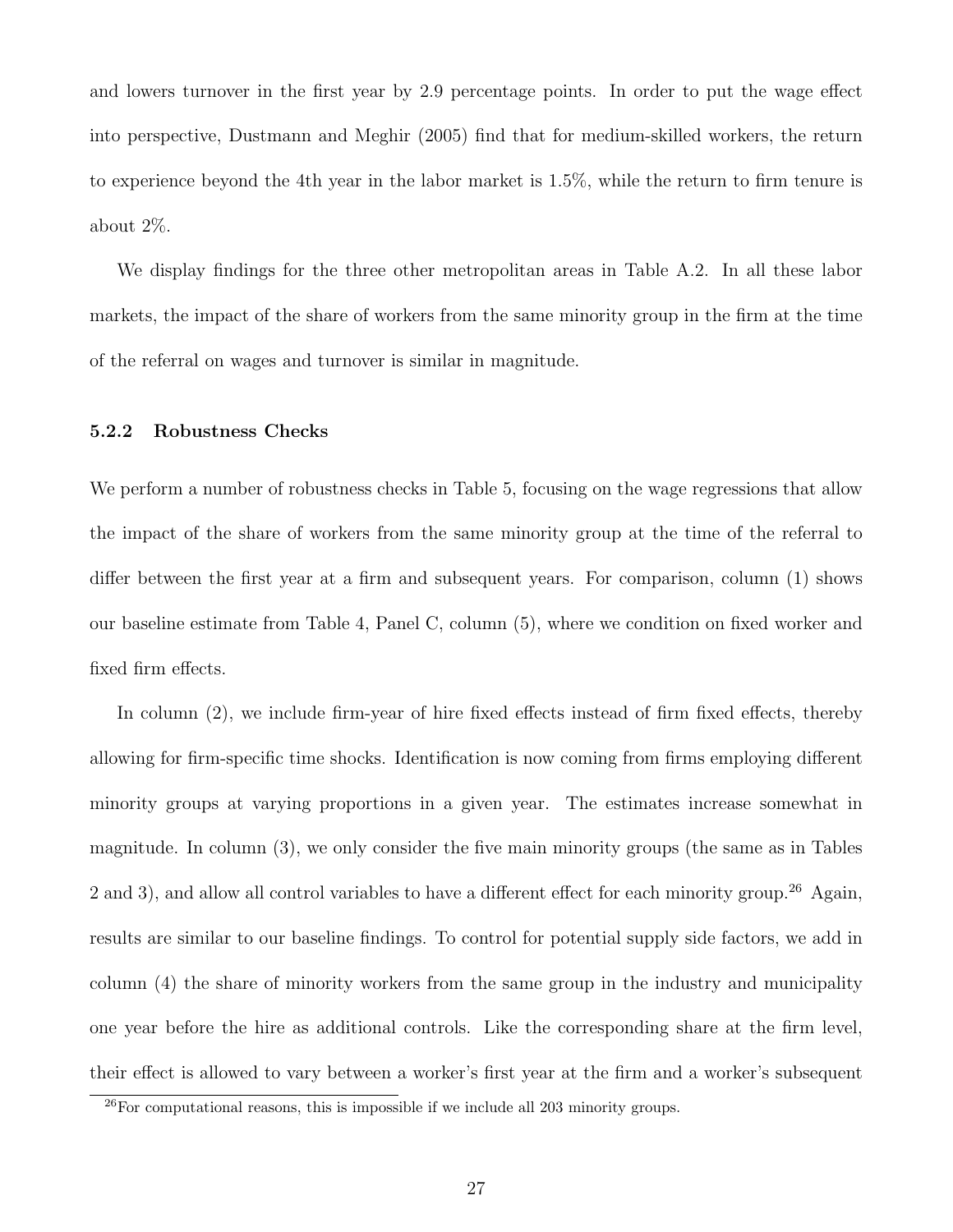and lowers turnover in the first year by 2.9 percentage points. In order to put the wage effect into perspective, Dustmann and Meghir (2005) find that for medium-skilled workers, the return to experience beyond the 4th year in the labor market is 1.5%, while the return to firm tenure is about 2%.

We display findings for the three other metropolitan areas in Table A.2. In all these labor markets, the impact of the share of workers from the same minority group in the firm at the time of the referral on wages and turnover is similar in magnitude.

### 5.2.2 Robustness Checks

We perform a number of robustness checks in Table 5, focusing on the wage regressions that allow the impact of the share of workers from the same minority group at the time of the referral to differ between the first year at a firm and subsequent years. For comparison, column (1) shows our baseline estimate from Table 4, Panel C, column (5), where we condition on fixed worker and fixed firm effects.

In column (2), we include firm-year of hire fixed effects instead of firm fixed effects, thereby allowing for firm-specific time shocks. Identification is now coming from firms employing different minority groups at varying proportions in a given year. The estimates increase somewhat in magnitude. In column (3), we only consider the five main minority groups (the same as in Tables 2 and 3), and allow all control variables to have a different effect for each minority group.[26] Again, results are similar to our baseline findings. To control for potential supply side factors, we add in column (4) the share of minority workers from the same group in the industry and municipality one year before the hire as additional controls. Like the corresponding share at the firm level, their effect is allowed to vary between a worker's first year at the firm and a worker's subsequent

[26] For computational reasons, this is impossible if we include all 203 minority groups.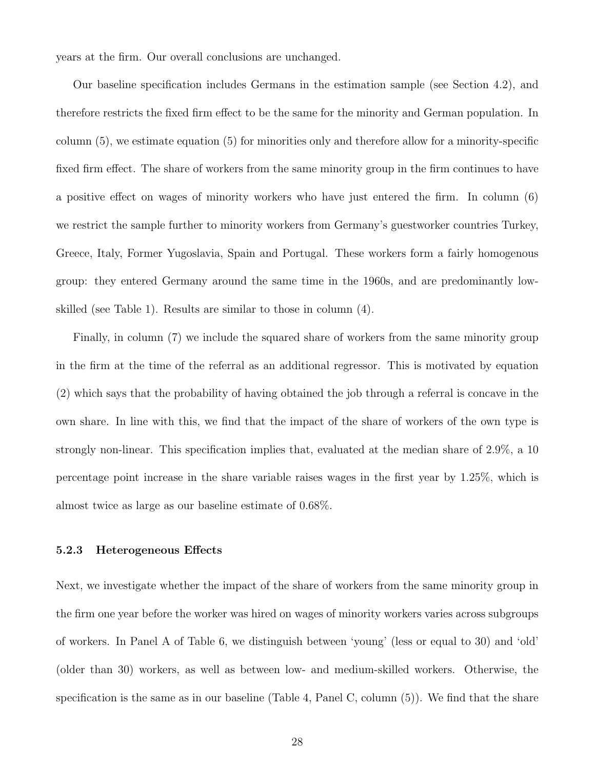years at the firm. Our overall conclusions are unchanged.

Our baseline specification includes Germans in the estimation sample (see Section 4.2), and therefore restricts the fixed firm effect to be the same for the minority and German population. In column (5), we estimate equation (5) for minorities only and therefore allow for a minority-specific fixed firm effect. The share of workers from the same minority group in the firm continues to have a positive effect on wages of minority workers who have just entered the firm. In column (6) we restrict the sample further to minority workers from Germany's guestworker countries Turkey, Greece, Italy, Former Yugoslavia, Spain and Portugal. These workers form a fairly homogenous group: they entered Germany around the same time in the 1960s, and are predominantly low-skilled (see Table 1). Results are similar to those in column (4).

Finally, in column (7) we include the squared share of workers from the same minority group in the firm at the time of the referral as an additional regressor. This is motivated by equation (2) which says that the probability of having obtained the job through a referral is concave in the own share. In line with this, we find that the impact of the share of workers of the own type is strongly non-linear. This specification implies that, evaluated at the median share of 2.9%, a 10 percentage point increase in the share variable raises wages in the first year by 1.25%, which is almost twice as large as our baseline estimate of 0.68%.

### 5.2.3 Heterogeneous Effects

Next, we investigate whether the impact of the share of workers from the same minority group in the firm one year before the worker was hired on wages of minority workers varies across subgroups of workers. In Panel A of Table 6, we distinguish between 'young' (less or equal to 30) and 'old' (older than 30) workers, as well as between low- and medium-skilled workers. Otherwise, the specification is the same as in our baseline (Table 4, Panel C, column (5)). We find that the share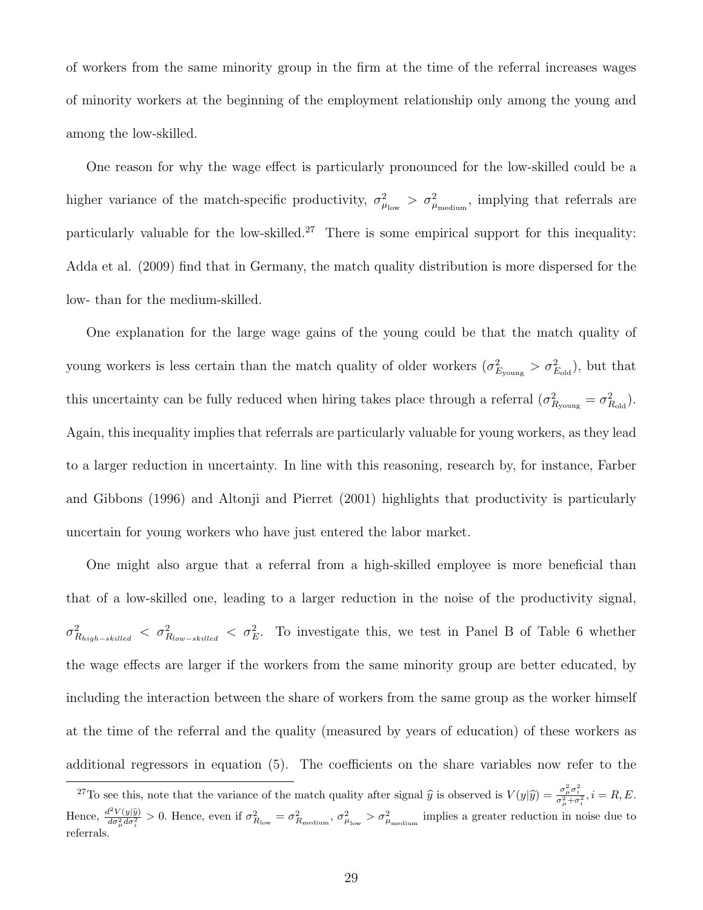of workers from the same minority group in the firm at the time of the referral increases wages of minority workers at the beginning of the employment relationship only among the young and among the low-skilled.

One reason for why the wage effect is particularly pronounced for the low-skilled could be a higher variance of the match-specific productivity, $\sigma^2_{\mu_{\text{low}}} > \sigma^2_{\mu_{\text{medium}}}$, implying that referrals are particularly valuable for the low-skilled.[27] There is some empirical support for this inequality: Adda et al. (2009) find that in Germany, the match quality distribution is more dispersed for the low- than for the medium-skilled.

One explanation for the large wage gains of the young could be that the match quality of young workers is less certain than the match quality of older workers ($\sigma^2_{E_{\text{young}}} > \sigma^2_{E_{\text{old}}}$), but that this uncertainty can be fully reduced when hiring takes place through a referral ($\sigma^2_{R_{\text{young}}} = \sigma^2_{R_{\text{old}}}$). Again, this inequality implies that referrals are particularly valuable for young workers, as they lead to a larger reduction in uncertainty. In line with this reasoning, research by, for instance, Farber and Gibbons (1996) and Altonji and Pierret (2001) highlights that productivity is particularly uncertain for young workers who have just entered the labor market.

One might also argue that a referral from a high-skilled employee is more beneficial than that of a low-skilled one, leading to a larger reduction in the noise of the productivity signal, $\sigma^2_{R_{high-skilled}} < \sigma^2_{R_{low-skilled}} < \sigma^2_E$. To investigate this, we test in Panel B of Table 6 whether the wage effects are larger if the workers from the same minority group are better educated, by including the interaction between the share of workers from the same group as the worker himself at the time of the referral and the quality (measured by years of education) of these workers as additional regressors in equation (5). The coefficients on the share variables now refer to the

[27] To see this, note that the variance of the match quality after signal $\widehat{y}$ is observed is $V(y|\widehat{y}) = \frac{\sigma^2_\mu \sigma^2_i}{\sigma^2_\mu + \sigma^2_i}, i = R, E$. Hence, $\frac{d^2 V(y|\widehat{y})}{d\sigma^2_\mu d\sigma^2_i} > 0$. Hence, even if $\sigma^2_{R_{\text{low}}} = \sigma^2_{R_{\text{medium}}}$, $\sigma^2_{\mu_{\text{low}}} > \sigma^2_{\mu_{\text{medium}}}$ implies a greater reduction in noise due to referrals.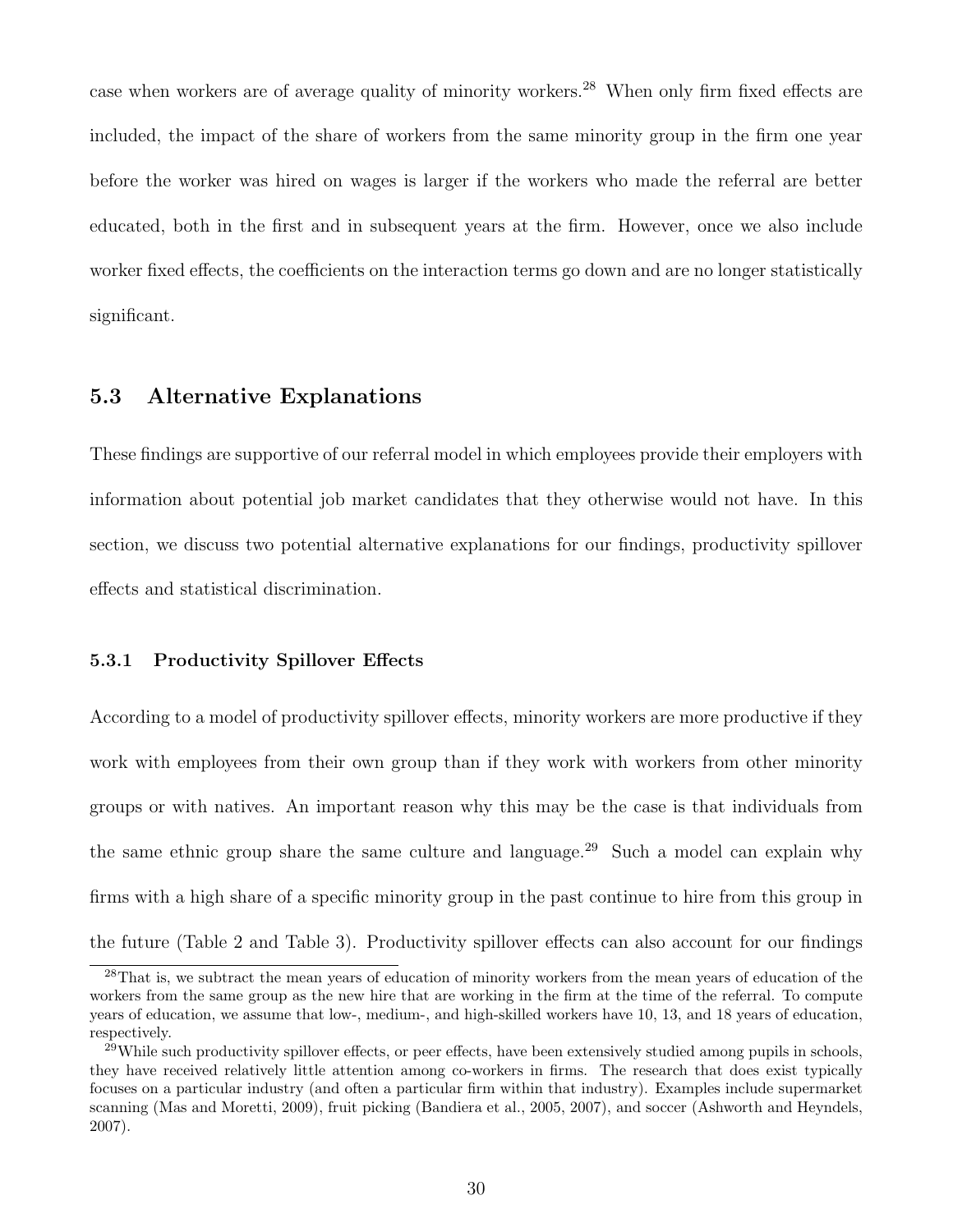case when workers are of average quality of minority workers.[28] When only firm fixed effects are included, the impact of the share of workers from the same minority group in the firm one year before the worker was hired on wages is larger if the workers who made the referral are better educated, both in the first and in subsequent years at the firm. However, once we also include worker fixed effects, the coefficients on the interaction terms go down and are no longer statistically significant.

## 5.3 Alternative Explanations

These findings are supportive of our referral model in which employees provide their employers with information about potential job market candidates that they otherwise would not have. In this section, we discuss two potential alternative explanations for our findings, productivity spillover effects and statistical discrimination.

### 5.3.1 Productivity Spillover Effects

According to a model of productivity spillover effects, minority workers are more productive if they work with employees from their own group than if they work with workers from other minority groups or with natives. An important reason why this may be the case is that individuals from the same ethnic group share the same culture and language.[29] Such a model can explain why firms with a high share of a specific minority group in the past continue to hire from this group in the future (Table 2 and Table 3). Productivity spillover effects can also account for our findings

[28] That is, we subtract the mean years of education of minority workers from the mean years of education of the workers from the same group as the new hire that are working in the firm at the time of the referral. To compute years of education, we assume that low-, medium-, and high-skilled workers have 10, 13, and 18 years of education, respectively.

[29] While such productivity spillover effects, or peer effects, have been extensively studied among pupils in schools, they have received relatively little attention among co-workers in firms. The research that does exist typically focuses on a particular industry (and often a particular firm within that industry). Examples include supermarket scanning (Mas and Moretti, 2009), fruit picking (Bandiera et al., 2005, 2007), and soccer (Ashworth and Heyndels, 2007).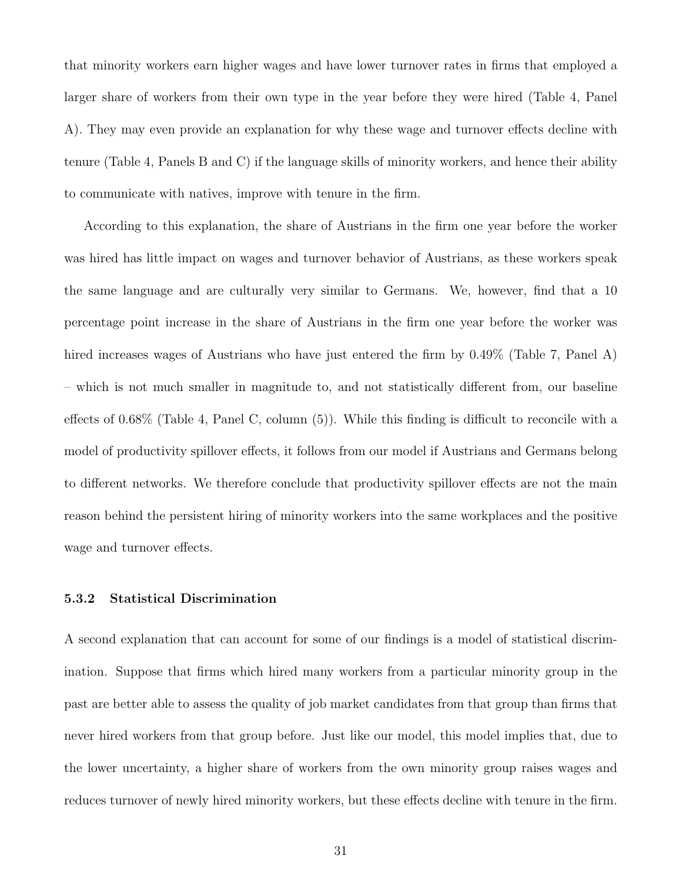that minority workers earn higher wages and have lower turnover rates in firms that employed a larger share of workers from their own type in the year before they were hired (Table 4, Panel A). They may even provide an explanation for why these wage and turnover effects decline with tenure (Table 4, Panels B and C) if the language skills of minority workers, and hence their ability to communicate with natives, improve with tenure in the firm.

According to this explanation, the share of Austrians in the firm one year before the worker was hired has little impact on wages and turnover behavior of Austrians, as these workers speak the same language and are culturally very similar to Germans. We, however, find that a 10 percentage point increase in the share of Austrians in the firm one year before the worker was hired increases wages of Austrians who have just entered the firm by 0.49% (Table 7, Panel A) – which is not much smaller in magnitude to, and not statistically different from, our baseline effects of 0.68% (Table 4, Panel C, column (5)). While this finding is difficult to reconcile with a model of productivity spillover effects, it follows from our model if Austrians and Germans belong to different networks. We therefore conclude that productivity spillover effects are not the main reason behind the persistent hiring of minority workers into the same workplaces and the positive wage and turnover effects.

#### 5.3.2 Statistical Discrimination

A second explanation that can account for some of our findings is a model of statistical discrimination. Suppose that firms which hired many workers from a particular minority group in the past are better able to assess the quality of job market candidates from that group than firms that never hired workers from that group before. Just like our model, this model implies that, due to the lower uncertainty, a higher share of workers from the own minority group raises wages and reduces turnover of newly hired minority workers, but these effects decline with tenure in the firm.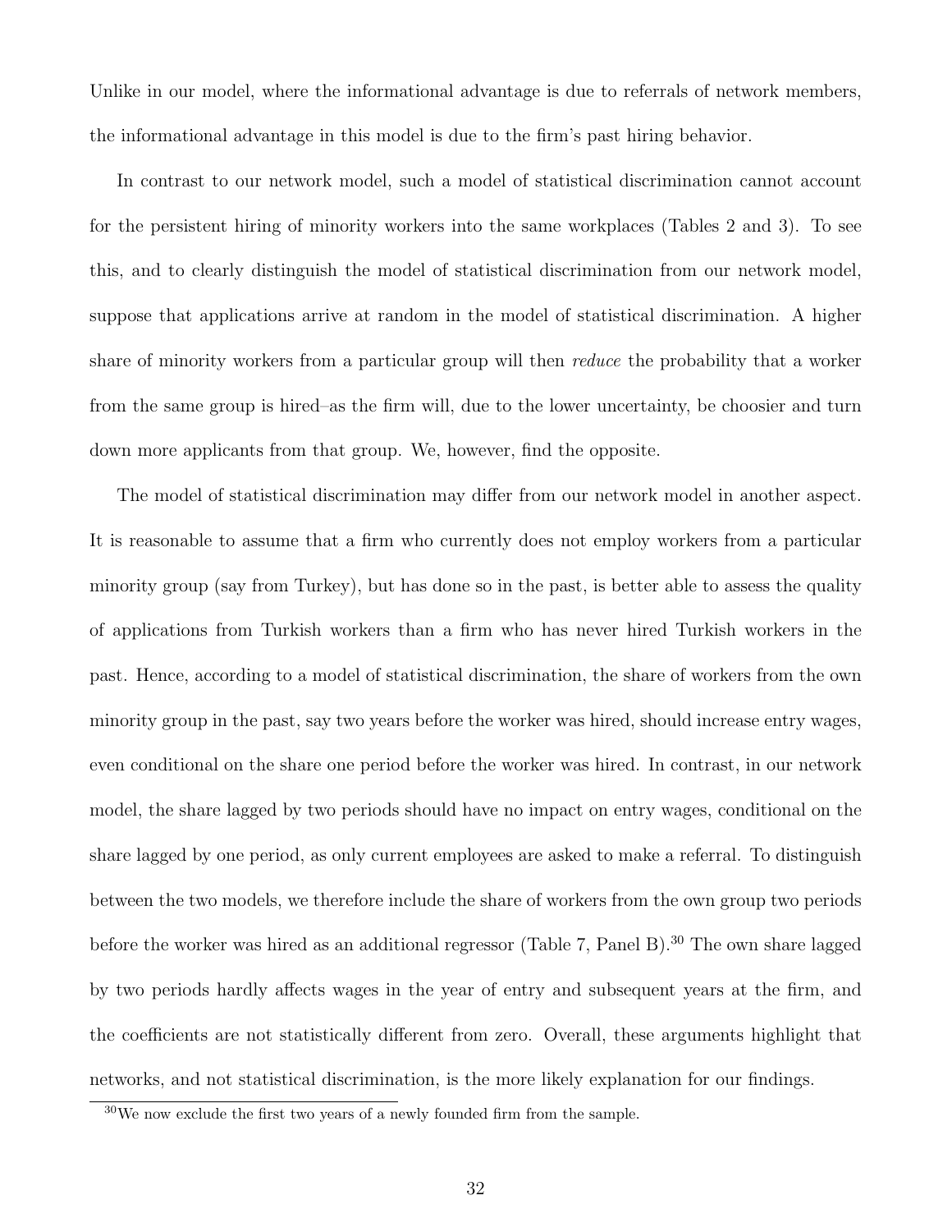Unlike in our model, where the informational advantage is due to referrals of network members, the informational advantage in this model is due to the firm's past hiring behavior.

In contrast to our network model, such a model of statistical discrimination cannot account for the persistent hiring of minority workers into the same workplaces (Tables 2 and 3). To see this, and to clearly distinguish the model of statistical discrimination from our network model, suppose that applications arrive at random in the model of statistical discrimination. A higher share of minority workers from a particular group will then *reduce* the probability that a worker from the same group is hired–as the firm will, due to the lower uncertainty, be choosier and turn down more applicants from that group. We, however, find the opposite.

The model of statistical discrimination may differ from our network model in another aspect. It is reasonable to assume that a firm who currently does not employ workers from a particular minority group (say from Turkey), but has done so in the past, is better able to assess the quality of applications from Turkish workers than a firm who has never hired Turkish workers in the past. Hence, according to a model of statistical discrimination, the share of workers from the own minority group in the past, say two years before the worker was hired, should increase entry wages, even conditional on the share one period before the worker was hired. In contrast, in our network model, the share lagged by two periods should have no impact on entry wages, conditional on the share lagged by one period, as only current employees are asked to make a referral. To distinguish between the two models, we therefore include the share of workers from the own group two periods before the worker was hired as an additional regressor (Table 7, Panel B).[30] The own share lagged by two periods hardly affects wages in the year of entry and subsequent years at the firm, and the coefficients are not statistically different from zero. Overall, these arguments highlight that networks, and not statistical discrimination, is the more likely explanation for our findings.

[30]We now exclude the first two years of a newly founded firm from the sample.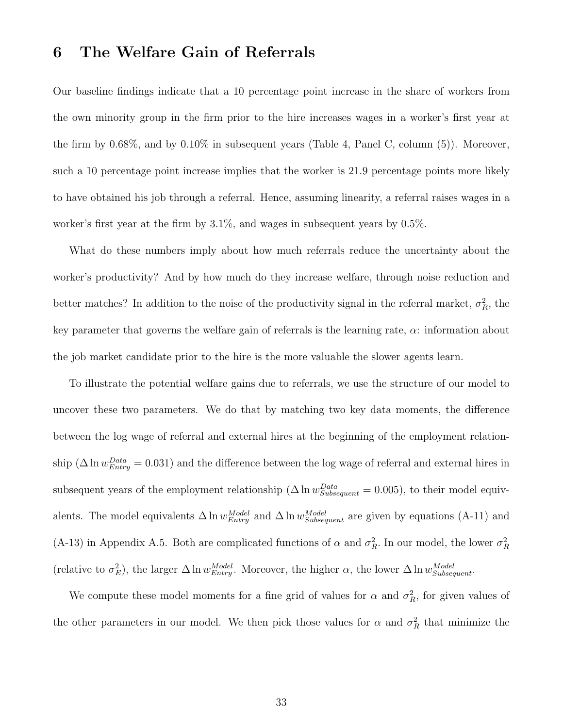# 6 The Welfare Gain of Referrals

Our baseline findings indicate that a 10 percentage point increase in the share of workers from the own minority group in the firm prior to the hire increases wages in a worker's first year at the firm by 0.68%, and by 0.10% in subsequent years (Table 4, Panel C, column (5)). Moreover, such a 10 percentage point increase implies that the worker is 21.9 percentage points more likely to have obtained his job through a referral. Hence, assuming linearity, a referral raises wages in a worker's first year at the firm by 3.1%, and wages in subsequent years by 0.5%.

What do these numbers imply about how much referrals reduce the uncertainty about the worker's productivity? And by how much do they increase welfare, through noise reduction and better matches? In addition to the noise of the productivity signal in the referral market, $\sigma_R^2$, the key parameter that governs the welfare gain of referrals is the learning rate, $\alpha$: information about the job market candidate prior to the hire is the more valuable the slower agents learn.

To illustrate the potential welfare gains due to referrals, we use the structure of our model to uncover these two parameters. We do that by matching two key data moments, the difference between the log wage of referral and external hires at the beginning of the employment relationship ($\Delta \ln w_{Entry}^{Data} = 0.031$) and the difference between the log wage of referral and external hires in subsequent years of the employment relationship ($\Delta \ln w_{Subsequent}^{Data} = 0.005$), to their model equivalents. The model equivalents $\Delta \ln w_{Entry}^{Model}$ and $\Delta \ln w_{Subsequent}^{Model}$ are given by equations (A-11) and (A-13) in Appendix A.5. Both are complicated functions of $\alpha$ and $\sigma_R^2$. In our model, the lower $\sigma_R^2$ (relative to $\sigma_E^2$), the larger $\Delta \ln w_{Entry}^{Model}$. Moreover, the higher $\alpha$, the lower $\Delta \ln w_{Subsequent}^{Model}$.

We compute these model moments for a fine grid of values for $\alpha$ and $\sigma_R^2$, for given values of the other parameters in our model. We then pick those values for $\alpha$ and $\sigma_R^2$ that minimize the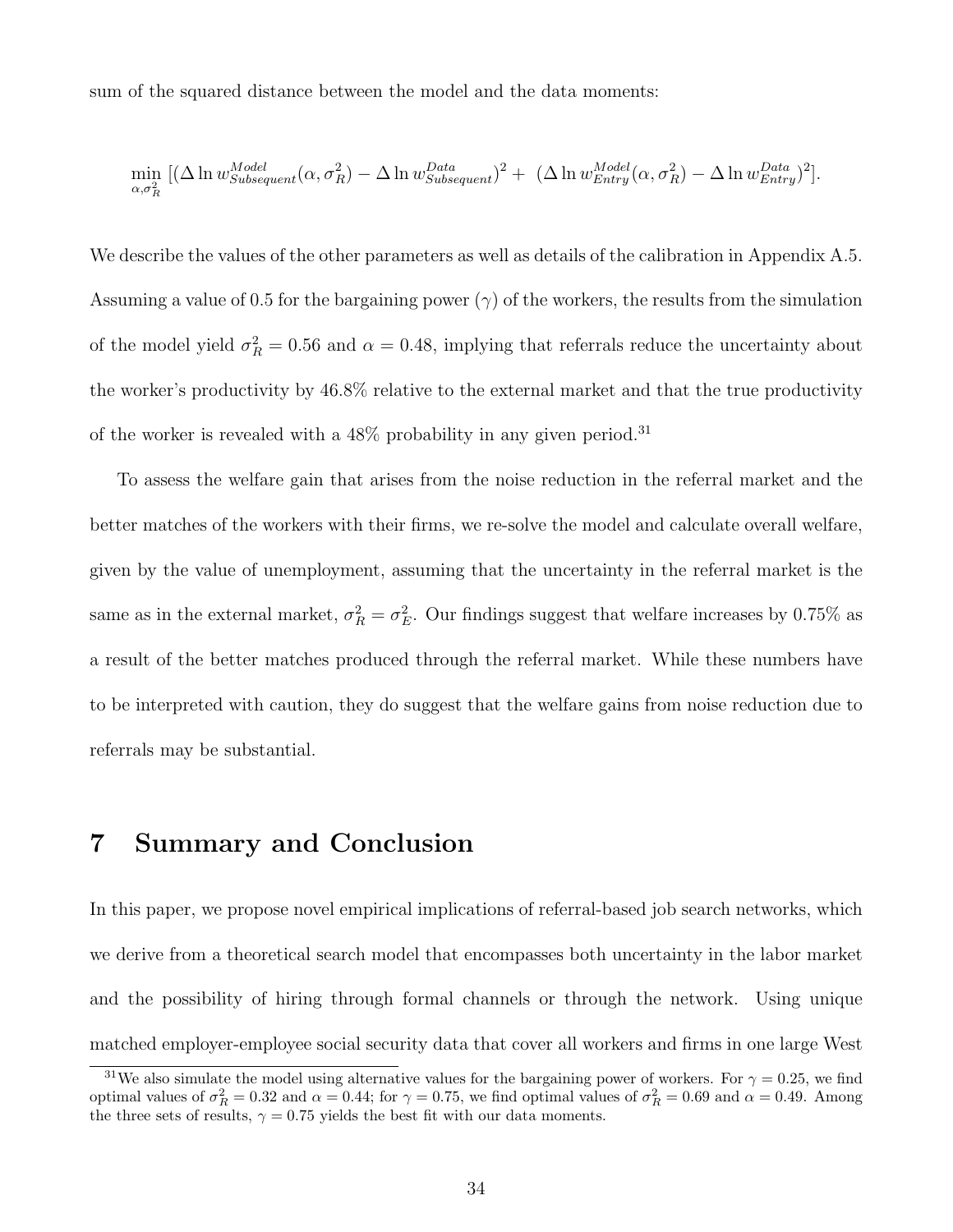sum of the squared distance between the model and the data moments:

$$\min_{\alpha,\sigma_R^2} [(\Delta \ln w_{Subsequent}^{Model}(\alpha,\sigma_R^2) - \Delta \ln w_{Subsequent}^{Data})^2 + \ (\Delta \ln w_{Entry}^{Model}(\alpha,\sigma_R^2) - \Delta \ln w_{Entry}^{Data})^2].$$

We describe the values of the other parameters as well as details of the calibration in Appendix A.5. Assuming a value of 0.5 for the bargaining power ($\gamma$) of the workers, the results from the simulation of the model yield $\sigma_R^2 = 0.56$ and $\alpha = 0.48$, implying that referrals reduce the uncertainty about the worker's productivity by 46.8% relative to the external market and that the true productivity of the worker is revealed with a 48% probability in any given period.[31]

To assess the welfare gain that arises from the noise reduction in the referral market and the better matches of the workers with their firms, we re-solve the model and calculate overall welfare, given by the value of unemployment, assuming that the uncertainty in the referral market is the same as in the external market, $\sigma_R^2 = \sigma_E^2$. Our findings suggest that welfare increases by 0.75% as a result of the better matches produced through the referral market. While these numbers have to be interpreted with caution, they do suggest that the welfare gains from noise reduction due to referrals may be substantial.

# 7 Summary and Conclusion

In this paper, we propose novel empirical implications of referral-based job search networks, which we derive from a theoretical search model that encompasses both uncertainty in the labor market and the possibility of hiring through formal channels or through the network. Using unique matched employer-employee social security data that cover all workers and firms in one large West

[31] We also simulate the model using alternative values for the bargaining power of workers. For $\gamma = 0.25$, we find optimal values of $\sigma_R^2 = 0.32$ and $\alpha = 0.44$; for $\gamma = 0.75$, we find optimal values of $\sigma_R^2 = 0.69$ and $\alpha = 0.49$. Among the three sets of results, $\gamma = 0.75$ yields the best fit with our data moments.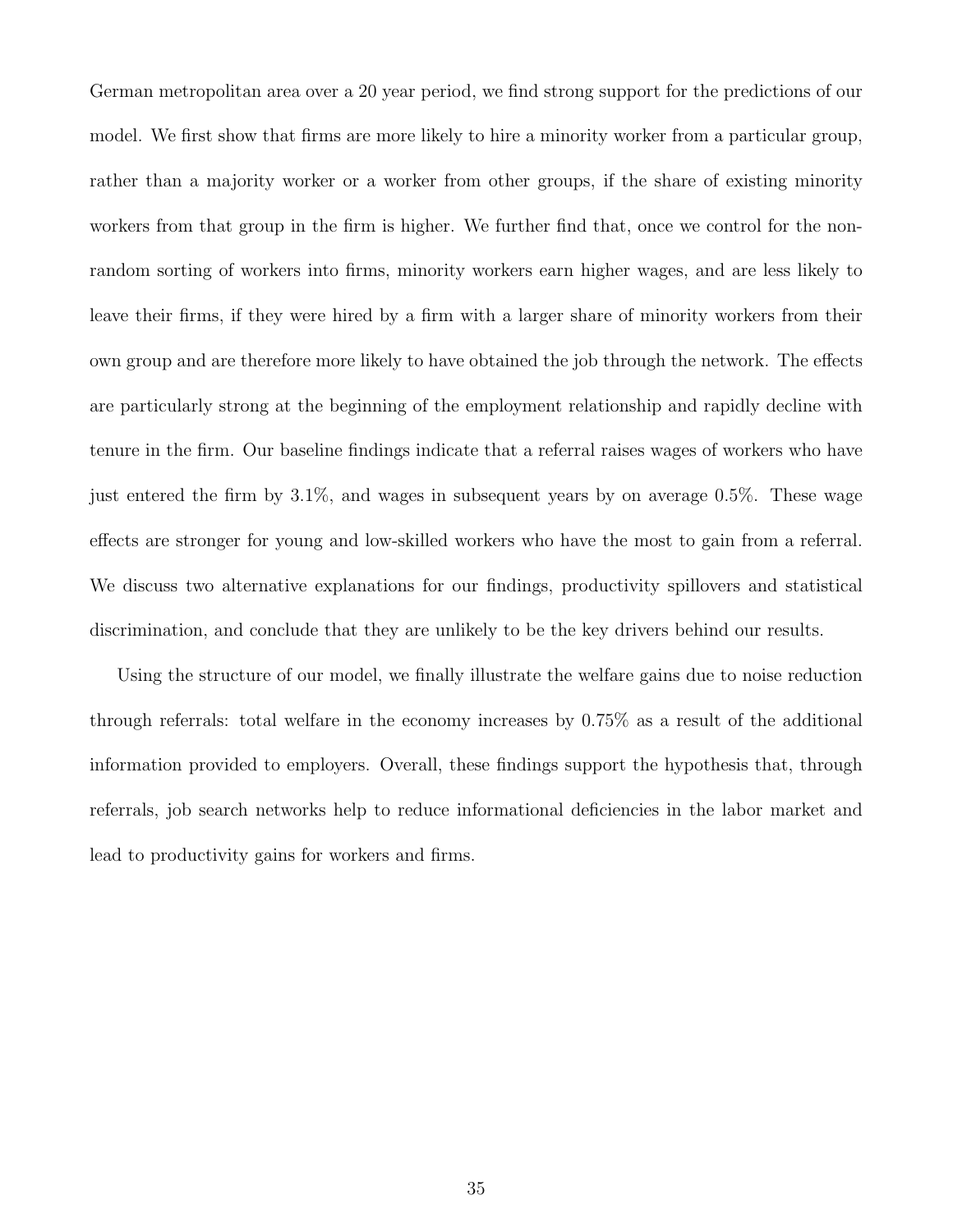German metropolitan area over a 20 year period, we find strong support for the predictions of our model. We first show that firms are more likely to hire a minority worker from a particular group, rather than a majority worker or a worker from other groups, if the share of existing minority workers from that group in the firm is higher. We further find that, once we control for the non-random sorting of workers into firms, minority workers earn higher wages, and are less likely to leave their firms, if they were hired by a firm with a larger share of minority workers from their own group and are therefore more likely to have obtained the job through the network. The effects are particularly strong at the beginning of the employment relationship and rapidly decline with tenure in the firm. Our baseline findings indicate that a referral raises wages of workers who have just entered the firm by 3.1%, and wages in subsequent years by on average 0.5%. These wage effects are stronger for young and low-skilled workers who have the most to gain from a referral. We discuss two alternative explanations for our findings, productivity spillovers and statistical discrimination, and conclude that they are unlikely to be the key drivers behind our results.

Using the structure of our model, we finally illustrate the welfare gains due to noise reduction through referrals: total welfare in the economy increases by 0.75% as a result of the additional information provided to employers. Overall, these findings support the hypothesis that, through referrals, job search networks help to reduce informational deficiencies in the labor market and lead to productivity gains for workers and firms.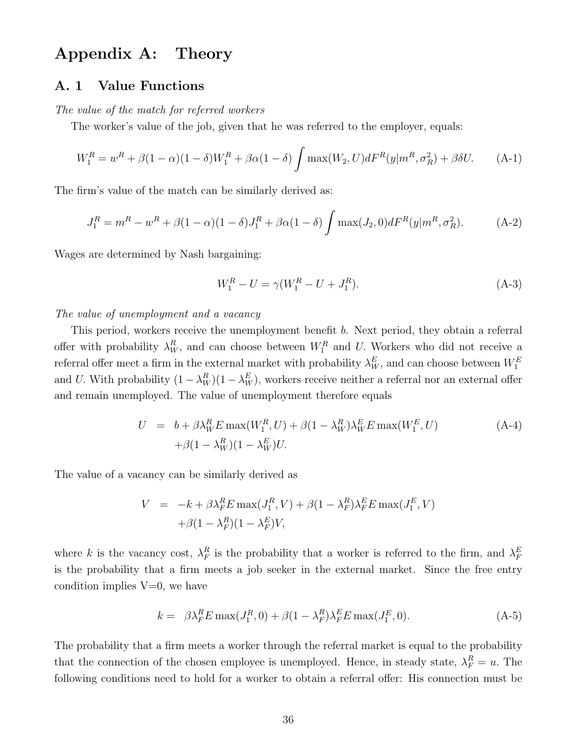# Appendix A: Theory

## A. 1 Value Functions

*The value of the match for referred workers*

The worker's value of the job, given that he was referred to the employer, equals:

$$W_1^R = w^R + \beta(1-\alpha)(1-\delta)W_1^R + \beta\alpha(1-\delta)\int \max(W_2, U)dF^R(y|m^R, \sigma_R^2) + \beta\delta U. \tag{A-1}$$

The firm's value of the match can be similarly derived as:

$$J_1^R = m^R - w^R + \beta(1-\alpha)(1-\delta)J_1^R + \beta\alpha(1-\delta)\int \max(J_2, 0)dF^R(y|m^R, \sigma_R^2). \tag{A-2}$$

Wages are determined by Nash bargaining:

$$W_1^R - U = \gamma(W_1^R - U + J_1^R). \tag{A-3}$$

*The value of unemployment and a vacancy*

This period, workers receive the unemployment benefit $b$. Next period, they obtain a referral offer with probability $\lambda_W^R$, and can choose between $W_1^R$ and $U$. Workers who did not receive a referral offer meet a firm in the external market with probability $\lambda_W^E$, and can choose between $W_1^E$ and $U$. With probability $(1-\lambda_W^R)(1-\lambda_W^E)$, workers receive neither a referral nor an external offer and remain unemployed. The value of unemployment therefore equals

$$\begin{aligned} U &= b + \beta\lambda_W^R E\max(W_1^R, U) + \beta(1-\lambda_W^R)\lambda_W^E E\max(W_1^E, U) \\ &\quad + \beta(1-\lambda_W^R)(1-\lambda_W^E)U. \end{aligned} \tag{A-4}$$

The value of a vacancy can be similarly derived as

$$\begin{aligned} V &= -k + \beta\lambda_F^R E\max(J_1^R, V) + \beta(1-\lambda_F^R)\lambda_F^E E\max(J_1^E, V) \\ &\quad + \beta(1-\lambda_F^R)(1-\lambda_F^E)V, \end{aligned}$$

where $k$ is the vacancy cost, $\lambda_F^R$ is the probability that a worker is referred to the firm, and $\lambda_F^E$ is the probability that a firm meets a job seeker in the external market. Since the free entry condition implies V=0, we have

$$k = \beta\lambda_F^R E\max(J_1^R, 0) + \beta(1-\lambda_F^R)\lambda_F^E E\max(J_1^E, 0). \tag{A-5}$$

The probability that a firm meets a worker through the referral market is equal to the probability that the connection of the chosen employee is unemployed. Hence, in steady state, $\lambda_F^R = u$. The following conditions need to hold for a worker to obtain a referral offer: His connection must be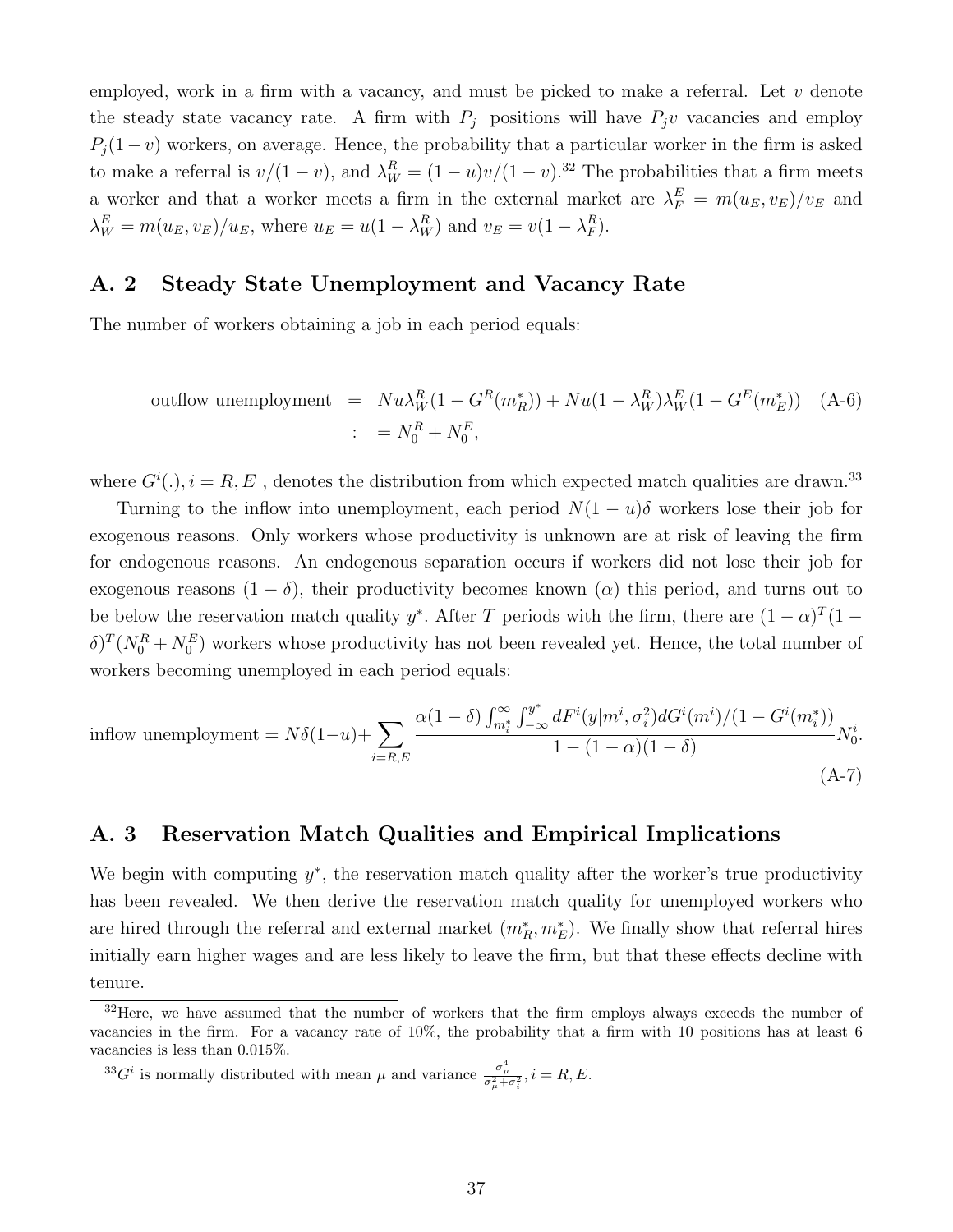employed, work in a firm with a vacancy, and must be picked to make a referral. Let $v$ denote the steady state vacancy rate. A firm with $P_j$ positions will have $P_j v$ vacancies and employ $P_j(1-v)$ workers, on average. Hence, the probability that a particular worker in the firm is asked to make a referral is $v/(1-v)$, and $\lambda_W^R = (1-u)v/(1-v)$.[32] The probabilities that a firm meets a worker and that a worker meets a firm in the external market are $\lambda_F^E = m(u_E, v_E)/v_E$ and $\lambda_W^E = m(u_E, v_E)/u_E$, where $u_E = u(1-\lambda_W^R)$ and $v_E = v(1-\lambda_F^R)$.

## A. 2 Steady State Unemployment and Vacancy Rate

The number of workers obtaining a job in each period equals:

$$\begin{aligned} \text{outflow unemployment} &= Nu\lambda_W^R(1-G^R(m_R^*)) + Nu(1-\lambda_W^R)\lambda_W^E(1-G^E(m_E^*)) \quad \text{(A-6)} \\ : &= N_0^R + N_0^E, \end{aligned}$$

where $G^i(.), i = R, E$ , denotes the distribution from which expected match qualities are drawn.[33]

Turning to the inflow into unemployment, each period $N(1-u)\delta$ workers lose their job for exogenous reasons. Only workers whose productivity is unknown are at risk of leaving the firm for endogenous reasons. An endogenous separation occurs if workers did not lose their job for exogenous reasons $(1-\delta)$, their productivity becomes known $(\alpha)$ this period, and turns out to be below the reservation match quality $y^*$. After $T$ periods with the firm, there are $(1-\alpha)^T(1-\delta)^T(N_0^R + N_0^E)$ workers whose productivity has not been revealed yet. Hence, the total number of workers becoming unemployed in each period equals:

$$\text{inflow unemployment} = N\delta(1-u) + \sum_{i=R,E} \frac{\alpha(1-\delta)\int_{m_i^*}^{\infty}\int_{-\infty}^{y^*} dF^i(y|m^i, \sigma_i^2)dG^i(m^i)/(1-G^i(m_i^*))}{1-(1-\alpha)(1-\delta)} N_0^i. \quad \text{(A-7)}$$

## A. 3 Reservation Match Qualities and Empirical Implications

We begin with computing $y^*$, the reservation match quality after the worker's true productivity has been revealed. We then derive the reservation match quality for unemployed workers who are hired through the referral and external market $(m_R^*, m_E^*)$. We finally show that referral hires initially earn higher wages and are less likely to leave the firm, but that these effects decline with tenure.

---

[32] Here, we have assumed that the number of workers that the firm employs always exceeds the number of vacancies in the firm. For a vacancy rate of 10%, the probability that a firm with 10 positions has at least 6 vacancies is less than 0.015%.

[33] $G^i$ is normally distributed with mean $\mu$ and variance $\frac{\sigma_\mu^4}{\sigma_\mu^2+\sigma_i^2}, i = R, E$.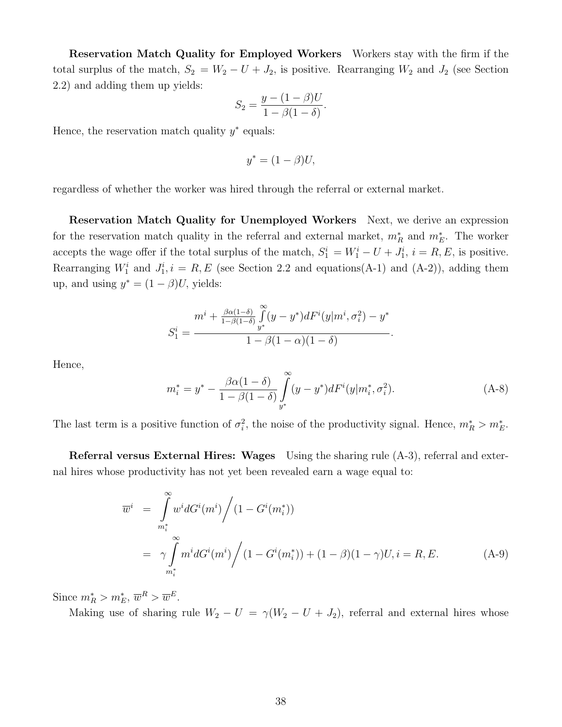**Reservation Match Quality for Employed Workers** Workers stay with the firm if the total surplus of the match, $S_2 = W_2 - U + J_2$, is positive. Rearranging $W_2$ and $J_2$ (see Section 2.2) and adding them up yields:

$$S_2 = \frac{y - (1-\beta)U}{1 - \beta(1-\delta)}.$$

Hence, the reservation match quality $y^*$ equals:

$$y^* = (1-\beta)U,$$

regardless of whether the worker was hired through the referral or external market.

**Reservation Match Quality for Unemployed Workers** Next, we derive an expression for the reservation match quality in the referral and external market, $m_R^*$ and $m_E^*$. The worker accepts the wage offer if the total surplus of the match, $S_1^i = W_1^i - U + J_1^i$, $i = R, E$, is positive. Rearranging $W_1^i$ and $J_1^i, i = R, E$ (see Section 2.2 and equations(A-1) and (A-2)), adding them up, and using $y^* = (1-\beta)U$, yields:

$$S_1^i = \frac{m^i + \frac{\beta\alpha(1-\delta)}{1-\beta(1-\delta)} \int_{y^*}^{\infty} (y - y^*) dF^i(y|m^i, \sigma_i^2) - y^*}{1 - \beta(1-\alpha)(1-\delta)}.$$

Hence,

$$m_i^* = y^* - \frac{\beta\alpha(1-\delta)}{1-\beta(1-\delta)} \int_{y^*}^{\infty} (y - y^*) dF^i(y|m_i^*, \sigma_i^2). \tag{A-8}$$

The last term is a positive function of $\sigma_i^2$, the noise of the productivity signal. Hence, $m_R^* > m_E^*$.

**Referral versus External Hires: Wages** Using the sharing rule (A-3), referral and external hires whose productivity has not yet been revealed earn a wage equal to:

$$\begin{aligned} \overline{w}^i &= \int_{m_i^*}^{\infty} w^i dG^i(m^i) \Big/ (1 - G^i(m_i^*)) \\ &= \gamma \int_{m_i^*}^{\infty} m^i dG^i(m^i) \Big/ (1 - G^i(m_i^*)) + (1-\beta)(1-\gamma)U, i = R, E. \end{aligned} \tag{A-9}$$

Since $m_R^* > m_E^*$, $\overline{w}^R > \overline{w}^E$.

Making use of sharing rule $W_2 - U = \gamma(W_2 - U + J_2)$, referral and external hires whose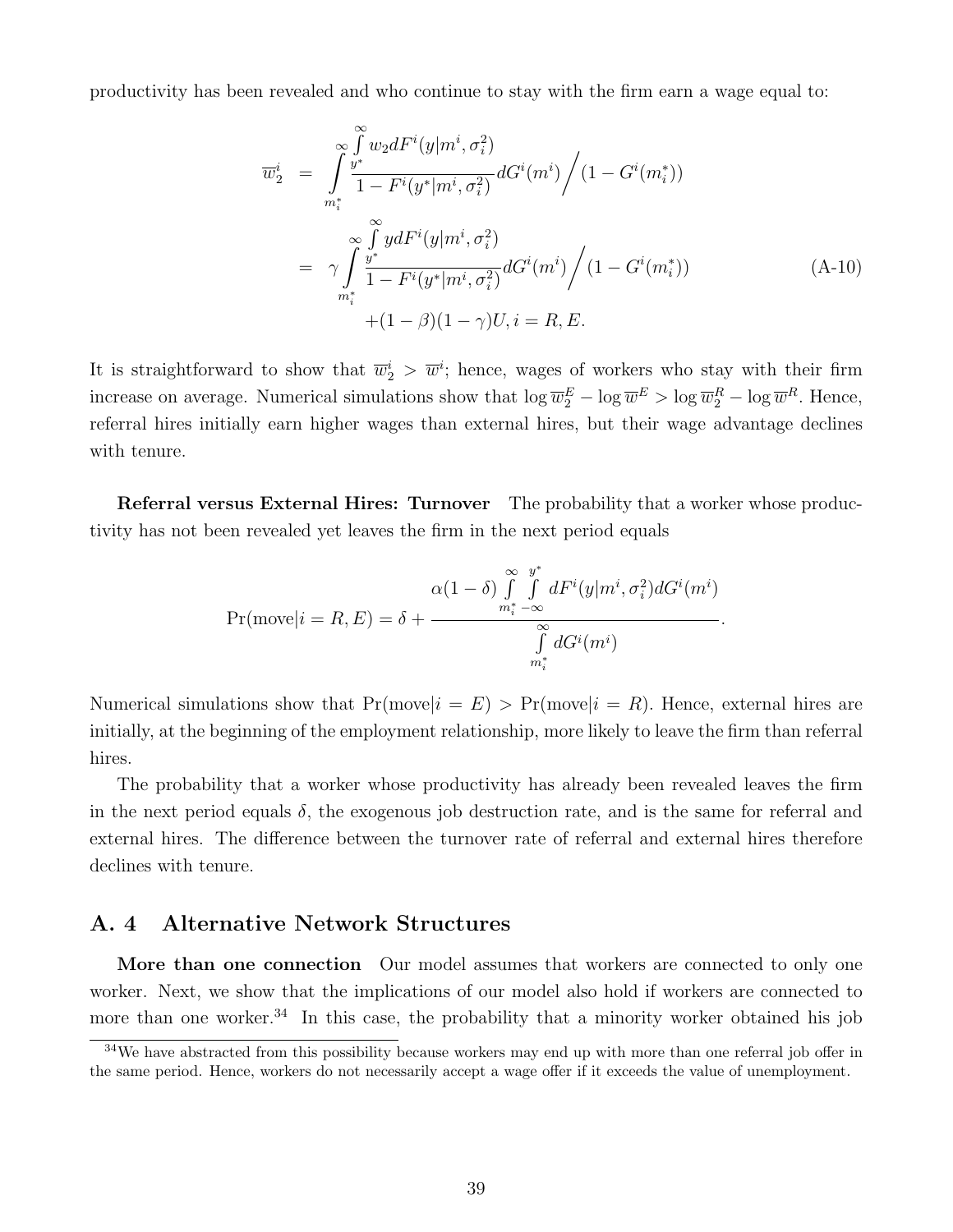productivity has been revealed and who continue to stay with the firm earn a wage equal to:

$$
\begin{aligned}
\overline{w}_2^i &= \int_{m_i^*}^{\infty} \frac{\int_{y^*}^{\infty} w_2 dF^i(y|m^i,\sigma_i^2)}{1-F^i(y^*|m^i,\sigma_i^2)} dG^i(m^i) \Big/ (1-G^i(m_i^*)) \\
&= \gamma \int_{m_i^*}^{\infty} \frac{\int_{y^*}^{\infty} y dF^i(y|m^i,\sigma_i^2)}{1-F^i(y^*|m^i,\sigma_i^2)} dG^i(m^i) \Big/ (1-G^i(m_i^*)) \\
&\quad +(1-\beta)(1-\gamma)U, i = R, E.
\end{aligned} \tag{A-10}
$$

It is straightforward to show that $\overline{w}_2^i > \overline{w}^i$; hence, wages of workers who stay with their firm increase on average. Numerical simulations show that $\log \overline{w}_2^E - \log \overline{w}^E > \log \overline{w}_2^R - \log \overline{w}^R$. Hence, referral hires initially earn higher wages than external hires, but their wage advantage declines with tenure.

**Referral versus External Hires: Turnover** The probability that a worker whose productivity has not been revealed yet leaves the firm in the next period equals

$$
\Pr(\text{move}|i = R, E) = \delta + \frac{\alpha(1-\delta)\int_{m_i^*}^{\infty}\int_{-\infty}^{y^*} dF^i(y|m^i,\sigma_i^2)dG^i(m^i)}{\int_{m_i^*}^{\infty} dG^i(m^i)}.
$$

Numerical simulations show that $\Pr(\text{move}|i = E) > \Pr(\text{move}|i = R)$. Hence, external hires are initially, at the beginning of the employment relationship, more likely to leave the firm than referral hires.

The probability that a worker whose productivity has already been revealed leaves the firm in the next period equals $\delta$, the exogenous job destruction rate, and is the same for referral and external hires. The difference between the turnover rate of referral and external hires therefore declines with tenure.

## A. 4 Alternative Network Structures

**More than one connection** Our model assumes that workers are connected to only one worker. Next, we show that the implications of our model also hold if workers are connected to more than one worker.[34] In this case, the probability that a minority worker obtained his job

[34] We have abstracted from this possibility because workers may end up with more than one referral job offer in the same period. Hence, workers do not necessarily accept a wage offer if it exceeds the value of unemployment.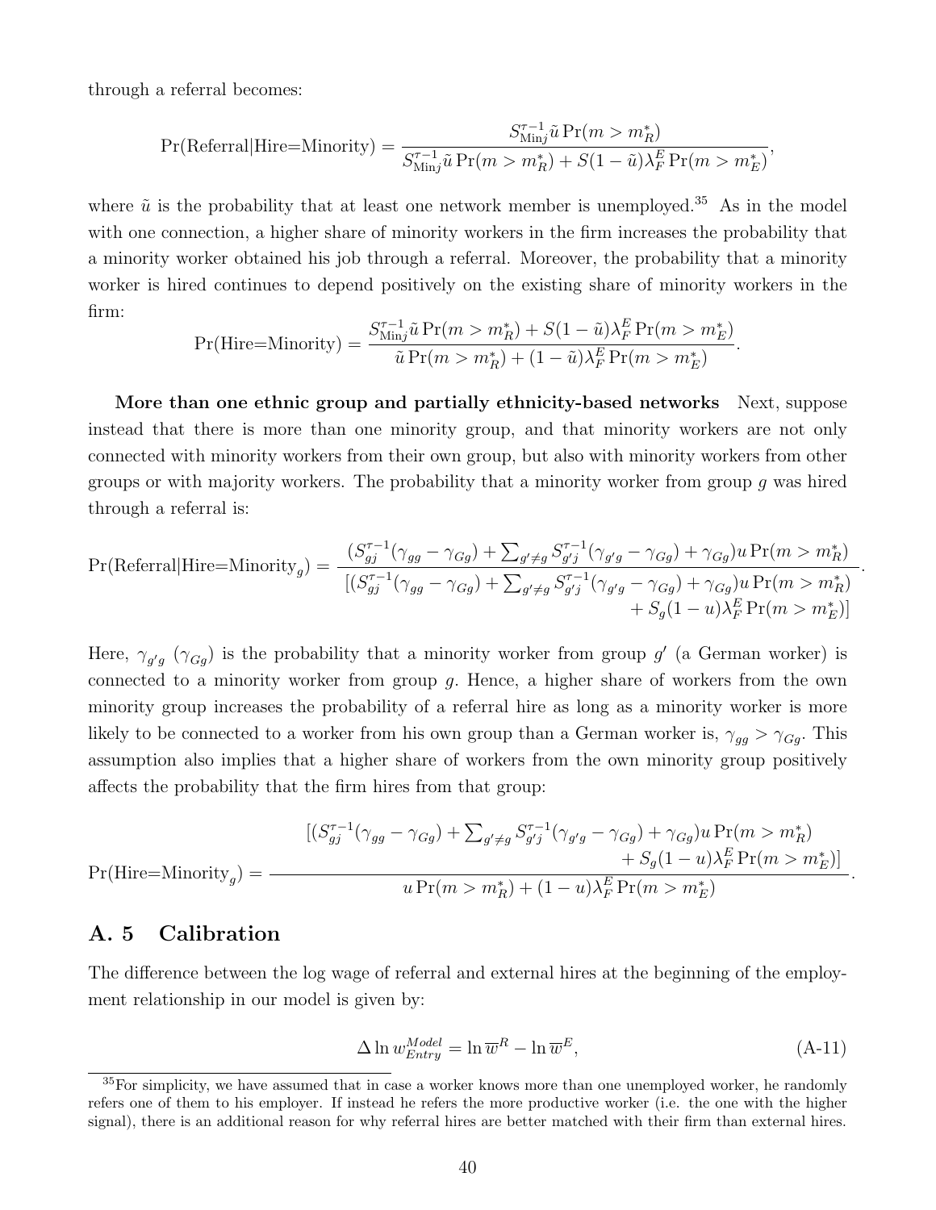through a referral becomes:

$$\Pr(\text{Referral}|\text{Hire=Minority}) = \frac{S_{\text{Min}j}^{\tau-1}\tilde{u}\Pr(m > m_R^*)}{S_{\text{Min}j}^{\tau-1}\tilde{u}\Pr(m > m_R^*) + S(1-\tilde{u})\lambda_F^E \Pr(m > m_E^*)},$$

where $\tilde{u}$ is the probability that at least one network member is unemployed.[35] As in the model with one connection, a higher share of minority workers in the firm increases the probability that a minority worker obtained his job through a referral. Moreover, the probability that a minority worker is hired continues to depend positively on the existing share of minority workers in the firm:

$$\Pr(\text{Hire=Minority}) = \frac{S_{\text{Min}j}^{\tau-1}\tilde{u}\Pr(m > m_R^*) + S(1-\tilde{u})\lambda_F^E \Pr(m > m_E^*)}{\tilde{u}\Pr(m > m_R^*) + (1-\tilde{u})\lambda_F^E \Pr(m > m_E^*)}.$$

**More than one ethnic group and partially ethnicity-based networks** Next, suppose instead that there is more than one minority group, and that minority workers are not only connected with minority workers from their own group, but also with minority workers from other groups or with majority workers. The probability that a minority worker from group $g$ was hired through a referral is:

$$\Pr(\text{Referral}|\text{Hire=Minority}_g) = \frac{(S_{gj}^{\tau-1}(\gamma_{gg}-\gamma_{Gg}) + \sum_{g'\neq g} S_{g'j}^{\tau-1}(\gamma_{g'g}-\gamma_{Gg}) + \gamma_{Gg})u\Pr(m > m_R^*)}{[(S_{gj}^{\tau-1}(\gamma_{gg}-\gamma_{Gg}) + \sum_{g'\neq g} S_{g'j}^{\tau-1}(\gamma_{g'g}-\gamma_{Gg}) + \gamma_{Gg})u\Pr(m > m_R^*) + S_g(1-u)\lambda_F^E \Pr(m > m_E^*)]}.$$

Here, $\gamma_{g'g}$ ($\gamma_{Gg}$) is the probability that a minority worker from group $g'$ (a German worker) is connected to a minority worker from group $g$. Hence, a higher share of workers from the own minority group increases the probability of a referral hire as long as a minority worker is more likely to be connected to a worker from his own group than a German worker is, $\gamma_{gg} > \gamma_{Gg}$. This assumption also implies that a higher share of workers from the own minority group positively affects the probability that the firm hires from that group:

$$\Pr(\text{Hire=Minority}_g) = \frac{[(S_{gj}^{\tau-1}(\gamma_{gg}-\gamma_{Gg}) + \sum_{g'\neq g} S_{g'j}^{\tau-1}(\gamma_{g'g}-\gamma_{Gg}) + \gamma_{Gg})u\Pr(m > m_R^*) + S_g(1-u)\lambda_F^E \Pr(m > m_E^*)]}{u\Pr(m > m_R^*) + (1-u)\lambda_F^E \Pr(m > m_E^*)}.$$

## A. 5 Calibration

The difference between the log wage of referral and external hires at the beginning of the employment relationship in our model is given by:

$$\Delta \ln w_{Entry}^{Model} = \ln \overline{w}^R - \ln \overline{w}^E, \tag{A-11}$$

[35] For simplicity, we have assumed that in case a worker knows more than one unemployed worker, he randomly refers one of them to his employer. If instead he refers the more productive worker (i.e. the one with the higher signal), there is an additional reason for why referral hires are better matched with their firm than external hires.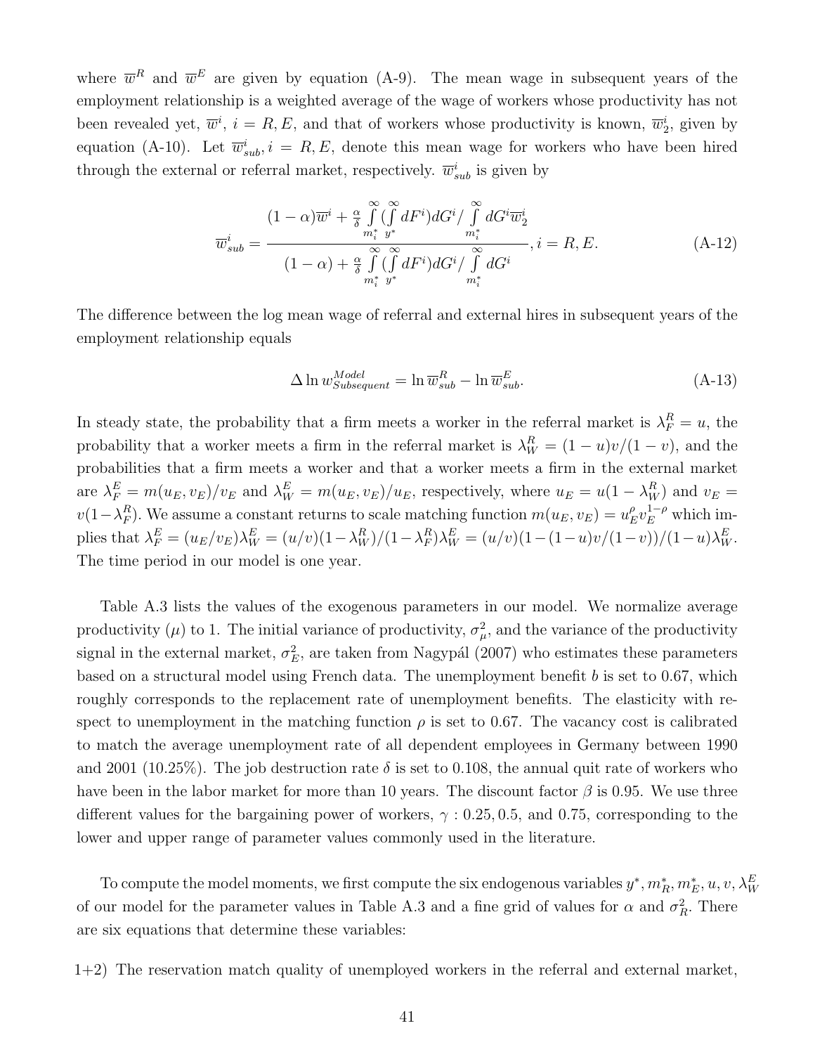where $\overline{w}^R$ and $\overline{w}^E$ are given by equation (A-9). The mean wage in subsequent years of the employment relationship is a weighted average of the wage of workers whose productivity has not been revealed yet, $\overline{w}^i$, $i = R, E$, and that of workers whose productivity is known, $\overline{w}_2^i$, given by equation (A-10). Let $\overline{w}_{sub}^i, i = R, E$, denote this mean wage for workers who have been hired through the external or referral market, respectively. $\overline{w}_{sub}^i$ is given by

$$\overline{w}_{sub}^i = \frac{(1-\alpha)\overline{w}^i + \frac{\alpha}{\delta}\int\limits_{m_i^*}^{\infty}(\int\limits_{y^*}^{\infty} dF^i)dG^i / \int\limits_{m_i^*}^{\infty} dG^i \overline{w}_2^i}{(1-\alpha) + \frac{\alpha}{\delta}\int\limits_{m_i^*}^{\infty}(\int\limits_{y^*}^{\infty} dF^i)dG^i / \int\limits_{m_i^*}^{\infty} dG^i}, i = R, E. \tag{A-12}$$

The difference between the log mean wage of referral and external hires in subsequent years of the employment relationship equals

$$\Delta \ln w_{Subsequent}^{Model} = \ln \overline{w}_{sub}^R - \ln \overline{w}_{sub}^E. \tag{A-13}$$

In steady state, the probability that a firm meets a worker in the referral market is $\lambda_F^R = u$, the probability that a worker meets a firm in the referral market is $\lambda_W^R = (1-u)v/(1-v)$, and the probabilities that a firm meets a worker and that a worker meets a firm in the external market are $\lambda_F^E = m(u_E, v_E)/v_E$ and $\lambda_W^E = m(u_E, v_E)/u_E$, respectively, where $u_E = u(1-\lambda_W^R)$ and $v_E = v(1-\lambda_F^R)$. We assume a constant returns to scale matching function $m(u_E, v_E) = u_E^{\rho} v_E^{1-\rho}$ which implies that $\lambda_F^E = (u_E/v_E)\lambda_W^E = (u/v)(1-\lambda_W^R)/(1-\lambda_F^R)\lambda_W^E = (u/v)(1-(1-u)v/(1-v))/(1-u)\lambda_W^E$. The time period in our model is one year.

Table A.3 lists the values of the exogenous parameters in our model. We normalize average productivity ($\mu$) to 1. The initial variance of productivity, $\sigma_\mu^2$, and the variance of the productivity signal in the external market, $\sigma_E^2$, are taken from Nagypál (2007) who estimates these parameters based on a structural model using French data. The unemployment benefit $b$ is set to 0.67, which roughly corresponds to the replacement rate of unemployment benefits. The elasticity with respect to unemployment in the matching function $\rho$ is set to 0.67. The vacancy cost is calibrated to match the average unemployment rate of all dependent employees in Germany between 1990 and 2001 (10.25%). The job destruction rate $\delta$ is set to 0.108, the annual quit rate of workers who have been in the labor market for more than 10 years. The discount factor $\beta$ is 0.95. We use three different values for the bargaining power of workers, $\gamma$ : 0.25, 0.5, and 0.75, corresponding to the lower and upper range of parameter values commonly used in the literature.

To compute the model moments, we first compute the six endogenous variables $y^*, m_R^*, m_E^*, u, v, \lambda_W^E$ of our model for the parameter values in Table A.3 and a fine grid of values for $\alpha$ and $\sigma_R^2$. There are six equations that determine these variables:

1+2) The reservation match quality of unemployed workers in the referral and external market,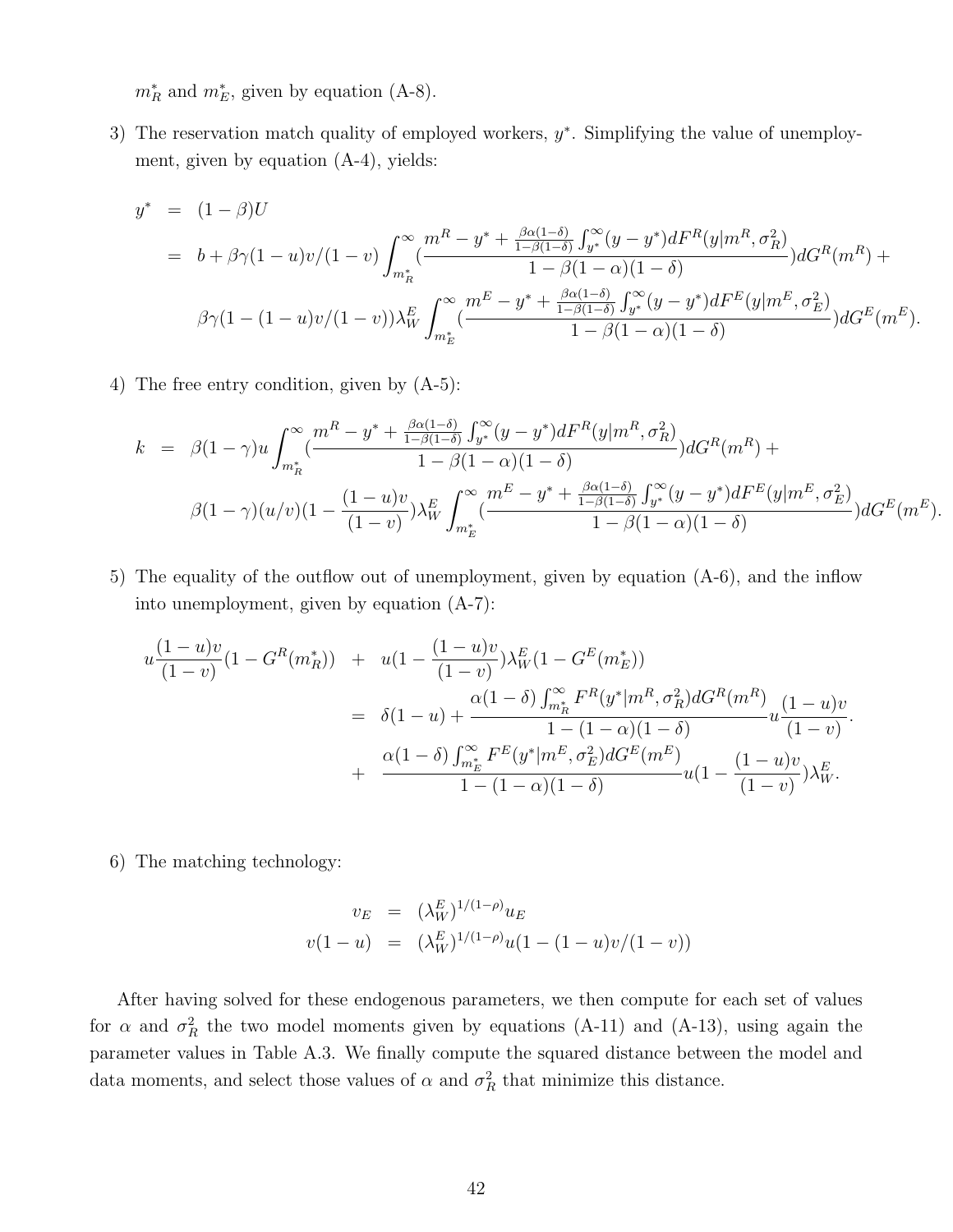$m_R^*$ and $m_E^*$, given by equation (A-8).

3) The reservation match quality of employed workers, $y^*$. Simplifying the value of unemployment, given by equation (A-4), yields:

$$
\begin{aligned}
y^* &= (1-\beta)U \\
&= b + \beta\gamma(1-u)v/(1-v)\int_{m_R^*}^{\infty}\left(\frac{m^R - y^* + \frac{\beta\alpha(1-\delta)}{1-\beta(1-\delta)}\int_{y^*}^{\infty}(y-y^*)dF^R(y|m^R,\sigma_R^2)}{1-\beta(1-\alpha)(1-\delta)}\right)dG^R(m^R) + \\
&\quad \beta\gamma(1-(1-u)v/(1-v))\lambda_W^E\int_{m_E^*}^{\infty}\left(\frac{m^E - y^* + \frac{\beta\alpha(1-\delta)}{1-\beta(1-\delta)}\int_{y^*}^{\infty}(y-y^*)dF^E(y|m^E,\sigma_E^2)}{1-\beta(1-\alpha)(1-\delta)}\right)dG^E(m^E).
\end{aligned}
$$

4) The free entry condition, given by (A-5):

$$
\begin{aligned}
k &= \beta(1-\gamma)u\int_{m_R^*}^{\infty}\left(\frac{m^R - y^* + \frac{\beta\alpha(1-\delta)}{1-\beta(1-\delta)}\int_{y^*}^{\infty}(y-y^*)dF^R(y|m^R,\sigma_R^2)}{1-\beta(1-\alpha)(1-\delta)}\right)dG^R(m^R) + \\
&\quad \beta(1-\gamma)(u/v)\left(1-\frac{(1-u)v}{(1-v)}\right)\lambda_W^E\int_{m_E^*}^{\infty}\left(\frac{m^E - y^* + \frac{\beta\alpha(1-\delta)}{1-\beta(1-\delta)}\int_{y^*}^{\infty}(y-y^*)dF^E(y|m^E,\sigma_E^2)}{1-\beta(1-\alpha)(1-\delta)}\right)dG^E(m^E).
\end{aligned}
$$

5) The equality of the outflow out of unemployment, given by equation (A-6), and the inflow into unemployment, given by equation (A-7):

$$
\begin{aligned}
u\frac{(1-u)v}{(1-v)}(1-G^R(m_R^*)) &+ u\left(1-\frac{(1-u)v}{(1-v)}\right)\lambda_W^E(1-G^E(m_E^*)) \\
&= \delta(1-u) + \frac{\alpha(1-\delta)\int_{m_R^*}^{\infty}F^R(y^*|m^R,\sigma_R^2)dG^R(m^R)}{1-(1-\alpha)(1-\delta)}u\frac{(1-u)v}{(1-v)}. \\
&+ \frac{\alpha(1-\delta)\int_{m_E^*}^{\infty}F^E(y^*|m^E,\sigma_E^2)dG^E(m^E)}{1-(1-\alpha)(1-\delta)}u\left(1-\frac{(1-u)v}{(1-v)}\right)\lambda_W^E.
\end{aligned}
$$

6) The matching technology:

$$
\begin{aligned}
v_E &= (\lambda_W^E)^{1/(1-\rho)}u_E \\
v(1-u) &= (\lambda_W^E)^{1/(1-\rho)}u(1-(1-u)v/(1-v))
\end{aligned}
$$

After having solved for these endogenous parameters, we then compute for each set of values for $\alpha$ and $\sigma_R^2$ the two model moments given by equations (A-11) and (A-13), using again the parameter values in Table A.3. We finally compute the squared distance between the model and data moments, and select those values of $\alpha$ and $\sigma_R^2$ that minimize this distance.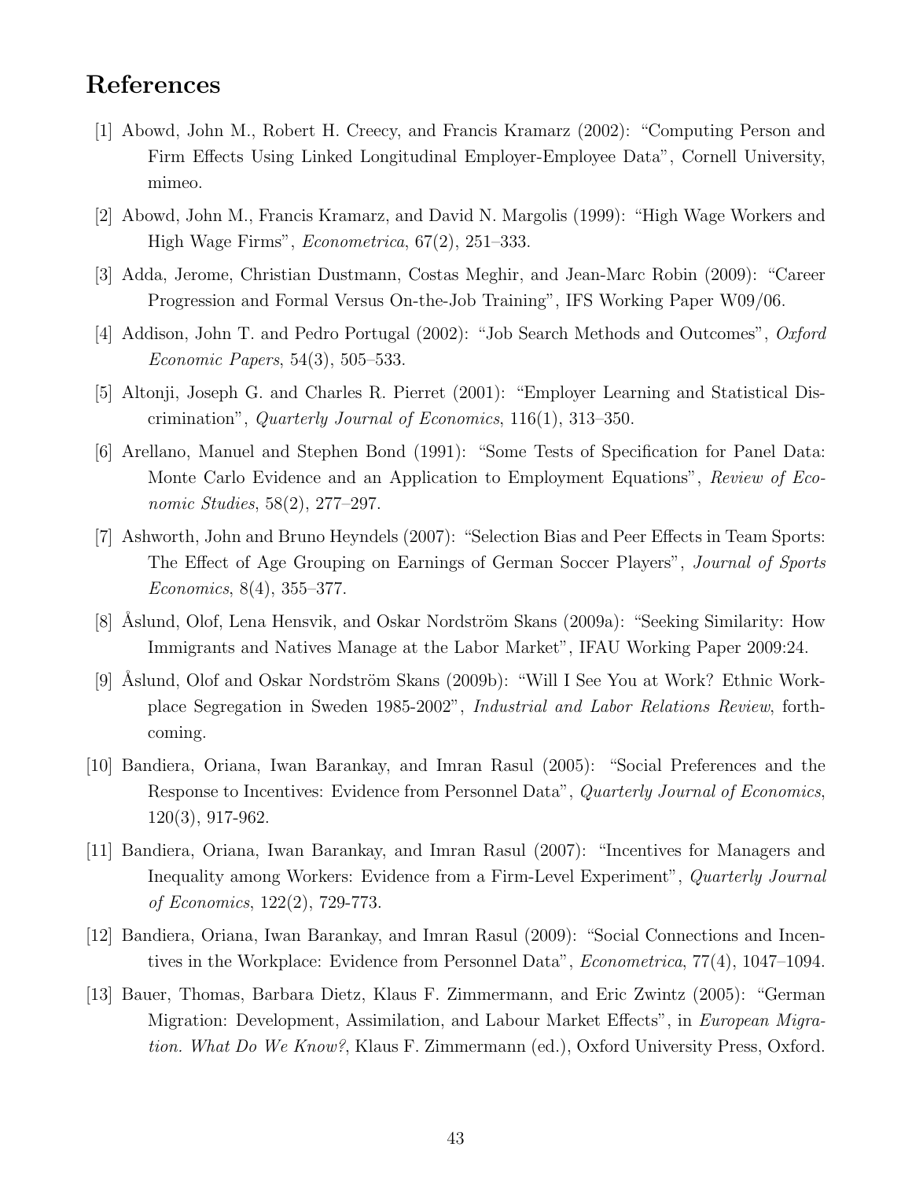# References

[1] Abowd, John M., Robert H. Creecy, and Francis Kramarz (2002): "Computing Person and Firm Effects Using Linked Longitudinal Employer-Employee Data", Cornell University, mimeo.

[2] Abowd, John M., Francis Kramarz, and David N. Margolis (1999): "High Wage Workers and High Wage Firms", *Econometrica*, 67(2), 251–333.

[3] Adda, Jerome, Christian Dustmann, Costas Meghir, and Jean-Marc Robin (2009): "Career Progression and Formal Versus On-the-Job Training", IFS Working Paper W09/06.

[4] Addison, John T. and Pedro Portugal (2002): "Job Search Methods and Outcomes", *Oxford Economic Papers*, 54(3), 505–533.

[5] Altonji, Joseph G. and Charles R. Pierret (2001): "Employer Learning and Statistical Discrimination", *Quarterly Journal of Economics*, 116(1), 313–350.

[6] Arellano, Manuel and Stephen Bond (1991): "Some Tests of Specification for Panel Data: Monte Carlo Evidence and an Application to Employment Equations", *Review of Economic Studies*, 58(2), 277–297.

[7] Ashworth, John and Bruno Heyndels (2007): "Selection Bias and Peer Effects in Team Sports: The Effect of Age Grouping on Earnings of German Soccer Players", *Journal of Sports Economics*, 8(4), 355–377.

[8] Åslund, Olof, Lena Hensvik, and Oskar Nordström Skans (2009a): "Seeking Similarity: How Immigrants and Natives Manage at the Labor Market", IFAU Working Paper 2009:24.

[9] Åslund, Olof and Oskar Nordström Skans (2009b): "Will I See You at Work? Ethnic Workplace Segregation in Sweden 1985-2002", *Industrial and Labor Relations Review*, forthcoming.

[10] Bandiera, Oriana, Iwan Barankay, and Imran Rasul (2005): "Social Preferences and the Response to Incentives: Evidence from Personnel Data", *Quarterly Journal of Economics*, 120(3), 917-962.

[11] Bandiera, Oriana, Iwan Barankay, and Imran Rasul (2007): "Incentives for Managers and Inequality among Workers: Evidence from a Firm-Level Experiment", *Quarterly Journal of Economics*, 122(2), 729-773.

[12] Bandiera, Oriana, Iwan Barankay, and Imran Rasul (2009): "Social Connections and Incentives in the Workplace: Evidence from Personnel Data", *Econometrica*, 77(4), 1047–1094.

[13] Bauer, Thomas, Barbara Dietz, Klaus F. Zimmermann, and Eric Zwintz (2005): "German Migration: Development, Assimilation, and Labour Market Effects", in *European Migration. What Do We Know?*, Klaus F. Zimmermann (ed.), Oxford University Press, Oxford.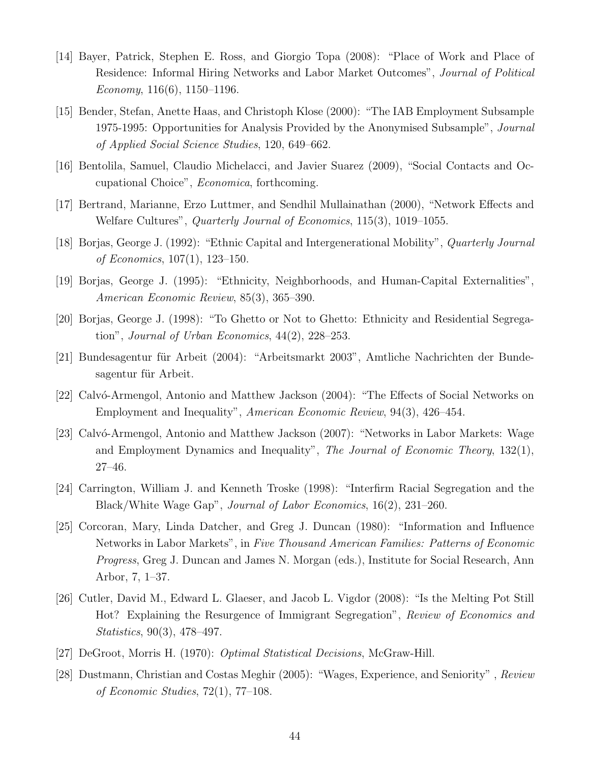[14] Bayer, Patrick, Stephen E. Ross, and Giorgio Topa (2008): "Place of Work and Place of Residence: Informal Hiring Networks and Labor Market Outcomes", *Journal of Political Economy*, 116(6), 1150–1196.

[15] Bender, Stefan, Anette Haas, and Christoph Klose (2000): "The IAB Employment Subsample 1975-1995: Opportunities for Analysis Provided by the Anonymised Subsample", *Journal of Applied Social Science Studies*, 120, 649–662.

[16] Bentolila, Samuel, Claudio Michelacci, and Javier Suarez (2009), "Social Contacts and Occupational Choice", *Economica*, forthcoming.

[17] Bertrand, Marianne, Erzo Luttmer, and Sendhil Mullainathan (2000), "Network Effects and Welfare Cultures", *Quarterly Journal of Economics*, 115(3), 1019–1055.

[18] Borjas, George J. (1992): "Ethnic Capital and Intergenerational Mobility", *Quarterly Journal of Economics*, 107(1), 123–150.

[19] Borjas, George J. (1995): "Ethnicity, Neighborhoods, and Human-Capital Externalities", *American Economic Review*, 85(3), 365–390.

[20] Borjas, George J. (1998): "To Ghetto or Not to Ghetto: Ethnicity and Residential Segregation", *Journal of Urban Economics*, 44(2), 228–253.

[21] Bundesagentur für Arbeit (2004): "Arbeitsmarkt 2003", Amtliche Nachrichten der Bundesagentur für Arbeit.

[22] Calvó-Armengol, Antonio and Matthew Jackson (2004): "The Effects of Social Networks on Employment and Inequality", *American Economic Review*, 94(3), 426–454.

[23] Calvó-Armengol, Antonio and Matthew Jackson (2007): "Networks in Labor Markets: Wage and Employment Dynamics and Inequality", *The Journal of Economic Theory*, 132(1), 27–46.

[24] Carrington, William J. and Kenneth Troske (1998): "Interfirm Racial Segregation and the Black/White Wage Gap", *Journal of Labor Economics*, 16(2), 231–260.

[25] Corcoran, Mary, Linda Datcher, and Greg J. Duncan (1980): "Information and Influence Networks in Labor Markets", in *Five Thousand American Families: Patterns of Economic Progress*, Greg J. Duncan and James N. Morgan (eds.), Institute for Social Research, Ann Arbor, 7, 1–37.

[26] Cutler, David M., Edward L. Glaeser, and Jacob L. Vigdor (2008): "Is the Melting Pot Still Hot? Explaining the Resurgence of Immigrant Segregation", *Review of Economics and Statistics*, 90(3), 478–497.

[27] DeGroot, Morris H. (1970): *Optimal Statistical Decisions*, McGraw-Hill.

[28] Dustmann, Christian and Costas Meghir (2005): "Wages, Experience, and Seniority" , *Review of Economic Studies*, 72(1), 77–108.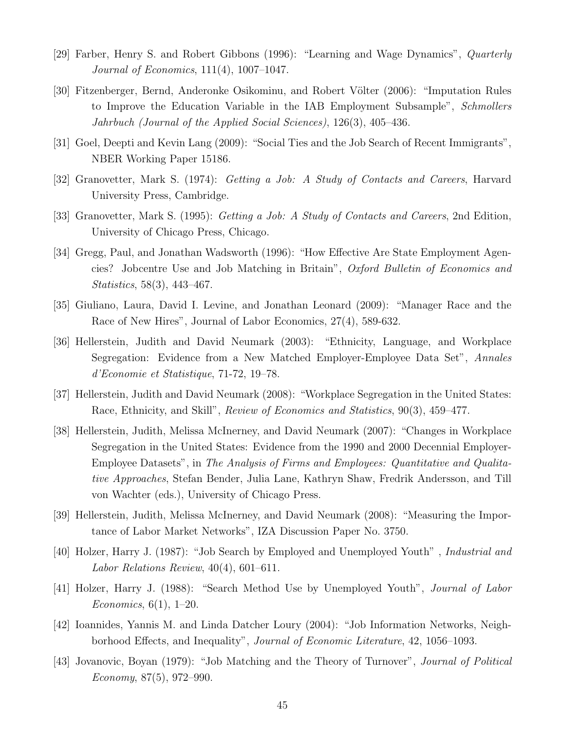[29] Farber, Henry S. and Robert Gibbons (1996): "Learning and Wage Dynamics", *Quarterly Journal of Economics*, 111(4), 1007–1047.

[30] Fitzenberger, Bernd, Anderonke Osikominu, and Robert Völter (2006): "Imputation Rules to Improve the Education Variable in the IAB Employment Subsample", *Schmollers Jahrbuch (Journal of the Applied Social Sciences)*, 126(3), 405–436.

[31] Goel, Deepti and Kevin Lang (2009): "Social Ties and the Job Search of Recent Immigrants", NBER Working Paper 15186.

[32] Granovetter, Mark S. (1974): *Getting a Job: A Study of Contacts and Careers*, Harvard University Press, Cambridge.

[33] Granovetter, Mark S. (1995): *Getting a Job: A Study of Contacts and Careers*, 2nd Edition, University of Chicago Press, Chicago.

[34] Gregg, Paul, and Jonathan Wadsworth (1996): "How Effective Are State Employment Agencies? Jobcentre Use and Job Matching in Britain", *Oxford Bulletin of Economics and Statistics*, 58(3), 443–467.

[35] Giuliano, Laura, David I. Levine, and Jonathan Leonard (2009): "Manager Race and the Race of New Hires", Journal of Labor Economics, 27(4), 589-632.

[36] Hellerstein, Judith and David Neumark (2003): "Ethnicity, Language, and Workplace Segregation: Evidence from a New Matched Employer-Employee Data Set", *Annales d'Economie et Statistique*, 71-72, 19–78.

[37] Hellerstein, Judith and David Neumark (2008): "Workplace Segregation in the United States: Race, Ethnicity, and Skill", *Review of Economics and Statistics*, 90(3), 459–477.

[38] Hellerstein, Judith, Melissa McInerney, and David Neumark (2007): "Changes in Workplace Segregation in the United States: Evidence from the 1990 and 2000 Decennial Employer-Employee Datasets", in *The Analysis of Firms and Employees: Quantitative and Qualitative Approaches*, Stefan Bender, Julia Lane, Kathryn Shaw, Fredrik Andersson, and Till von Wachter (eds.), University of Chicago Press.

[39] Hellerstein, Judith, Melissa McInerney, and David Neumark (2008): "Measuring the Importance of Labor Market Networks", IZA Discussion Paper No. 3750.

[40] Holzer, Harry J. (1987): "Job Search by Employed and Unemployed Youth" , *Industrial and Labor Relations Review*, 40(4), 601–611.

[41] Holzer, Harry J. (1988): "Search Method Use by Unemployed Youth", *Journal of Labor Economics*, 6(1), 1–20.

[42] Ioannides, Yannis M. and Linda Datcher Loury (2004): "Job Information Networks, Neighborhood Effects, and Inequality", *Journal of Economic Literature*, 42, 1056–1093.

[43] Jovanovic, Boyan (1979): "Job Matching and the Theory of Turnover", *Journal of Political Economy*, 87(5), 972–990.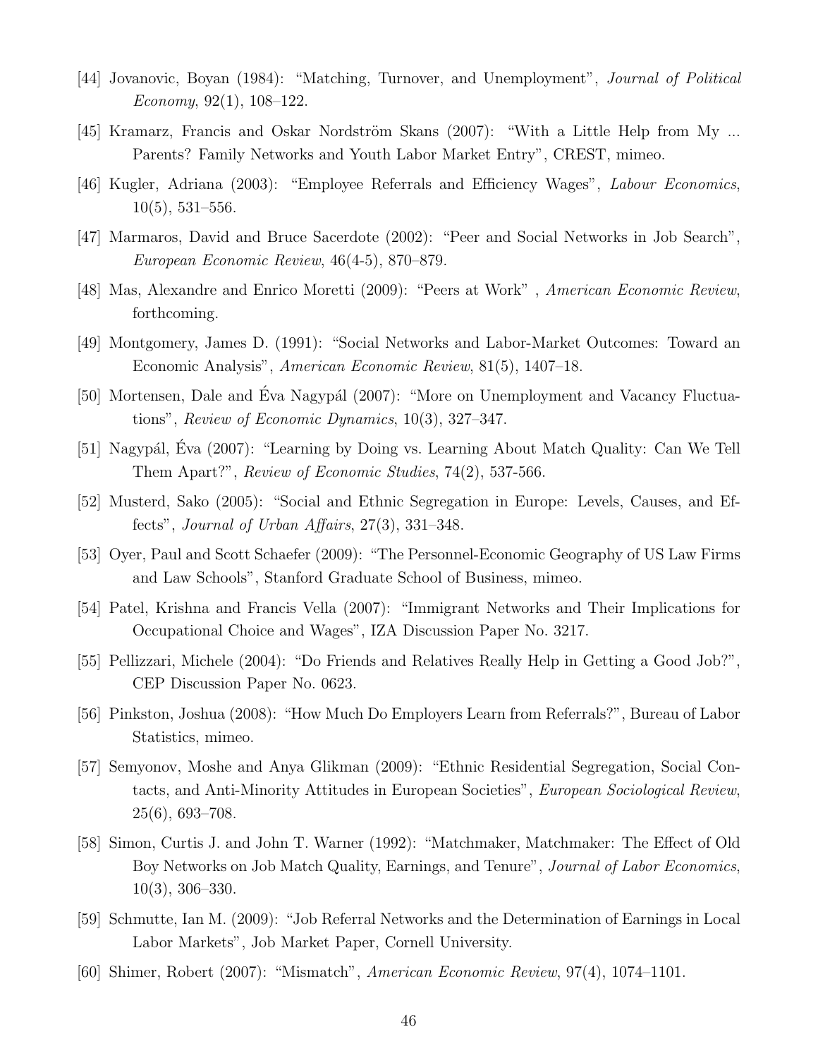[44] Jovanovic, Boyan (1984): "Matching, Turnover, and Unemployment", *Journal of Political Economy*, 92(1), 108–122.

[45] Kramarz, Francis and Oskar Nordström Skans (2007): "With a Little Help from My ... Parents? Family Networks and Youth Labor Market Entry", CREST, mimeo.

[46] Kugler, Adriana (2003): "Employee Referrals and Efficiency Wages", *Labour Economics*, 10(5), 531–556.

[47] Marmaros, David and Bruce Sacerdote (2002): "Peer and Social Networks in Job Search", *European Economic Review*, 46(4-5), 870–879.

[48] Mas, Alexandre and Enrico Moretti (2009): "Peers at Work" , *American Economic Review*, forthcoming.

[49] Montgomery, James D. (1991): "Social Networks and Labor-Market Outcomes: Toward an Economic Analysis", *American Economic Review*, 81(5), 1407–18.

[50] Mortensen, Dale and Éva Nagypál (2007): "More on Unemployment and Vacancy Fluctuations", *Review of Economic Dynamics*, 10(3), 327–347.

[51] Nagypál, Éva (2007): "Learning by Doing vs. Learning About Match Quality: Can We Tell Them Apart?", *Review of Economic Studies*, 74(2), 537-566.

[52] Musterd, Sako (2005): "Social and Ethnic Segregation in Europe: Levels, Causes, and Effects", *Journal of Urban Affairs*, 27(3), 331–348.

[53] Oyer, Paul and Scott Schaefer (2009): "The Personnel-Economic Geography of US Law Firms and Law Schools", Stanford Graduate School of Business, mimeo.

[54] Patel, Krishna and Francis Vella (2007): "Immigrant Networks and Their Implications for Occupational Choice and Wages", IZA Discussion Paper No. 3217.

[55] Pellizzari, Michele (2004): "Do Friends and Relatives Really Help in Getting a Good Job?", CEP Discussion Paper No. 0623.

[56] Pinkston, Joshua (2008): "How Much Do Employers Learn from Referrals?", Bureau of Labor Statistics, mimeo.

[57] Semyonov, Moshe and Anya Glikman (2009): "Ethnic Residential Segregation, Social Contacts, and Anti-Minority Attitudes in European Societies", *European Sociological Review*, 25(6), 693–708.

[58] Simon, Curtis J. and John T. Warner (1992): "Matchmaker, Matchmaker: The Effect of Old Boy Networks on Job Match Quality, Earnings, and Tenure", *Journal of Labor Economics*, 10(3), 306–330.

[59] Schmutte, Ian M. (2009): "Job Referral Networks and the Determination of Earnings in Local Labor Markets", Job Market Paper, Cornell University.

[60] Shimer, Robert (2007): "Mismatch", *American Economic Review*, 97(4), 1074–1101.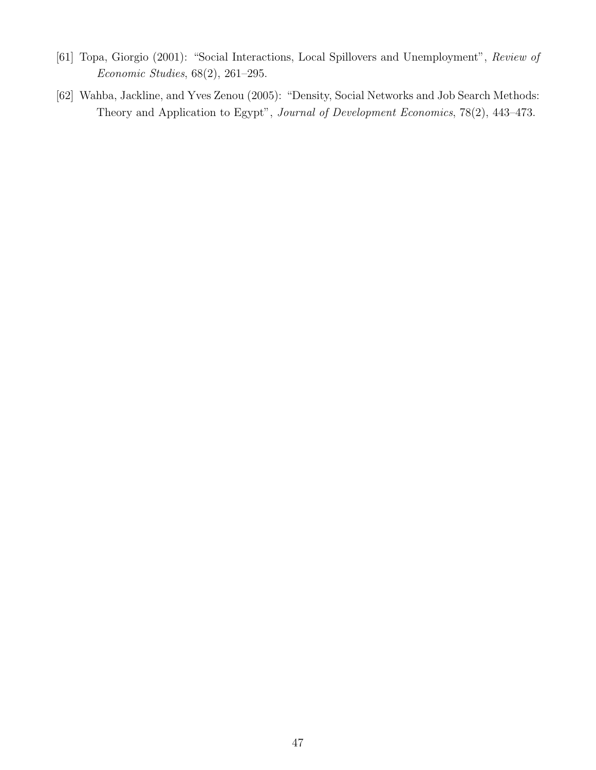[61] Topa, Giorgio (2001): "Social Interactions, Local Spillovers and Unemployment", *Review of Economic Studies*, 68(2), 261–295.

[62] Wahba, Jackline, and Yves Zenou (2005): "Density, Social Networks and Job Search Methods: Theory and Application to Egypt", *Journal of Development Economics*, 78(2), 443–473.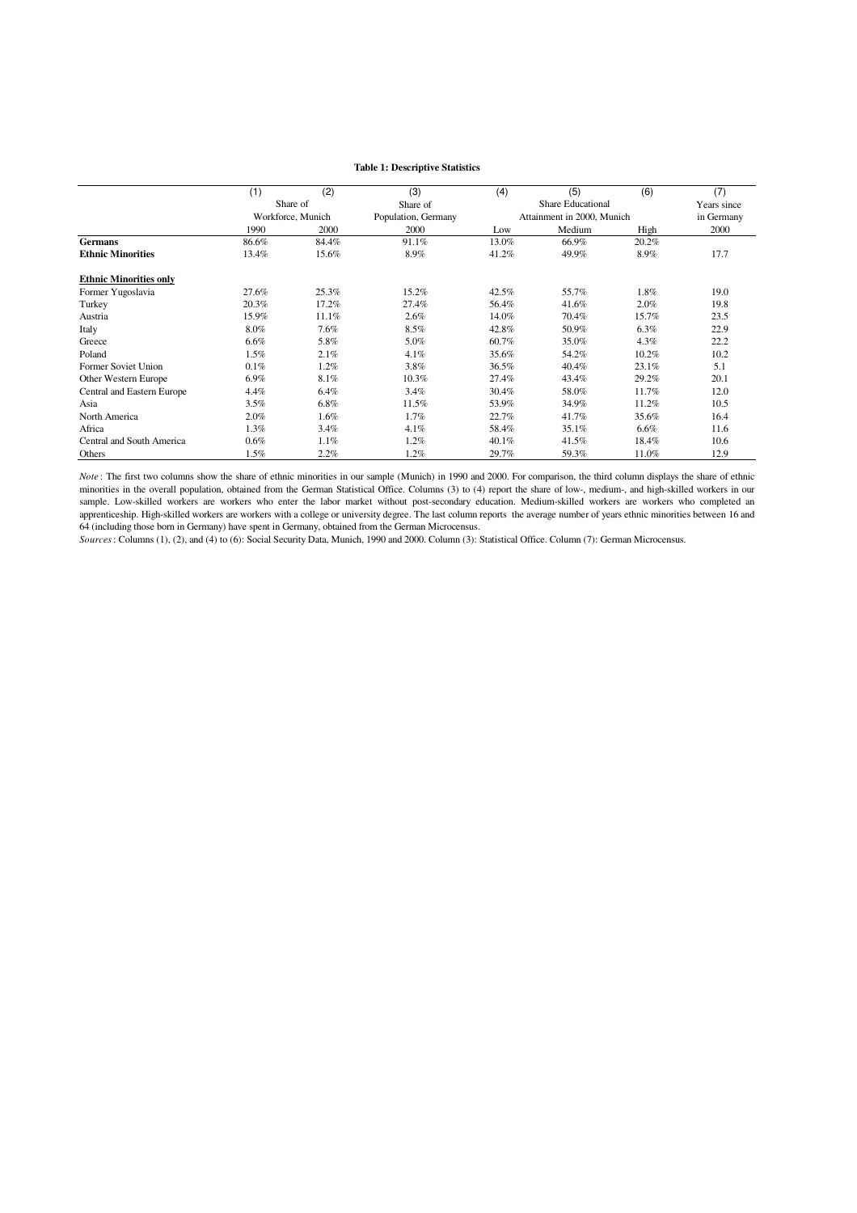**Table 1: Descriptive Statistics**

| | (1) | (2) | (3) | (4) | (5) | (6) | (7) |
|---|---|---|---|---|---|---|---|
| | Share of Workforce, Munich | | Share of Population, Germany | Share Educational Attainment in 2000, Munich | | | Years since in Germany |
| | 1990 | 2000 | 2000 | Low | Medium | High | 2000 |
| **Germans** | 86.6% | 84.4% | 91.1% | 13.0% | 66.9% | 20.2% | |
| **Ethnic Minorities** | 13.4% | 15.6% | 8.9% | 41.2% | 49.9% | 8.9% | 17.7 |
| **Ethnic Minorities only** | | | | | | | |
| Former Yugoslavia | 27.6% | 25.3% | 15.2% | 42.5% | 55.7% | 1.8% | 19.0 |
| Turkey | 20.3% | 17.2% | 27.4% | 56.4% | 41.6% | 2.0% | 19.8 |
| Austria | 15.9% | 11.1% | 2.6% | 14.0% | 70.4% | 15.7% | 23.5 |
| Italy | 8.0% | 7.6% | 8.5% | 42.8% | 50.9% | 6.3% | 22.9 |
| Greece | 6.6% | 5.8% | 5.0% | 60.7% | 35.0% | 4.3% | 22.2 |
| Poland | 1.5% | 2.1% | 4.1% | 35.6% | 54.2% | 10.2% | 10.2 |
| Former Soviet Union | 0.1% | 1.2% | 3.8% | 36.5% | 40.4% | 23.1% | 5.1 |
| Other Western Europe | 6.9% | 8.1% | 10.3% | 27.4% | 43.4% | 29.2% | 20.1 |
| Central and Eastern Europe | 4.4% | 6.4% | 3.4% | 30.4% | 58.0% | 11.7% | 12.0 |
| Asia | 3.5% | 6.8% | 11.5% | 53.9% | 34.9% | 11.2% | 10.5 |
| North America | 2.0% | 1.6% | 1.7% | 22.7% | 41.7% | 35.6% | 16.4 |
| Africa | 1.3% | 3.4% | 4.1% | 58.4% | 35.1% | 6.6% | 11.6 |
| Central and South America | 0.6% | 1.1% | 1.2% | 40.1% | 41.5% | 18.4% | 10.6 |
| Others | 1.5% | 2.2% | 1.2% | 29.7% | 59.3% | 11.0% | 12.9 |

*Note*: The first two columns show the share of ethnic minorities in our sample (Munich) in 1990 and 2000. For comparison, the third column displays the share of ethnic minorities in the overall population, obtained from the German Statistical Office. Columns (3) to (4) report the share of low-, medium-, and high-skilled workers in our sample. Low-skilled workers are workers who enter the labor market without post-secondary education. Medium-skilled workers are workers who completed an apprenticeship. High-skilled workers are workers with a college or university degree. The last column reports the average number of years ethnic minorities between 16 and 64 (including those born in Germany) have spent in Germany, obtained from the German Microcensus.

*Sources*: Columns (1), (2), and (4) to (6): Social Security Data, Munich, 1990 and 2000. Column (3): Statistical Office. Column (7): German Microcensus.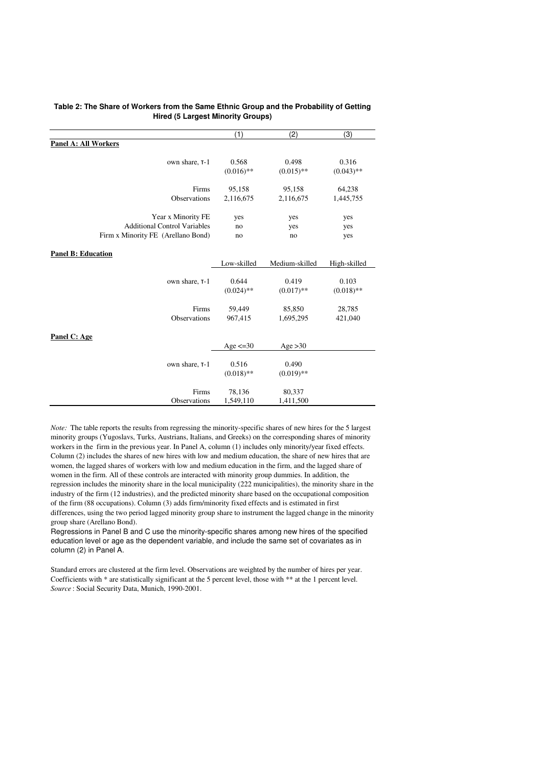**Table 2: The Share of Workers from the Same Ethnic Group and the Probability of Getting Hired (5 Largest Minority Groups)**

| | (1) | (2) | (3) |
|---|---|---|---|
| **Panel A: All Workers** | | | |
| own share, τ-1 | 0.568 | 0.498 | 0.316 |
| | (0.016)** | (0.015)** | (0.043)** |
| Firms | 95,158 | 95,158 | 64,238 |
| Observations | 2,116,675 | 2,116,675 | 1,445,755 |
| Year x Minority FE | yes | yes | yes |
| Additional Control Variables | no | yes | yes |
| Firm x Minority FE (Arellano Bond) | no | no | yes |
| **Panel B: Education** | | | |
| | Low-skilled | Medium-skilled | High-skilled |
| own share, τ-1 | 0.644 | 0.419 | 0.103 |
| | (0.024)** | (0.017)** | (0.018)** |
| Firms | 59,449 | 85,850 | 28,785 |
| Observations | 967,415 | 1,695,295 | 421,040 |
| **Panel C: Age** | | | |
| | Age <=30 | Age >30 | |
| own share, τ-1 | 0.516 | 0.490 | |
| | (0.018)** | (0.019)** | |
| Firms | 78,136 | 80,337 | |
| Observations | 1,549,110 | 1,411,500 | |

*Note:* The table reports the results from regressing the minority-specific shares of new hires for the 5 largest minority groups (Yugoslavs, Turks, Austrians, Italians, and Greeks) on the corresponding shares of minority workers in the firm in the previous year. In Panel A, column (1) includes only minority/year fixed effects. Column (2) includes the shares of new hires with low and medium education, the share of new hires that are women, the lagged shares of workers with low and medium education in the firm, and the lagged share of women in the firm. All of these controls are interacted with minority group dummies. In addition, the regression includes the minority share in the local municipality (222 municipalities), the minority share in the industry of the firm (12 industries), and the predicted minority share based on the occupational composition of the firm (88 occupations). Column (3) adds firm/minority fixed effects and is estimated in first differences, using the two period lagged minority group share to instrument the lagged change in the minority group share (Arellano Bond).

Regressions in Panel B and C use the minority-specific shares among new hires of the specified education level or age as the dependent variable, and include the same set of covariates as in column (2) in Panel A.

Standard errors are clustered at the firm level. Observations are weighted by the number of hires per year. Coefficients with * are statistically significant at the 5 percent level, those with ** at the 1 percent level.
*Source* : Social Security Data, Munich, 1990-2001.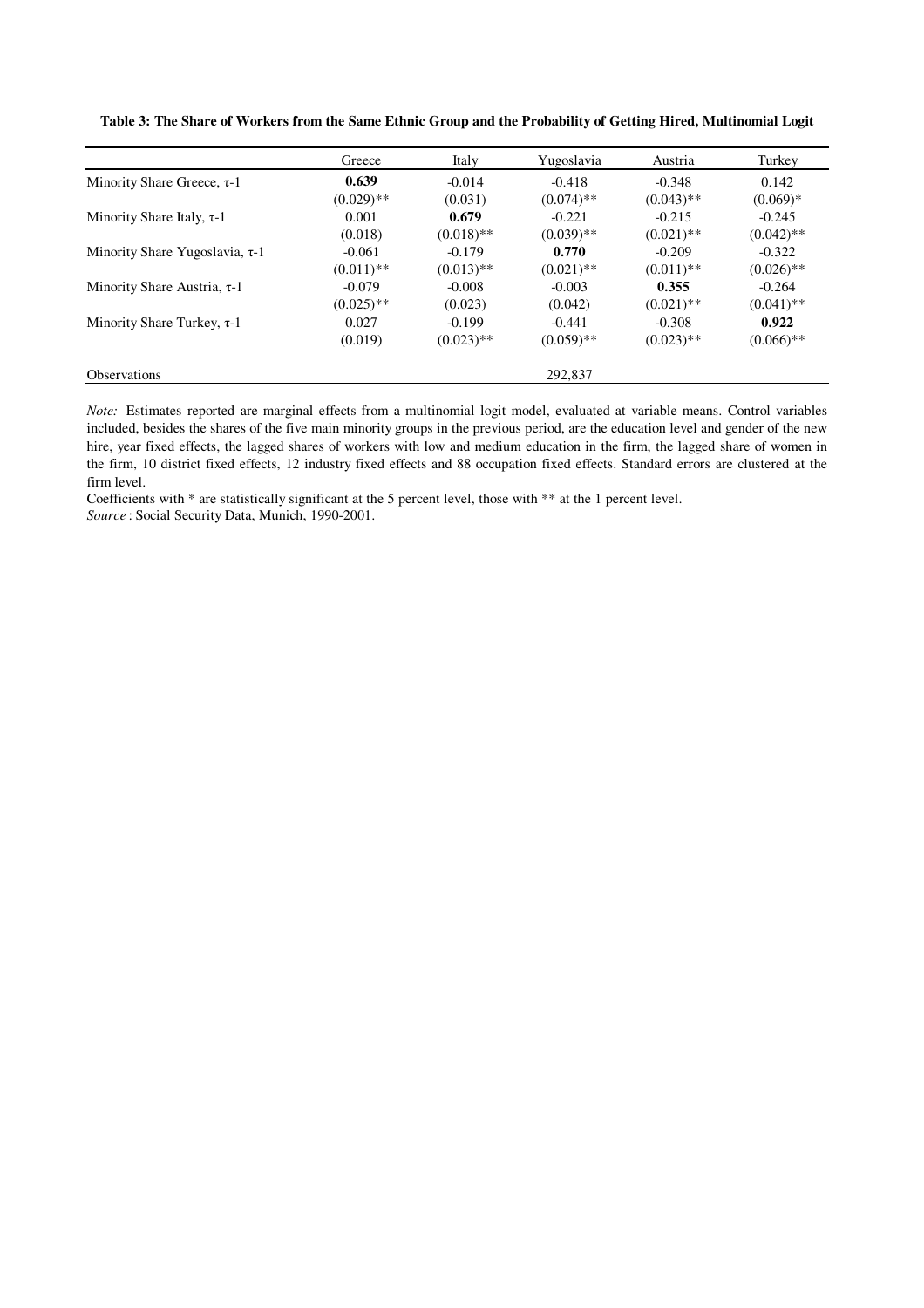**Table 3: The Share of Workers from the Same Ethnic Group and the Probability of Getting Hired, Multinomial Logit**

| | Greece | Italy | Yugoslavia | Austria | Turkey |
|---|---|---|---|---|---|
| Minority Share Greece, $\tau$-1 | **0.639** | -0.014 | -0.418 | -0.348 | 0.142 |
| | (0.029)** | (0.031) | (0.074)** | (0.043)** | (0.069)* |
| Minority Share Italy, $\tau$-1 | 0.001 | **0.679** | -0.221 | -0.215 | -0.245 |
| | (0.018) | (0.018)** | (0.039)** | (0.021)** | (0.042)** |
| Minority Share Yugoslavia, $\tau$-1 | -0.061 | -0.179 | **0.770** | -0.209 | -0.322 |
| | (0.011)** | (0.013)** | (0.021)** | (0.011)** | (0.026)** |
| Minority Share Austria, $\tau$-1 | -0.079 | -0.008 | -0.003 | **0.355** | -0.264 |
| | (0.025)** | (0.023) | (0.042) | (0.021)** | (0.041)** |
| Minority Share Turkey, $\tau$-1 | 0.027 | -0.199 | -0.441 | -0.308 | **0.922** |
| | (0.019) | (0.023)** | (0.059)** | (0.023)** | (0.066)** |
| Observations | | | 292,837 | | |

*Note:* Estimates reported are marginal effects from a multinomial logit model, evaluated at variable means. Control variables included, besides the shares of the five main minority groups in the previous period, are the education level and gender of the new hire, year fixed effects, the lagged shares of workers with low and medium education in the firm, the lagged share of women in the firm, 10 district fixed effects, 12 industry fixed effects and 88 occupation fixed effects. Standard errors are clustered at the firm level.

Coefficients with * are statistically significant at the 5 percent level, those with ** at the 1 percent level.

*Source* : Social Security Data, Munich, 1990-2001.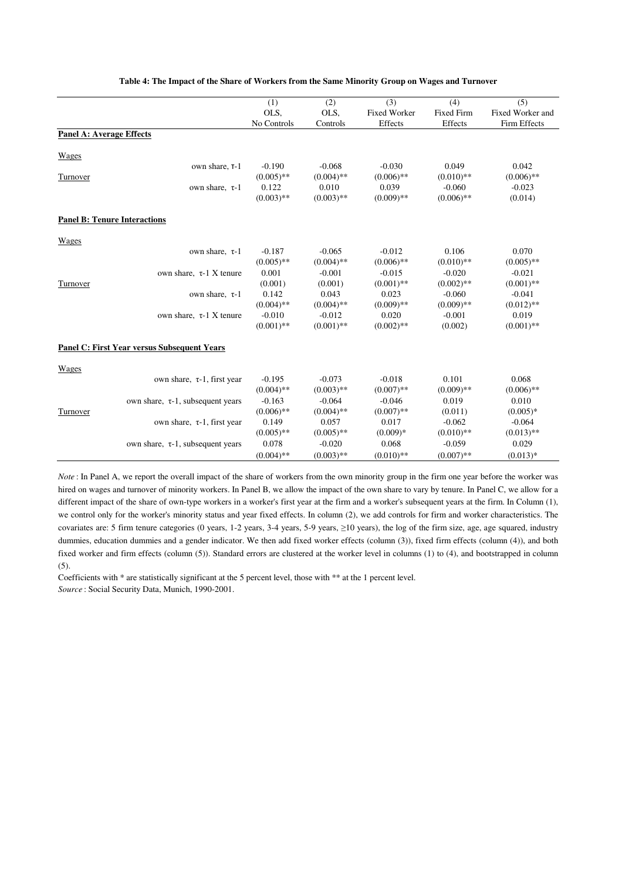**Table 4: The Impact of the Share of Workers from the Same Minority Group on Wages and Turnover**

| | (1) OLS, No Controls | (2) OLS, Controls | (3) Fixed Worker Effects | (4) Fixed Firm Effects | (5) Fixed Worker and Firm Effects |
|---|---|---|---|---|---|
| **Panel A: Average Effects** | | | | | |
| Wages | | | | | |
| own share, $\tau$-1 | -0.190 | -0.068 | -0.030 | 0.049 | 0.042 |
| | (0.005)** | (0.004)** | (0.006)** | (0.010)** | (0.006)** |
| Turnover | | | | | |
| own share, $\tau$-1 | 0.122 | 0.010 | 0.039 | -0.060 | -0.023 |
| | (0.003)** | (0.003)** | (0.009)** | (0.006)** | (0.014) |
| **Panel B: Tenure Interactions** | | | | | |
| Wages | | | | | |
| own share, $\tau$-1 | -0.187 | -0.065 | -0.012 | 0.106 | 0.070 |
| | (0.005)** | (0.004)** | (0.006)** | (0.010)** | (0.005)** |
| own share, $\tau$-1 X tenure | 0.001 | -0.001 | -0.015 | -0.020 | -0.021 |
| | (0.001) | (0.001) | (0.001)** | (0.002)** | (0.001)** |
| Turnover | | | | | |
| own share, $\tau$-1 | 0.142 | 0.043 | 0.023 | -0.060 | -0.041 |
| | (0.004)** | (0.004)** | (0.009)** | (0.009)** | (0.012)** |
| own share, $\tau$-1 X tenure | -0.010 | -0.012 | 0.020 | -0.001 | 0.019 |
| | (0.001)** | (0.001)** | (0.002)** | (0.002) | (0.001)** |
| **Panel C: First Year versus Subsequent Years** | | | | | |
| Wages | | | | | |
| own share, $\tau$-1, first year | -0.195 | -0.073 | -0.018 | 0.101 | 0.068 |
| | (0.004)** | (0.003)** | (0.007)** | (0.009)** | (0.006)** |
| own share, $\tau$-1, subsequent years | -0.163 | -0.064 | -0.046 | 0.019 | 0.010 |
| | (0.006)** | (0.004)** | (0.007)** | (0.011) | (0.005)* |
| Turnover | | | | | |
| own share, $\tau$-1, first year | 0.149 | 0.057 | 0.017 | -0.062 | -0.064 |
| | (0.005)** | (0.005)** | (0.009)* | (0.010)** | (0.013)** |
| own share, $\tau$-1, subsequent years | 0.078 | -0.020 | 0.068 | -0.059 | 0.029 |
| | (0.004)** | (0.003)** | (0.010)** | (0.007)** | (0.013)* |

*Note*: In Panel A, we report the overall impact of the share of workers from the own minority group in the firm one year before the worker was hired on wages and turnover of minority workers. In Panel B, we allow the impact of the own share to vary by tenure. In Panel C, we allow for a different impact of the share of own-type workers in a worker's first year at the firm and a worker's subsequent years at the firm. In Column (1), we control only for the worker's minority status and year fixed effects. In column (2), we add controls for firm and worker characteristics. The covariates are: 5 firm tenure categories (0 years, 1-2 years, 3-4 years, 5-9 years, ≥10 years), the log of the firm size, age, age squared, industry dummies, education dummies and a gender indicator. We then add fixed worker effects (column (3)), fixed firm effects (column (4)), and both fixed worker and firm effects (column (5)). Standard errors are clustered at the worker level in columns (1) to (4), and bootstrapped in column (5).

Coefficients with * are statistically significant at the 5 percent level, those with ** at the 1 percent level.

*Source*: Social Security Data, Munich, 1990-2001.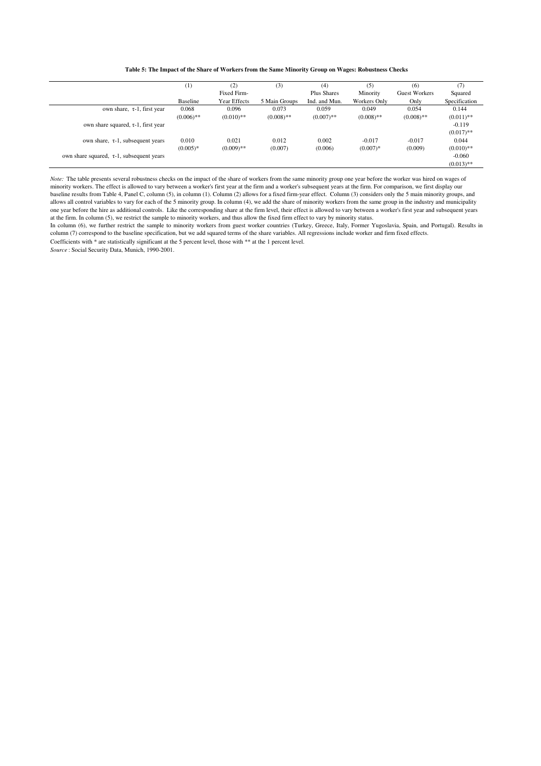**Table 5: The Impact of the Share of Workers from the Same Minority Group on Wages: Robustness Checks**

| | (1) Baseline | (2) Fixed Firm-Year Effects | (3) 5 Main Groups | (4) Plus Shares Ind. and Mun. | (5) Minority Workers Only | (6) Guest Workers Only | (7) Squared Specification |
|---|---|---|---|---|---|---|---|
| own share, $\tau$-1, first year | 0.068 | 0.096 | 0.073 | 0.059 | 0.049 | 0.054 | 0.144 |
| | (0.006)** | (0.010)** | (0.008)** | (0.007)** | (0.008)** | (0.008)** | (0.011)** |
| own share squared, $\tau$-1, first year | | | | | | | -0.119 |
| | | | | | | | (0.017)** |
| own share, $\tau$-1, subsequent years | 0.010 | 0.021 | 0.012 | 0.002 | -0.017 | -0.017 | 0.044 |
| | (0.005)* | (0.009)** | (0.007) | (0.006) | (0.007)* | (0.009) | (0.010)** |
| own share squared, $\tau$-1, subsequent years | | | | | | | -0.060 |
| | | | | | | | (0.013)** |

*Note:* The table presents several robustness checks on the impact of the share of workers from the same minority group one year before the worker was hired on wages of minority workers. The effect is allowed to vary between a worker's first year at the firm and a worker's subsequent years at the firm. For comparison, we first display our baseline results from Table 4, Panel C, column (5), in column (1). Column (2) allows for a fixed firm-year effect. Column (3) considers only the 5 main minority groups, and allows all control variables to vary for each of the 5 minority group. In column (4), we add the share of minority workers from the same group in the industry and municipality one year before the hire as additional controls. Like the corresponding share at the firm level, their effect is allowed to vary between a worker's first year and subsequent years at the firm. In column (5), we restrict the sample to minority workers, and thus allow the fixed firm effect to vary by minority status.

In column (6), we further restrict the sample to minority workers from guest worker countries (Turkey, Greece, Italy, Former Yugoslavia, Spain, and Portugal). Results in column (7) correspond to the baseline specification, but we add squared terms of the share variables. All regressions include worker and firm fixed effects.

Coefficients with * are statistically significant at the 5 percent level, those with ** at the 1 percent level.

*Source* : Social Security Data, Munich, 1990-2001.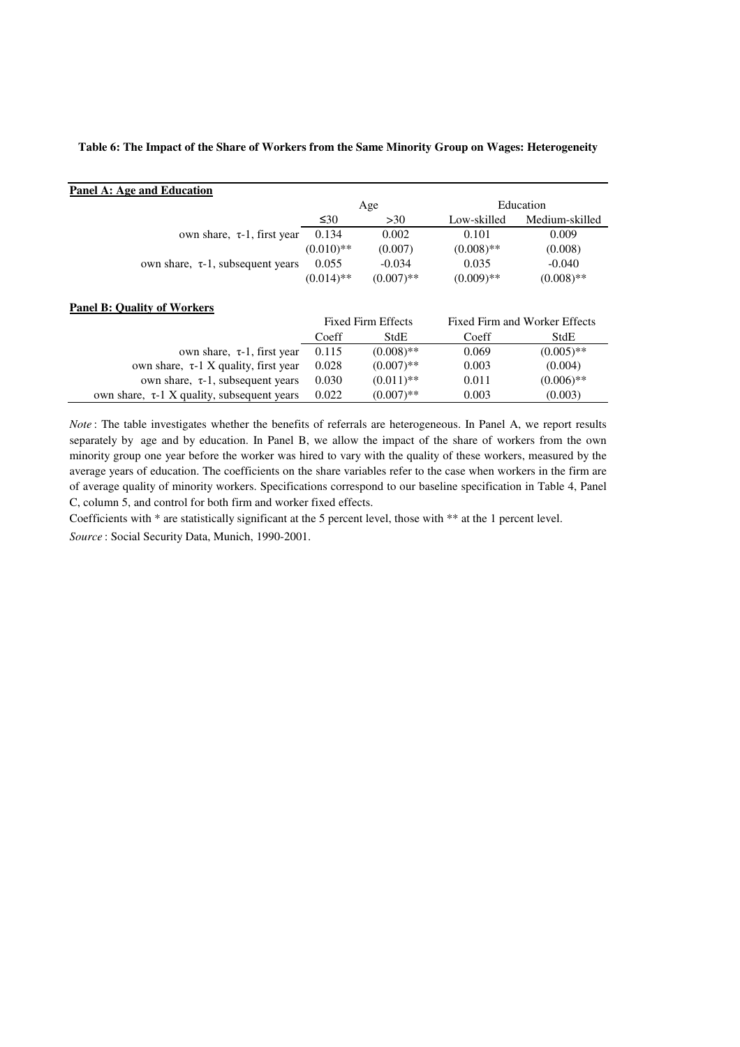**Table 6: The Impact of the Share of Workers from the Same Minority Group on Wages: Heterogeneity**

**Panel A: Age and Education**

| | Age | | Education | |
|---|---|---|---|---|
| | ≤30 | >30 | Low-skilled | Medium-skilled |
| own share, $\tau$-1, first year | 0.134 | 0.002 | 0.101 | 0.009 |
| | (0.010)** | (0.007) | (0.008)** | (0.008) |
| own share, $\tau$-1, subsequent years | 0.055 | -0.034 | 0.035 | -0.040 |
| | (0.014)** | (0.007)** | (0.009)** | (0.008)** |

**Panel B: Quality of Workers**

| | Fixed Firm Effects | | Fixed Firm and Worker Effects | |
|---|---|---|---|---|
| | Coeff | StdE | Coeff | StdE |
| own share, $\tau$-1, first year | 0.115 | (0.008)** | 0.069 | (0.005)** |
| own share, $\tau$-1 X quality, first year | 0.028 | (0.007)** | 0.003 | (0.004) |
| own share, $\tau$-1, subsequent years | 0.030 | (0.011)** | 0.011 | (0.006)** |
| own share, $\tau$-1 X quality, subsequent years | 0.022 | (0.007)** | 0.003 | (0.003) |

*Note*: The table investigates whether the benefits of referrals are heterogeneous. In Panel A, we report results separately by age and by education. In Panel B, we allow the impact of the share of workers from the own minority group one year before the worker was hired to vary with the quality of these workers, measured by the average years of education. The coefficients on the share variables refer to the case when workers in the firm are of average quality of minority workers. Specifications correspond to our baseline specification in Table 4, Panel C, column 5, and control for both firm and worker fixed effects.

Coefficients with * are statistically significant at the 5 percent level, those with ** at the 1 percent level.

*Source*: Social Security Data, Munich, 1990-2001.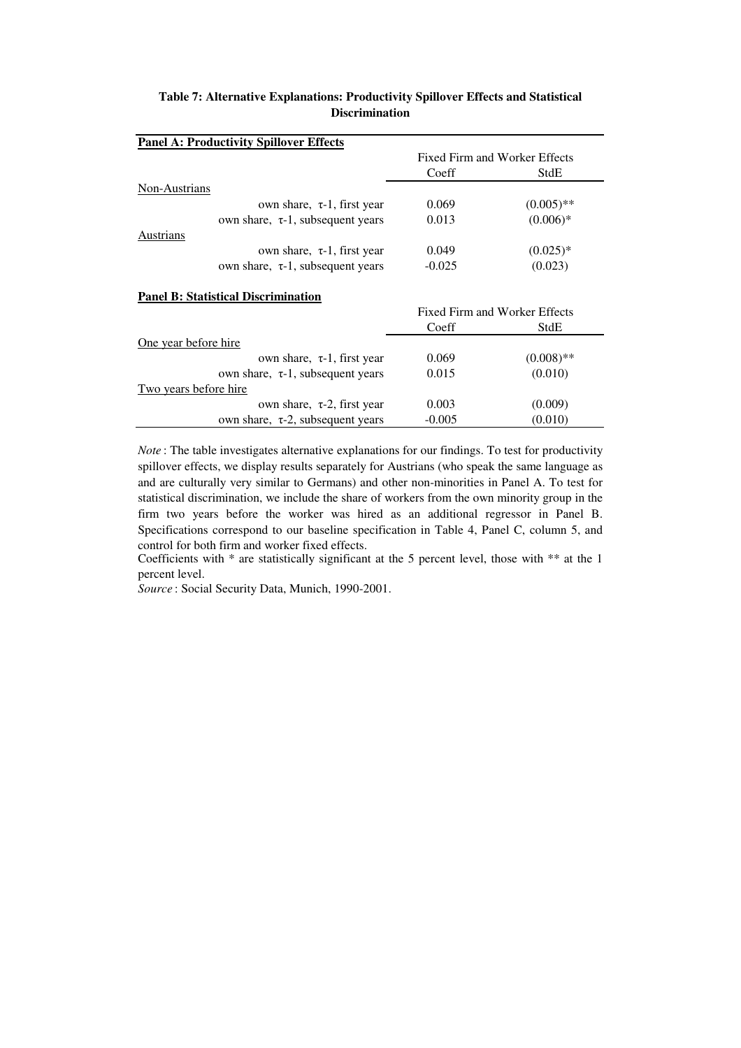**Table 7: Alternative Explanations: Productivity Spillover Effects and Statistical Discrimination**

| **Panel A: Productivity Spillover Effects** | Fixed Firm and Worker Effects | |
|---|---|---|
| | Coeff | StdE |
| Non-Austrians | | |
| own share, $\tau$-1, first year | 0.069 | (0.005)** |
| own share, $\tau$-1, subsequent years | 0.013 | (0.006)* |
| Austrians | | |
| own share, $\tau$-1, first year | 0.049 | (0.025)* |
| own share, $\tau$-1, subsequent years | -0.025 | (0.023) |

| **Panel B: Statistical Discrimination** | Fixed Firm and Worker Effects | |
|---|---|---|
| | Coeff | StdE |
| One year before hire | | |
| own share, $\tau$-1, first year | 0.069 | (0.008)** |
| own share, $\tau$-1, subsequent years | 0.015 | (0.010) |
| Two years before hire | | |
| own share, $\tau$-2, first year | 0.003 | (0.009) |
| own share, $\tau$-2, subsequent years | -0.005 | (0.010) |

*Note*: The table investigates alternative explanations for our findings. To test for productivity spillover effects, we display results separately for Austrians (who speak the same language as and are culturally very similar to Germans) and other non-minorities in Panel A. To test for statistical discrimination, we include the share of workers from the own minority group in the firm two years before the worker was hired as an additional regressor in Panel B. Specifications correspond to our baseline specification in Table 4, Panel C, column 5, and control for both firm and worker fixed effects.
Coefficients with * are statistically significant at the 5 percent level, those with ** at the 1 percent level.
*Source*: Social Security Data, Munich, 1990-2001.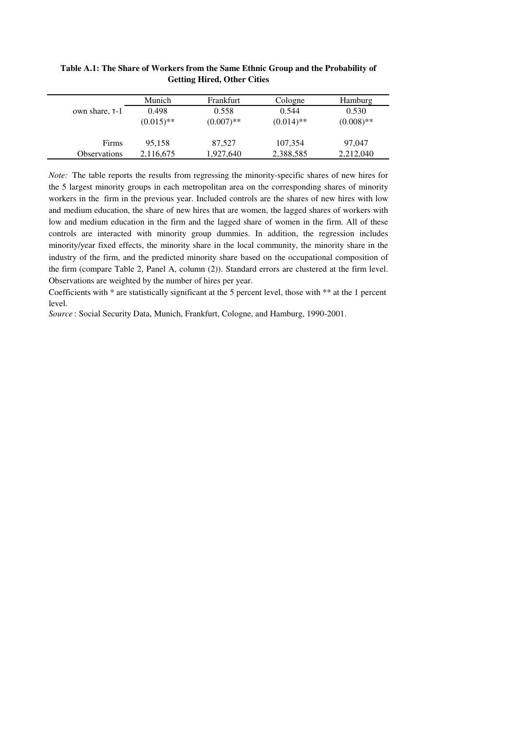**Table A.1: The Share of Workers from the Same Ethnic Group and the Probability of Getting Hired, Other Cities**

| | Munich | Frankfurt | Cologne | Hamburg |
|---|---|---|---|---|
| own share, $\tau$-1 | 0.498 | 0.558 | 0.544 | 0.530 |
| | (0.015)** | (0.007)** | (0.014)** | (0.008)** |
| Firms | 95,158 | 87,527 | 107,354 | 97,047 |
| Observations | 2,116,675 | 1,927,640 | 2,388,585 | 2,212,040 |

*Note:* The table reports the results from regressing the minority-specific shares of new hires for the 5 largest minority groups in each metropolitan area on the corresponding shares of minority workers in the firm in the previous year. Included controls are the shares of new hires with low and medium education, the share of new hires that are women, the lagged shares of workers with low and medium education in the firm and the lagged share of women in the firm. All of these controls are interacted with minority group dummies. In addition, the regression includes minority/year fixed effects, the minority share in the local community, the minority share in the industry of the firm, and the predicted minority share based on the occupational composition of the firm (compare Table 2, Panel A, column (2)). Standard errors are clustered at the firm level. Observations are weighted by the number of hires per year.

Coefficients with * are statistically significant at the 5 percent level, those with ** at the 1 percent level.

*Source* : Social Security Data, Munich, Frankfurt, Cologne, and Hamburg, 1990-2001.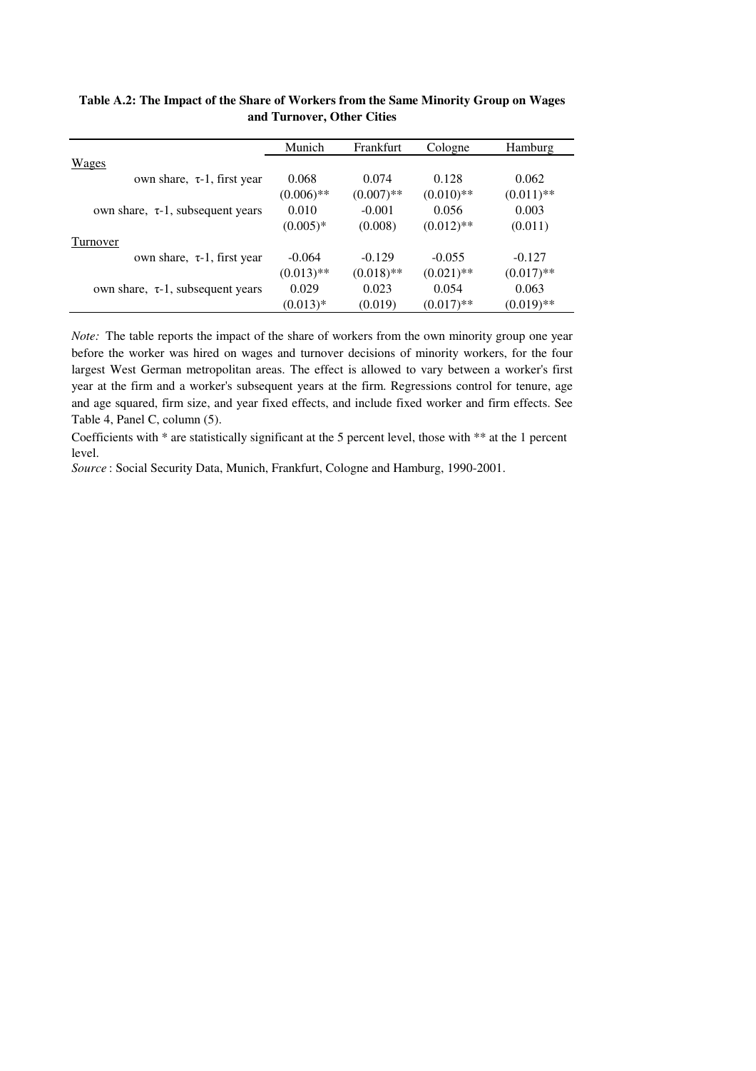**Table A.2: The Impact of the Share of Workers from the Same Minority Group on Wages and Turnover, Other Cities**

| | Munich | Frankfurt | Cologne | Hamburg |
|---|---|---|---|---|
| Wages | | | | |
| own share, τ-1, first year | 0.068 | 0.074 | 0.128 | 0.062 |
| | (0.006)** | (0.007)** | (0.010)** | (0.011)** |
| own share, τ-1, subsequent years | 0.010 | -0.001 | 0.056 | 0.003 |
| | (0.005)* | (0.008) | (0.012)** | (0.011) |
| Turnover | | | | |
| own share, τ-1, first year | -0.064 | -0.129 | -0.055 | -0.127 |
| | (0.013)** | (0.018)** | (0.021)** | (0.017)** |
| own share, τ-1, subsequent years | 0.029 | 0.023 | 0.054 | 0.063 |
| | (0.013)* | (0.019) | (0.017)** | (0.019)** |

*Note:* The table reports the impact of the share of workers from the own minority group one year before the worker was hired on wages and turnover decisions of minority workers, for the four largest West German metropolitan areas. The effect is allowed to vary between a worker's first year at the firm and a worker's subsequent years at the firm. Regressions control for tenure, age and age squared, firm size, and year fixed effects, and include fixed worker and firm effects. See Table 4, Panel C, column (5).

Coefficients with * are statistically significant at the 5 percent level, those with ** at the 1 percent level.

*Source* : Social Security Data, Munich, Frankfurt, Cologne and Hamburg, 1990-2001.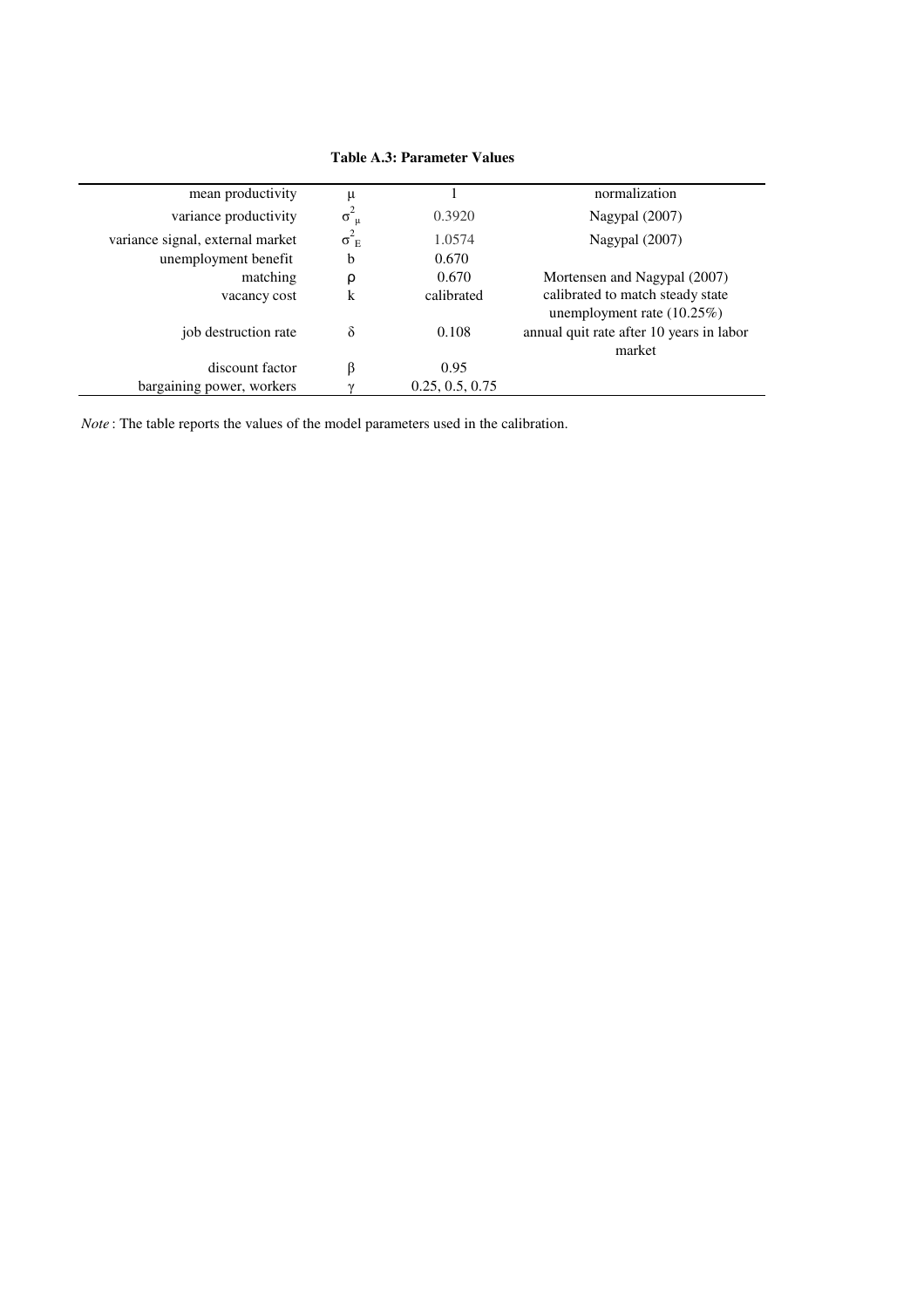**Table A.3: Parameter Values**

| | | | |
|---|---|---|---|
| mean productivity | $\mu$ | 1 | normalization |
| variance productivity | $\sigma^2_\mu$ | 0.3920 | Nagypal (2007) |
| variance signal, external market | $\sigma^2_E$ | 1.0574 | Nagypal (2007) |
| unemployment benefit | b | 0.670 | |
| matching | $\rho$ | 0.670 | Mortensen and Nagypal (2007) |
| vacancy cost | k | calibrated | calibrated to match steady state unemployment rate (10.25%) |
| job destruction rate | $\delta$ | 0.108 | annual quit rate after 10 years in labor market |
| discount factor | $\beta$ | 0.95 | |
| bargaining power, workers | $\gamma$ | 0.25, 0.5, 0.75 | |

*Note* : The table reports the values of the model parameters used in the calibration.